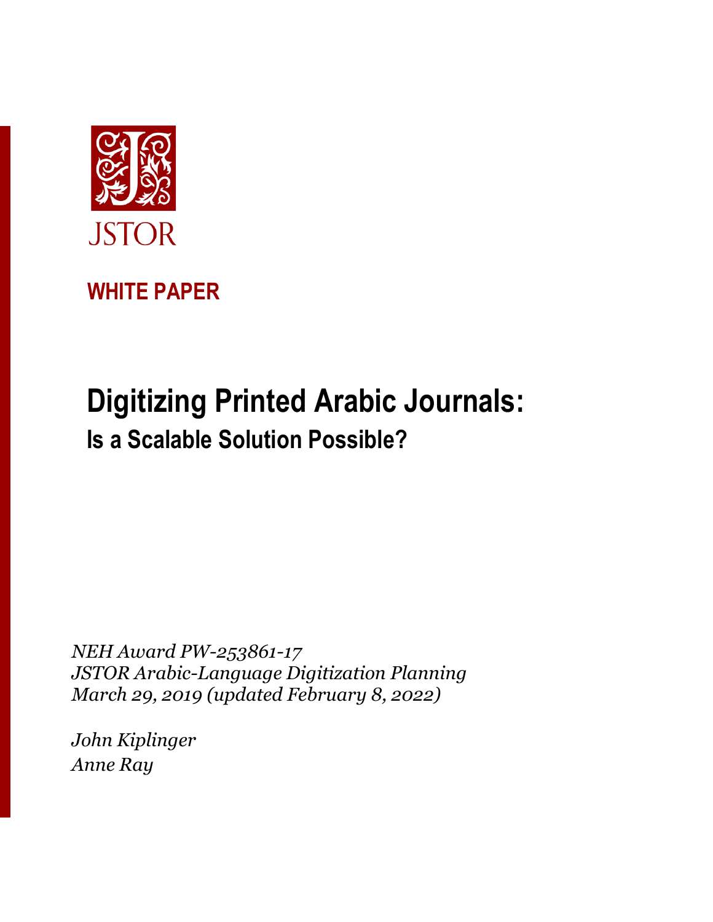JSTOR

**WHITE PAPER**

# Digitizing Printed Arabic Journals:

## Is a Scalable Solution Possible?

*NEH Award PW-253861-17*
*JSTOR Arabic-Language Digitization Planning*
*March 29, 2019 (updated February 8, 2022)*

*John Kiplinger*
*Anne Ray*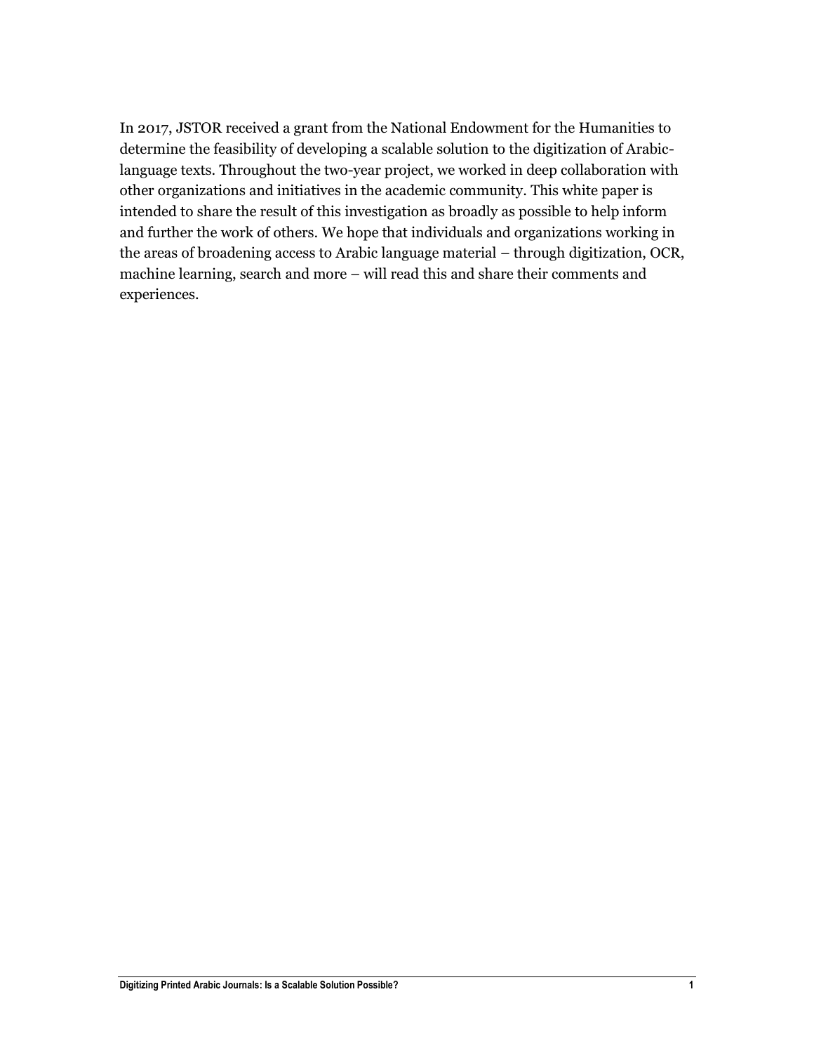In 2017, JSTOR received a grant from the National Endowment for the Humanities to determine the feasibility of developing a scalable solution to the digitization of Arabic-language texts. Throughout the two-year project, we worked in deep collaboration with other organizations and initiatives in the academic community. This white paper is intended to share the result of this investigation as broadly as possible to help inform and further the work of others. We hope that individuals and organizations working in the areas of broadening access to Arabic language material – through digitization, OCR, machine learning, search and more – will read this and share their comments and experiences.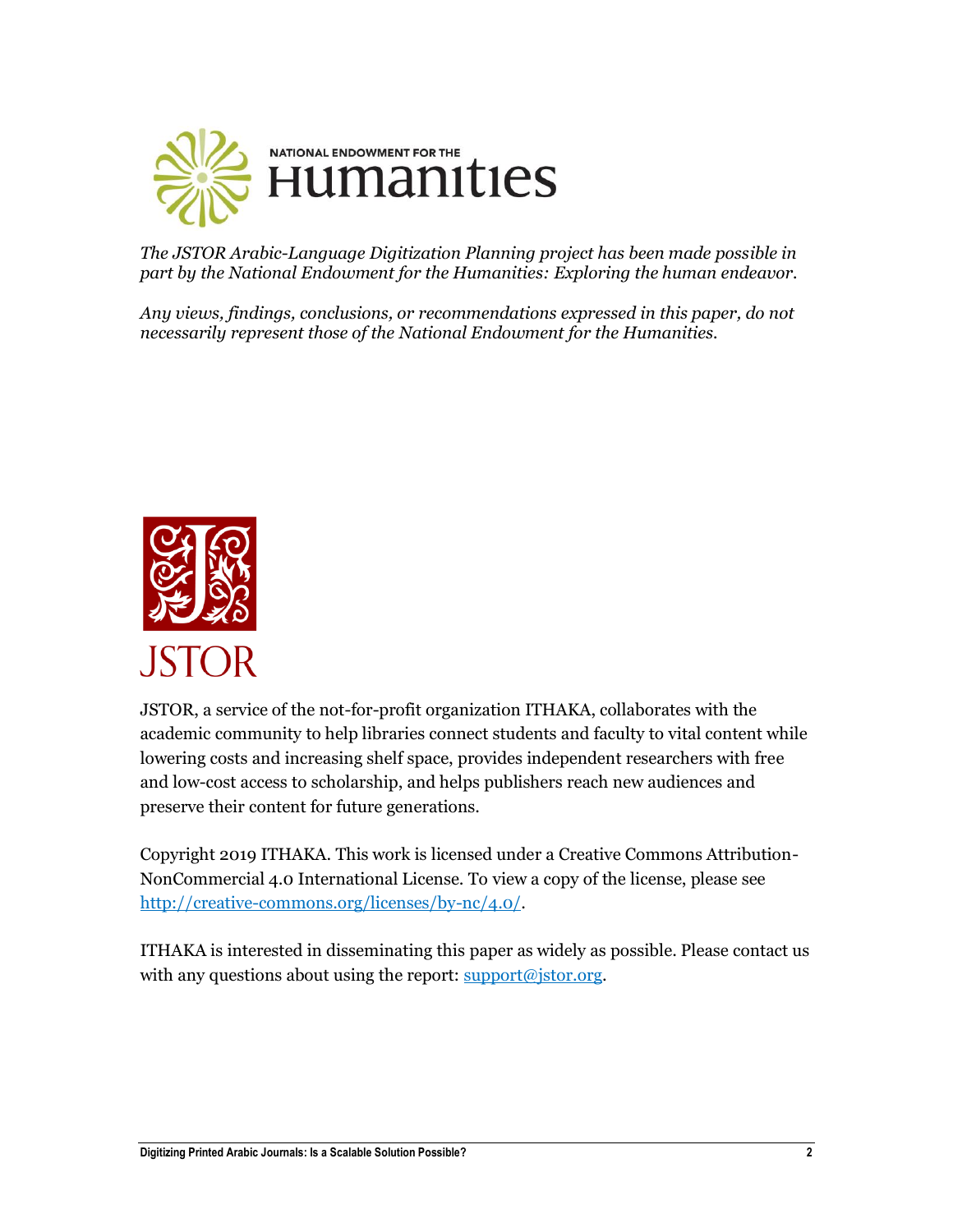*The JSTOR Arabic-Language Digitization Planning project has been made possible in part by the National Endowment for the Humanities: Exploring the human endeavor.*

*Any views, findings, conclusions, or recommendations expressed in this paper, do not necessarily represent those of the National Endowment for the Humanities.*

JSTOR, a service of the not-for-profit organization ITHAKA, collaborates with the academic community to help libraries connect students and faculty to vital content while lowering costs and increasing shelf space, provides independent researchers with free and low-cost access to scholarship, and helps publishers reach new audiences and preserve their content for future generations.

Copyright 2019 ITHAKA. This work is licensed under a Creative Commons Attribution-NonCommercial 4.0 International License. To view a copy of the license, please see http://creative-commons.org/licenses/by-nc/4.0/.

ITHAKA is interested in disseminating this paper as widely as possible. Please contact us with any questions about using the report: support@jstor.org.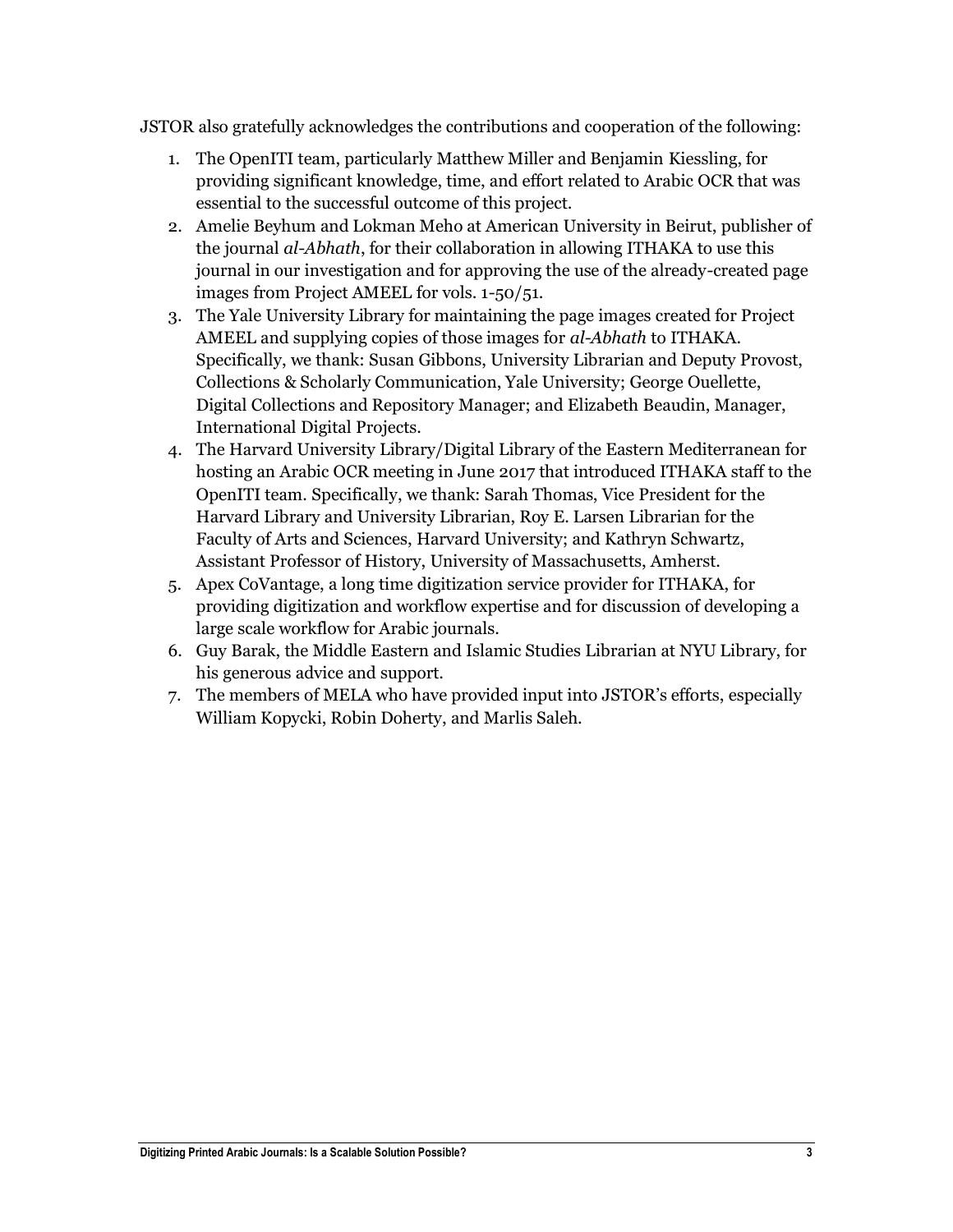JSTOR also gratefully acknowledges the contributions and cooperation of the following:

1. The OpenITI team, particularly Matthew Miller and Benjamin Kiessling, for providing significant knowledge, time, and effort related to Arabic OCR that was essential to the successful outcome of this project.
2. Amelie Beyhum and Lokman Meho at American University in Beirut, publisher of the journal *al-Abhath*, for their collaboration in allowing ITHAKA to use this journal in our investigation and for approving the use of the already-created page images from Project AMEEL for vols. 1-50/51.
3. The Yale University Library for maintaining the page images created for Project AMEEL and supplying copies of those images for *al-Abhath* to ITHAKA. Specifically, we thank: Susan Gibbons, University Librarian and Deputy Provost, Collections & Scholarly Communication, Yale University; George Ouellette, Digital Collections and Repository Manager; and Elizabeth Beaudin, Manager, International Digital Projects.
4. The Harvard University Library/Digital Library of the Eastern Mediterranean for hosting an Arabic OCR meeting in June 2017 that introduced ITHAKA staff to the OpenITI team. Specifically, we thank: Sarah Thomas, Vice President for the Harvard Library and University Librarian, Roy E. Larsen Librarian for the Faculty of Arts and Sciences, Harvard University; and Kathryn Schwartz, Assistant Professor of History, University of Massachusetts, Amherst.
5. Apex CoVantage, a long time digitization service provider for ITHAKA, for providing digitization and workflow expertise and for discussion of developing a large scale workflow for Arabic journals.
6. Guy Barak, the Middle Eastern and Islamic Studies Librarian at NYU Library, for his generous advice and support.
7. The members of MELA who have provided input into JSTOR's efforts, especially William Kopycki, Robin Doherty, and Marlis Saleh.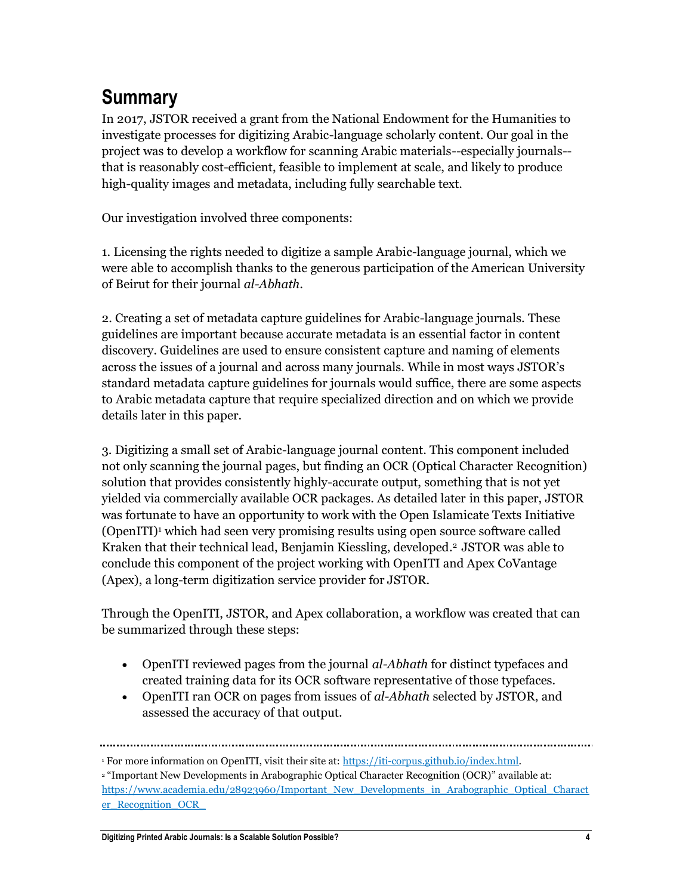# Summary

In 2017, JSTOR received a grant from the National Endowment for the Humanities to investigate processes for digitizing Arabic-language scholarly content. Our goal in the project was to develop a workflow for scanning Arabic materials--especially journals--that is reasonably cost-efficient, feasible to implement at scale, and likely to produce high-quality images and metadata, including fully searchable text.

Our investigation involved three components:

1. Licensing the rights needed to digitize a sample Arabic-language journal, which we were able to accomplish thanks to the generous participation of the American University of Beirut for their journal *al-Abhath*.

2. Creating a set of metadata capture guidelines for Arabic-language journals. These guidelines are important because accurate metadata is an essential factor in content discovery. Guidelines are used to ensure consistent capture and naming of elements across the issues of a journal and across many journals. While in most ways JSTOR's standard metadata capture guidelines for journals would suffice, there are some aspects to Arabic metadata capture that require specialized direction and on which we provide details later in this paper.

3. Digitizing a small set of Arabic-language journal content. This component included not only scanning the journal pages, but finding an OCR (Optical Character Recognition) solution that provides consistently highly-accurate output, something that is not yet yielded via commercially available OCR packages. As detailed later in this paper, JSTOR was fortunate to have an opportunity to work with the Open Islamicate Texts Initiative (OpenITI)[1] which had seen very promising results using open source software called Kraken that their technical lead, Benjamin Kiessling, developed.[2] JSTOR was able to conclude this component of the project working with OpenITI and Apex CoVantage (Apex), a long-term digitization service provider for JSTOR.

Through the OpenITI, JSTOR, and Apex collaboration, a workflow was created that can be summarized through these steps:

- OpenITI reviewed pages from the journal *al-Abhath* for distinct typefaces and created training data for its OCR software representative of those typefaces.
- OpenITI ran OCR on pages from issues of *al-Abhath* selected by JSTOR, and assessed the accuracy of that output.

---

[1] For more information on OpenITI, visit their site at: https://iti-corpus.github.io/index.html.

[2] "Important New Developments in Arabographic Optical Character Recognition (OCR)" available at: https://www.academia.edu/28923960/Important_New_Developments_in_Arabographic_Optical_Character_Recognition_OCR_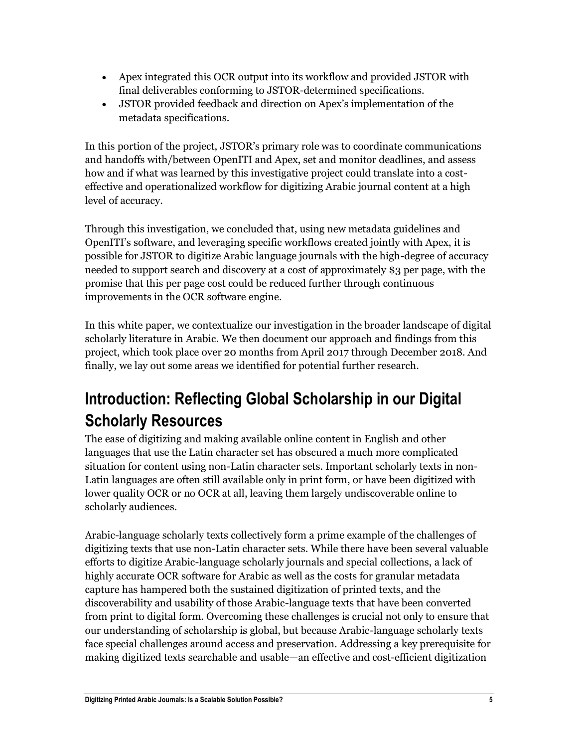- Apex integrated this OCR output into its workflow and provided JSTOR with final deliverables conforming to JSTOR-determined specifications.
- JSTOR provided feedback and direction on Apex's implementation of the metadata specifications.

In this portion of the project, JSTOR's primary role was to coordinate communications and handoffs with/between OpenITI and Apex, set and monitor deadlines, and assess how and if what was learned by this investigative project could translate into a cost-effective and operationalized workflow for digitizing Arabic journal content at a high level of accuracy.

Through this investigation, we concluded that, using new metadata guidelines and OpenITI's software, and leveraging specific workflows created jointly with Apex, it is possible for JSTOR to digitize Arabic language journals with the high-degree of accuracy needed to support search and discovery at a cost of approximately $3 per page, with the promise that this per page cost could be reduced further through continuous improvements in the OCR software engine.

In this white paper, we contextualize our investigation in the broader landscape of digital scholarly literature in Arabic. We then document our approach and findings from this project, which took place over 20 months from April 2017 through December 2018. And finally, we lay out some areas we identified for potential further research.

## Introduction: Reflecting Global Scholarship in our Digital Scholarly Resources

The ease of digitizing and making available online content in English and other languages that use the Latin character set has obscured a much more complicated situation for content using non-Latin character sets. Important scholarly texts in non-Latin languages are often still available only in print form, or have been digitized with lower quality OCR or no OCR at all, leaving them largely undiscoverable online to scholarly audiences.

Arabic-language scholarly texts collectively form a prime example of the challenges of digitizing texts that use non-Latin character sets. While there have been several valuable efforts to digitize Arabic-language scholarly journals and special collections, a lack of highly accurate OCR software for Arabic as well as the costs for granular metadata capture has hampered both the sustained digitization of printed texts, and the discoverability and usability of those Arabic-language texts that have been converted from print to digital form. Overcoming these challenges is crucial not only to ensure that our understanding of scholarship is global, but because Arabic-language scholarly texts face special challenges around access and preservation. Addressing a key prerequisite for making digitized texts searchable and usable—an effective and cost-efficient digitization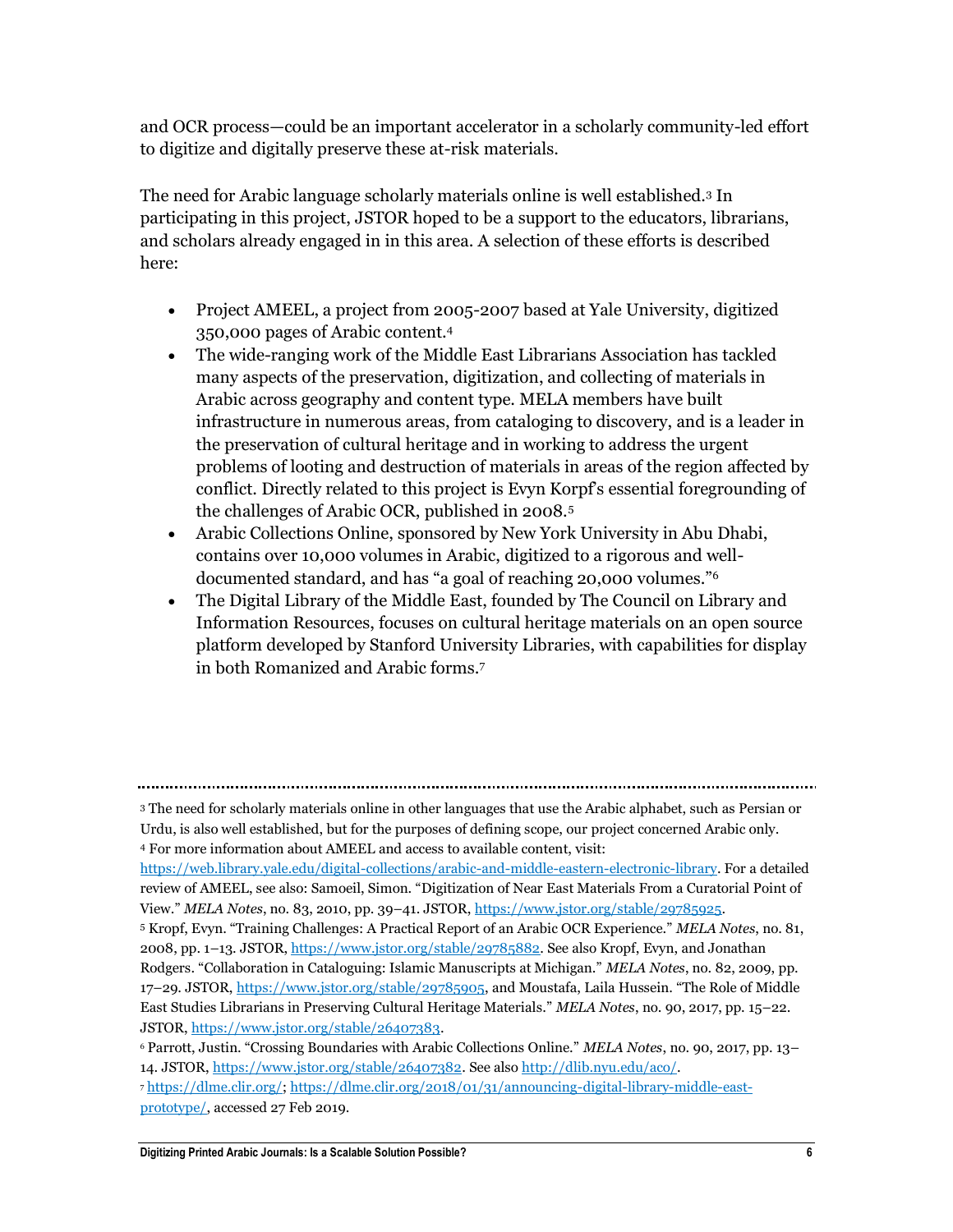and OCR process—could be an important accelerator in a scholarly community-led effort to digitize and digitally preserve these at-risk materials.

The need for Arabic language scholarly materials online is well established.[3] In participating in this project, JSTOR hoped to be a support to the educators, librarians, and scholars already engaged in in this area. A selection of these efforts is described here:

- Project AMEEL, a project from 2005-2007 based at Yale University, digitized 350,000 pages of Arabic content.[4]
- The wide-ranging work of the Middle East Librarians Association has tackled many aspects of the preservation, digitization, and collecting of materials in Arabic across geography and content type. MELA members have built infrastructure in numerous areas, from cataloging to discovery, and is a leader in the preservation of cultural heritage and in working to address the urgent problems of looting and destruction of materials in areas of the region affected by conflict. Directly related to this project is Evyn Korpf's essential foregrounding of the challenges of Arabic OCR, published in 2008.[5]
- Arabic Collections Online, sponsored by New York University in Abu Dhabi, contains over 10,000 volumes in Arabic, digitized to a rigorous and well-documented standard, and has "a goal of reaching 20,000 volumes."[6]
- The Digital Library of the Middle East, founded by The Council on Library and Information Resources, focuses on cultural heritage materials on an open source platform developed by Stanford University Libraries, with capabilities for display in both Romanized and Arabic forms.[7]

---

[3] The need for scholarly materials online in other languages that use the Arabic alphabet, such as Persian or Urdu, is also well established, but for the purposes of defining scope, our project concerned Arabic only.

[4] For more information about AMEEL and access to available content, visit: https://web.library.yale.edu/digital-collections/arabic-and-middle-eastern-electronic-library. For a detailed review of AMEEL, see also: Samoeil, Simon. "Digitization of Near East Materials From a Curatorial Point of View." *MELA Notes*, no. 83, 2010, pp. 39–41. JSTOR, https://www.jstor.org/stable/29785925.

[5] Kropf, Evyn. "Training Challenges: A Practical Report of an Arabic OCR Experience." *MELA Notes*, no. 81, 2008, pp. 1–13. JSTOR, https://www.jstor.org/stable/29785882. See also Kropf, Evyn, and Jonathan Rodgers. "Collaboration in Cataloguing: Islamic Manuscripts at Michigan." *MELA Notes*, no. 82, 2009, pp. 17–29. JSTOR, https://www.jstor.org/stable/29785905, and Moustafa, Laila Hussein. "The Role of Middle East Studies Librarians in Preserving Cultural Heritage Materials." *MELA Notes*, no. 90, 2017, pp. 15–22. JSTOR, https://www.jstor.org/stable/26407383.

[6] Parrott, Justin. "Crossing Boundaries with Arabic Collections Online." *MELA Notes*, no. 90, 2017, pp. 13–14. JSTOR, https://www.jstor.org/stable/26407382. See also http://dlib.nyu.edu/aco/.

[7] https://dlme.clir.org/; https://dlme.clir.org/2018/01/31/announcing-digital-library-middle-east-prototype/, accessed 27 Feb 2019.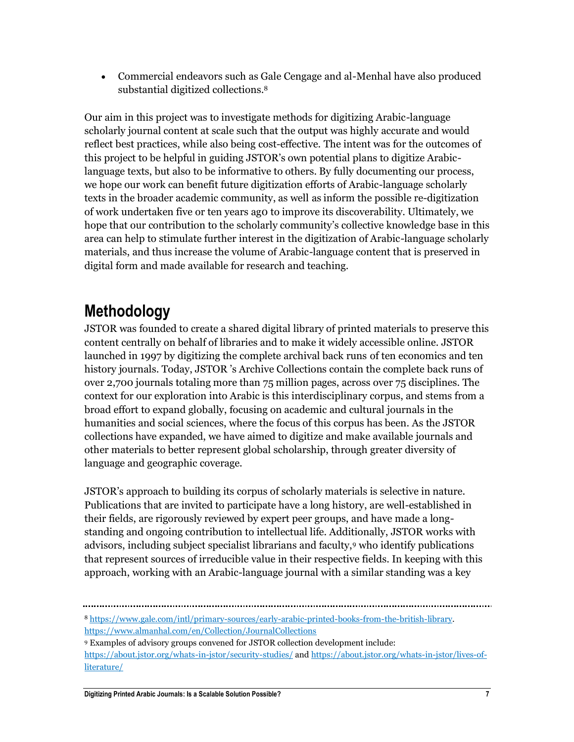- Commercial endeavors such as Gale Cengage and al-Menhal have also produced substantial digitized collections.[8]

Our aim in this project was to investigate methods for digitizing Arabic-language scholarly journal content at scale such that the output was highly accurate and would reflect best practices, while also being cost-effective. The intent was for the outcomes of this project to be helpful in guiding JSTOR's own potential plans to digitize Arabic-language texts, but also to be informative to others. By fully documenting our process, we hope our work can benefit future digitization efforts of Arabic-language scholarly texts in the broader academic community, as well as inform the possible re-digitization of work undertaken five or ten years ago to improve its discoverability. Ultimately, we hope that our contribution to the scholarly community's collective knowledge base in this area can help to stimulate further interest in the digitization of Arabic-language scholarly materials, and thus increase the volume of Arabic-language content that is preserved in digital form and made available for research and teaching.

## Methodology

JSTOR was founded to create a shared digital library of printed materials to preserve this content centrally on behalf of libraries and to make it widely accessible online. JSTOR launched in 1997 by digitizing the complete archival back runs of ten economics and ten history journals. Today, JSTOR 's Archive Collections contain the complete back runs of over 2,700 journals totaling more than 75 million pages, across over 75 disciplines. The context for our exploration into Arabic is this interdisciplinary corpus, and stems from a broad effort to expand globally, focusing on academic and cultural journals in the humanities and social sciences, where the focus of this corpus has been. As the JSTOR collections have expanded, we have aimed to digitize and make available journals and other materials to better represent global scholarship, through greater diversity of language and geographic coverage.

JSTOR's approach to building its corpus of scholarly materials is selective in nature. Publications that are invited to participate have a long history, are well-established in their fields, are rigorously reviewed by expert peer groups, and have made a long-standing and ongoing contribution to intellectual life. Additionally, JSTOR works with advisors, including subject specialist librarians and faculty,[9] who identify publications that represent sources of irreducible value in their respective fields. In keeping with this approach, working with an Arabic-language journal with a similar standing was a key

---

[8] https://www.gale.com/intl/primary-sources/early-arabic-printed-books-from-the-british-library. https://www.almanhal.com/en/Collection/JournalCollections

[9] Examples of advisory groups convened for JSTOR collection development include: https://about.jstor.org/whats-in-jstor/security-studies/ and https://about.jstor.org/whats-in-jstor/lives-of-literature/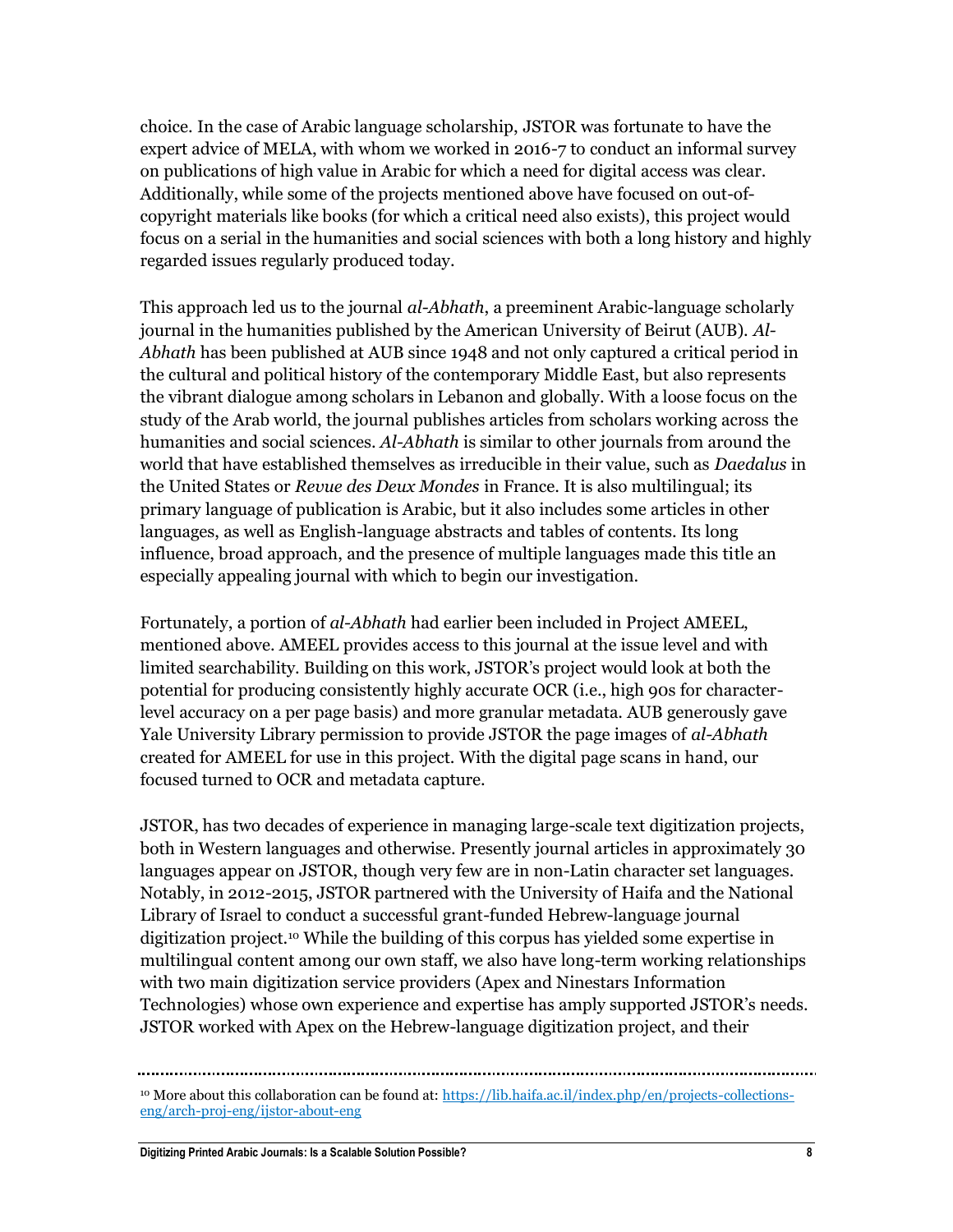choice. In the case of Arabic language scholarship, JSTOR was fortunate to have the expert advice of MELA, with whom we worked in 2016-7 to conduct an informal survey on publications of high value in Arabic for which a need for digital access was clear. Additionally, while some of the projects mentioned above have focused on out-of-copyright materials like books (for which a critical need also exists), this project would focus on a serial in the humanities and social sciences with both a long history and highly regarded issues regularly produced today.

This approach led us to the journal *al-Abhath*, a preeminent Arabic-language scholarly journal in the humanities published by the American University of Beirut (AUB). *Al-Abhath* has been published at AUB since 1948 and not only captured a critical period in the cultural and political history of the contemporary Middle East, but also represents the vibrant dialogue among scholars in Lebanon and globally. With a loose focus on the study of the Arab world, the journal publishes articles from scholars working across the humanities and social sciences. *Al-Abhath* is similar to other journals from around the world that have established themselves as irreducible in their value, such as *Daedalus* in the United States or *Revue des Deux Mondes* in France. It is also multilingual; its primary language of publication is Arabic, but it also includes some articles in other languages, as well as English-language abstracts and tables of contents. Its long influence, broad approach, and the presence of multiple languages made this title an especially appealing journal with which to begin our investigation.

Fortunately, a portion of *al-Abhath* had earlier been included in Project AMEEL, mentioned above. AMEEL provides access to this journal at the issue level and with limited searchability. Building on this work, JSTOR's project would look at both the potential for producing consistently highly accurate OCR (i.e., high 90s for character-level accuracy on a per page basis) and more granular metadata. AUB generously gave Yale University Library permission to provide JSTOR the page images of *al-Abhath* created for AMEEL for use in this project. With the digital page scans in hand, our focused turned to OCR and metadata capture.

JSTOR, has two decades of experience in managing large-scale text digitization projects, both in Western languages and otherwise. Presently journal articles in approximately 30 languages appear on JSTOR, though very few are in non-Latin character set languages. Notably, in 2012-2015, JSTOR partnered with the University of Haifa and the National Library of Israel to conduct a successful grant-funded Hebrew-language journal digitization project.[10] While the building of this corpus has yielded some expertise in multilingual content among our own staff, we also have long-term working relationships with two main digitization service providers (Apex and Ninestars Information Technologies) whose own experience and expertise has amply supported JSTOR's needs. JSTOR worked with Apex on the Hebrew-language digitization project, and their

[10] More about this collaboration can be found at: https://lib.haifa.ac.il/index.php/en/projects-collections-eng/arch-proj-eng/ijstor-about-eng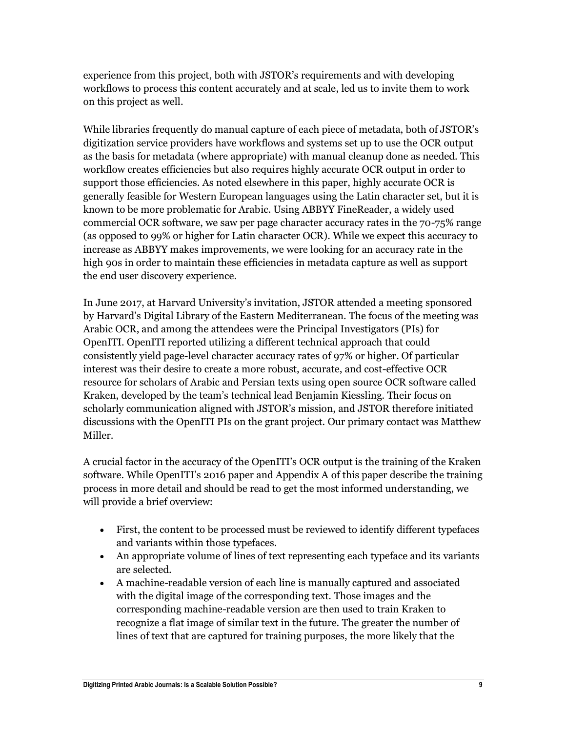experience from this project, both with JSTOR's requirements and with developing workflows to process this content accurately and at scale, led us to invite them to work on this project as well.

While libraries frequently do manual capture of each piece of metadata, both of JSTOR's digitization service providers have workflows and systems set up to use the OCR output as the basis for metadata (where appropriate) with manual cleanup done as needed. This workflow creates efficiencies but also requires highly accurate OCR output in order to support those efficiencies. As noted elsewhere in this paper, highly accurate OCR is generally feasible for Western European languages using the Latin character set, but it is known to be more problematic for Arabic. Using ABBYY FineReader, a widely used commercial OCR software, we saw per page character accuracy rates in the 70-75% range (as opposed to 99% or higher for Latin character OCR). While we expect this accuracy to increase as ABBYY makes improvements, we were looking for an accuracy rate in the high 90s in order to maintain these efficiencies in metadata capture as well as support the end user discovery experience.

In June 2017, at Harvard University's invitation, JSTOR attended a meeting sponsored by Harvard's Digital Library of the Eastern Mediterranean. The focus of the meeting was Arabic OCR, and among the attendees were the Principal Investigators (PIs) for OpenITI. OpenITI reported utilizing a different technical approach that could consistently yield page-level character accuracy rates of 97% or higher. Of particular interest was their desire to create a more robust, accurate, and cost-effective OCR resource for scholars of Arabic and Persian texts using open source OCR software called Kraken, developed by the team's technical lead Benjamin Kiessling. Their focus on scholarly communication aligned with JSTOR's mission, and JSTOR therefore initiated discussions with the OpenITI PIs on the grant project. Our primary contact was Matthew Miller.

A crucial factor in the accuracy of the OpenITI's OCR output is the training of the Kraken software. While OpenITI's 2016 paper and Appendix A of this paper describe the training process in more detail and should be read to get the most informed understanding, we will provide a brief overview:

- First, the content to be processed must be reviewed to identify different typefaces and variants within those typefaces.
- An appropriate volume of lines of text representing each typeface and its variants are selected.
- A machine-readable version of each line is manually captured and associated with the digital image of the corresponding text. Those images and the corresponding machine-readable version are then used to train Kraken to recognize a flat image of similar text in the future. The greater the number of lines of text that are captured for training purposes, the more likely that the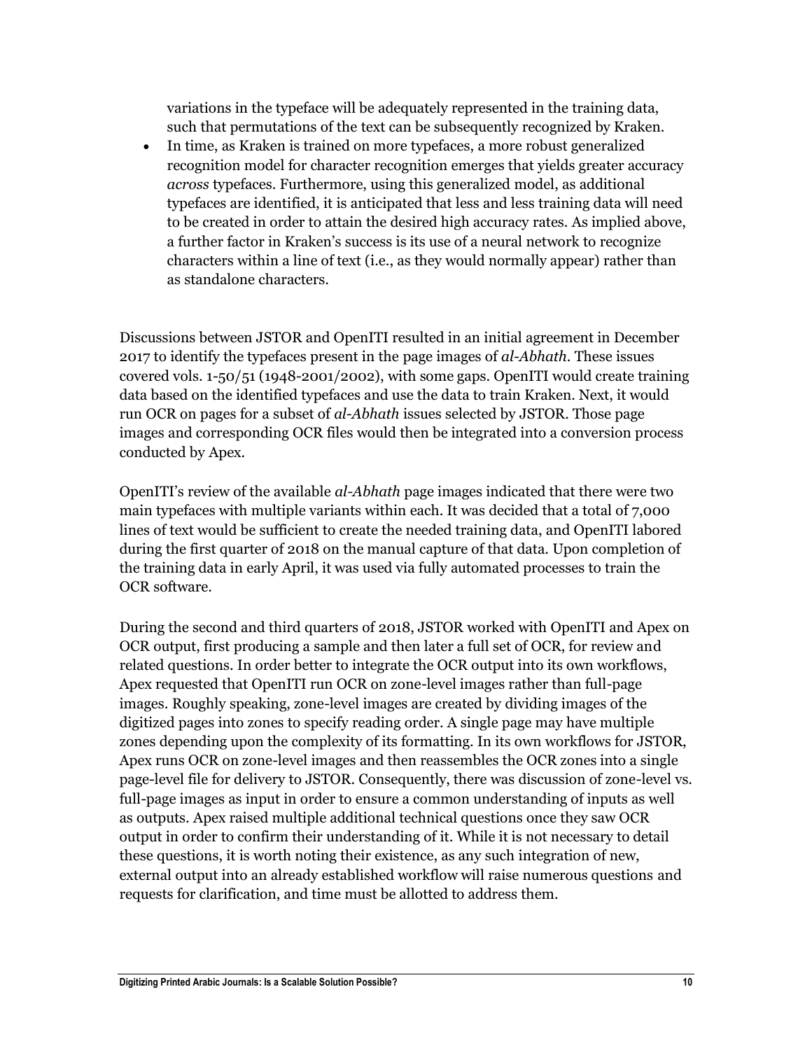variations in the typeface will be adequately represented in the training data, such that permutations of the text can be subsequently recognized by Kraken.

- In time, as Kraken is trained on more typefaces, a more robust generalized recognition model for character recognition emerges that yields greater accuracy *across* typefaces. Furthermore, using this generalized model, as additional typefaces are identified, it is anticipated that less and less training data will need to be created in order to attain the desired high accuracy rates. As implied above, a further factor in Kraken's success is its use of a neural network to recognize characters within a line of text (i.e., as they would normally appear) rather than as standalone characters.

Discussions between JSTOR and OpenITI resulted in an initial agreement in December 2017 to identify the typefaces present in the page images of *al-Abhath*. These issues covered vols. 1-50/51 (1948-2001/2002), with some gaps. OpenITI would create training data based on the identified typefaces and use the data to train Kraken. Next, it would run OCR on pages for a subset of *al-Abhath* issues selected by JSTOR. Those page images and corresponding OCR files would then be integrated into a conversion process conducted by Apex.

OpenITI's review of the available *al-Abhath* page images indicated that there were two main typefaces with multiple variants within each. It was decided that a total of 7,000 lines of text would be sufficient to create the needed training data, and OpenITI labored during the first quarter of 2018 on the manual capture of that data. Upon completion of the training data in early April, it was used via fully automated processes to train the OCR software.

During the second and third quarters of 2018, JSTOR worked with OpenITI and Apex on OCR output, first producing a sample and then later a full set of OCR, for review and related questions. In order better to integrate the OCR output into its own workflows, Apex requested that OpenITI run OCR on zone-level images rather than full-page images. Roughly speaking, zone-level images are created by dividing images of the digitized pages into zones to specify reading order. A single page may have multiple zones depending upon the complexity of its formatting. In its own workflows for JSTOR, Apex runs OCR on zone-level images and then reassembles the OCR zones into a single page-level file for delivery to JSTOR. Consequently, there was discussion of zone-level vs. full-page images as input in order to ensure a common understanding of inputs as well as outputs. Apex raised multiple additional technical questions once they saw OCR output in order to confirm their understanding of it. While it is not necessary to detail these questions, it is worth noting their existence, as any such integration of new, external output into an already established workflow will raise numerous questions and requests for clarification, and time must be allotted to address them.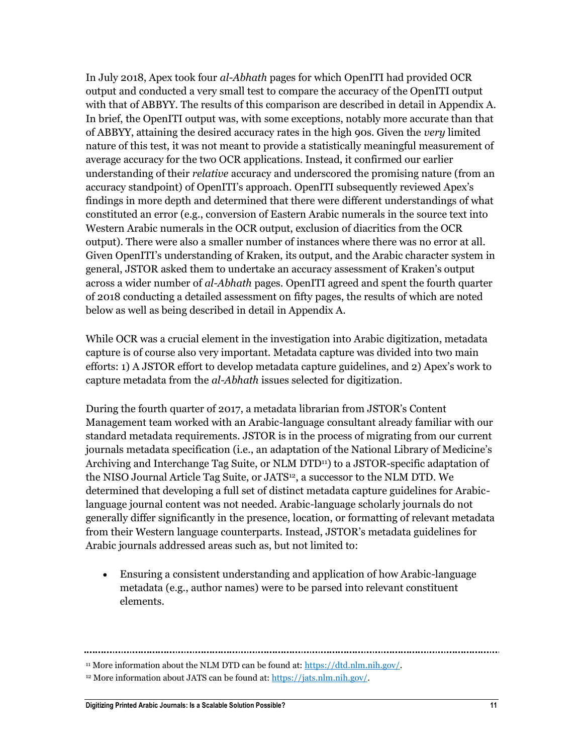In July 2018, Apex took four *al-Abhath* pages for which OpenITI had provided OCR output and conducted a very small test to compare the accuracy of the OpenITI output with that of ABBYY. The results of this comparison are described in detail in Appendix A. In brief, the OpenITI output was, with some exceptions, notably more accurate than that of ABBYY, attaining the desired accuracy rates in the high 90s. Given the *very* limited nature of this test, it was not meant to provide a statistically meaningful measurement of average accuracy for the two OCR applications. Instead, it confirmed our earlier understanding of their *relative* accuracy and underscored the promising nature (from an accuracy standpoint) of OpenITI's approach. OpenITI subsequently reviewed Apex's findings in more depth and determined that there were different understandings of what constituted an error (e.g., conversion of Eastern Arabic numerals in the source text into Western Arabic numerals in the OCR output, exclusion of diacritics from the OCR output). There were also a smaller number of instances where there was no error at all. Given OpenITI's understanding of Kraken, its output, and the Arabic character system in general, JSTOR asked them to undertake an accuracy assessment of Kraken's output across a wider number of *al-Abhath* pages. OpenITI agreed and spent the fourth quarter of 2018 conducting a detailed assessment on fifty pages, the results of which are noted below as well as being described in detail in Appendix A.

While OCR was a crucial element in the investigation into Arabic digitization, metadata capture is of course also very important. Metadata capture was divided into two main efforts: 1) A JSTOR effort to develop metadata capture guidelines, and 2) Apex's work to capture metadata from the *al-Abhath* issues selected for digitization.

During the fourth quarter of 2017, a metadata librarian from JSTOR's Content Management team worked with an Arabic-language consultant already familiar with our standard metadata requirements. JSTOR is in the process of migrating from our current journals metadata specification (i.e., an adaptation of the National Library of Medicine's Archiving and Interchange Tag Suite, or NLM DTD[11]) to a JSTOR-specific adaptation of the NISO Journal Article Tag Suite, or JATS[12], a successor to the NLM DTD. We determined that developing a full set of distinct metadata capture guidelines for Arabic-language journal content was not needed. Arabic-language scholarly journals do not generally differ significantly in the presence, location, or formatting of relevant metadata from their Western language counterparts. Instead, JSTOR's metadata guidelines for Arabic journals addressed areas such as, but not limited to:

- Ensuring a consistent understanding and application of how Arabic-language metadata (e.g., author names) were to be parsed into relevant constituent elements.

---

[11] More information about the NLM DTD can be found at: https://dtd.nlm.nih.gov/.

[12] More information about JATS can be found at: https://jats.nlm.nih.gov/.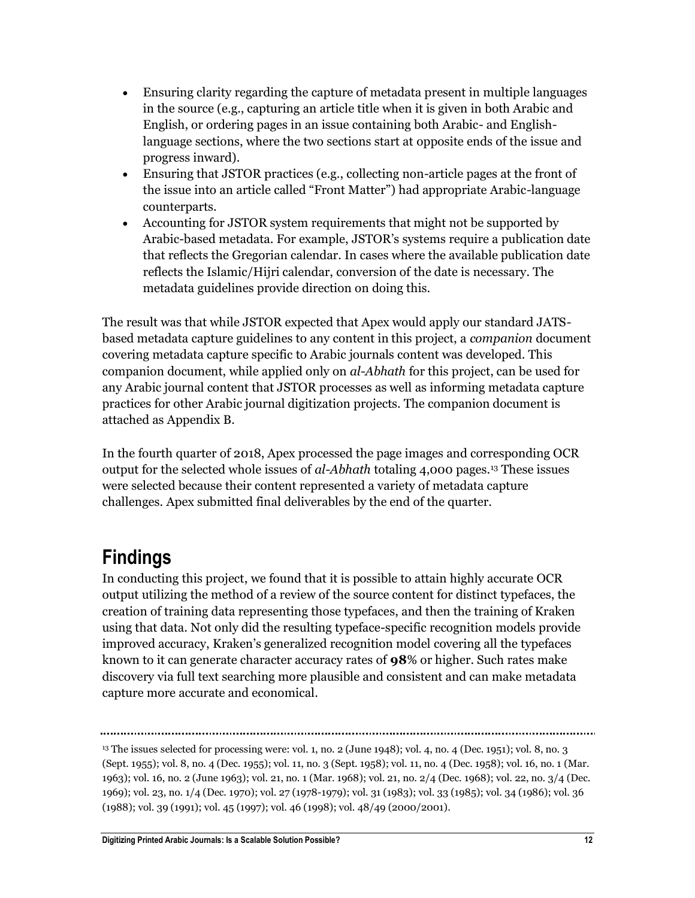- Ensuring clarity regarding the capture of metadata present in multiple languages in the source (e.g., capturing an article title when it is given in both Arabic and English, or ordering pages in an issue containing both Arabic- and English-language sections, where the two sections start at opposite ends of the issue and progress inward).
- Ensuring that JSTOR practices (e.g., collecting non-article pages at the front of the issue into an article called "Front Matter") had appropriate Arabic-language counterparts.
- Accounting for JSTOR system requirements that might not be supported by Arabic-based metadata. For example, JSTOR's systems require a publication date that reflects the Gregorian calendar. In cases where the available publication date reflects the Islamic/Hijri calendar, conversion of the date is necessary. The metadata guidelines provide direction on doing this.

The result was that while JSTOR expected that Apex would apply our standard JATS-based metadata capture guidelines to any content in this project, a *companion* document covering metadata capture specific to Arabic journals content was developed. This companion document, while applied only on *al-Abhath* for this project, can be used for any Arabic journal content that JSTOR processes as well as informing metadata capture practices for other Arabic journal digitization projects. The companion document is attached as Appendix B.

In the fourth quarter of 2018, Apex processed the page images and corresponding OCR output for the selected whole issues of *al-Abhath* totaling 4,000 pages.[13] These issues were selected because their content represented a variety of metadata capture challenges. Apex submitted final deliverables by the end of the quarter.

## Findings

In conducting this project, we found that it is possible to attain highly accurate OCR output utilizing the method of a review of the source content for distinct typefaces, the creation of training data representing those typefaces, and then the training of Kraken using that data. Not only did the resulting typeface-specific recognition models provide improved accuracy, Kraken's generalized recognition model covering all the typefaces known to it can generate character accuracy rates of **98**% or higher. Such rates make discovery via full text searching more plausible and consistent and can make metadata capture more accurate and economical.

---

[13] The issues selected for processing were: vol. 1, no. 2 (June 1948); vol. 4, no. 4 (Dec. 1951); vol. 8, no. 3 (Sept. 1955); vol. 8, no. 4 (Dec. 1955); vol. 11, no. 3 (Sept. 1958); vol. 11, no. 4 (Dec. 1958); vol. 16, no. 1 (Mar. 1963); vol. 16, no. 2 (June 1963); vol. 21, no. 1 (Mar. 1968); vol. 21, no. 2/4 (Dec. 1968); vol. 22, no. 3/4 (Dec. 1969); vol. 23, no. 1/4 (Dec. 1970); vol. 27 (1978-1979); vol. 31 (1983); vol. 33 (1985); vol. 34 (1986); vol. 36 (1988); vol. 39 (1991); vol. 45 (1997); vol. 46 (1998); vol. 48/49 (2000/2001).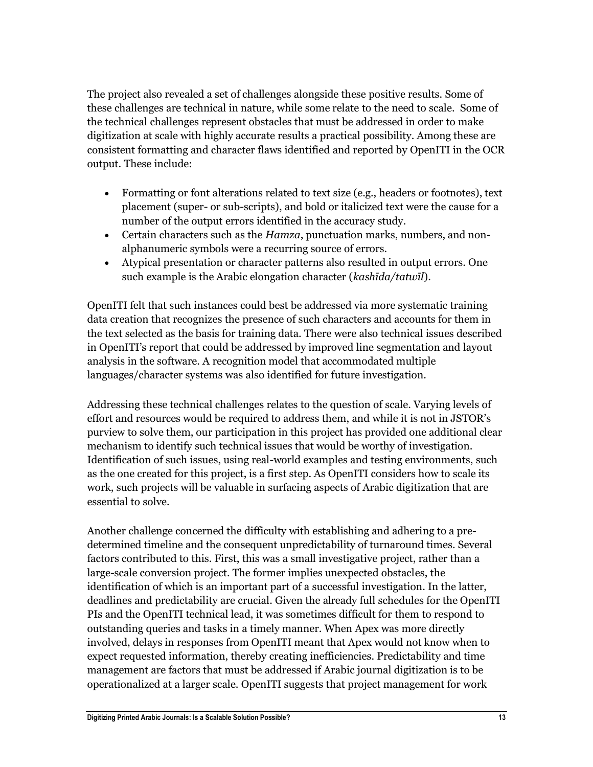The project also revealed a set of challenges alongside these positive results. Some of these challenges are technical in nature, while some relate to the need to scale. Some of the technical challenges represent obstacles that must be addressed in order to make digitization at scale with highly accurate results a practical possibility. Among these are consistent formatting and character flaws identified and reported by OpenITI in the OCR output. These include:

- Formatting or font alterations related to text size (e.g., headers or footnotes), text placement (super- or sub-scripts), and bold or italicized text were the cause for a number of the output errors identified in the accuracy study.
- Certain characters such as the *Hamza*, punctuation marks, numbers, and non-alphanumeric symbols were a recurring source of errors.
- Atypical presentation or character patterns also resulted in output errors. One such example is the Arabic elongation character (*kashīda/tatwīl*).

OpenITI felt that such instances could best be addressed via more systematic training data creation that recognizes the presence of such characters and accounts for them in the text selected as the basis for training data. There were also technical issues described in OpenITI's report that could be addressed by improved line segmentation and layout analysis in the software. A recognition model that accommodated multiple languages/character systems was also identified for future investigation.

Addressing these technical challenges relates to the question of scale. Varying levels of effort and resources would be required to address them, and while it is not in JSTOR's purview to solve them, our participation in this project has provided one additional clear mechanism to identify such technical issues that would be worthy of investigation. Identification of such issues, using real-world examples and testing environments, such as the one created for this project, is a first step. As OpenITI considers how to scale its work, such projects will be valuable in surfacing aspects of Arabic digitization that are essential to solve.

Another challenge concerned the difficulty with establishing and adhering to a pre-determined timeline and the consequent unpredictability of turnaround times. Several factors contributed to this. First, this was a small investigative project, rather than a large-scale conversion project. The former implies unexpected obstacles, the identification of which is an important part of a successful investigation. In the latter, deadlines and predictability are crucial. Given the already full schedules for the OpenITI PIs and the OpenITI technical lead, it was sometimes difficult for them to respond to outstanding queries and tasks in a timely manner. When Apex was more directly involved, delays in responses from OpenITI meant that Apex would not know when to expect requested information, thereby creating inefficiencies. Predictability and time management are factors that must be addressed if Arabic journal digitization is to be operationalized at a larger scale. OpenITI suggests that project management for work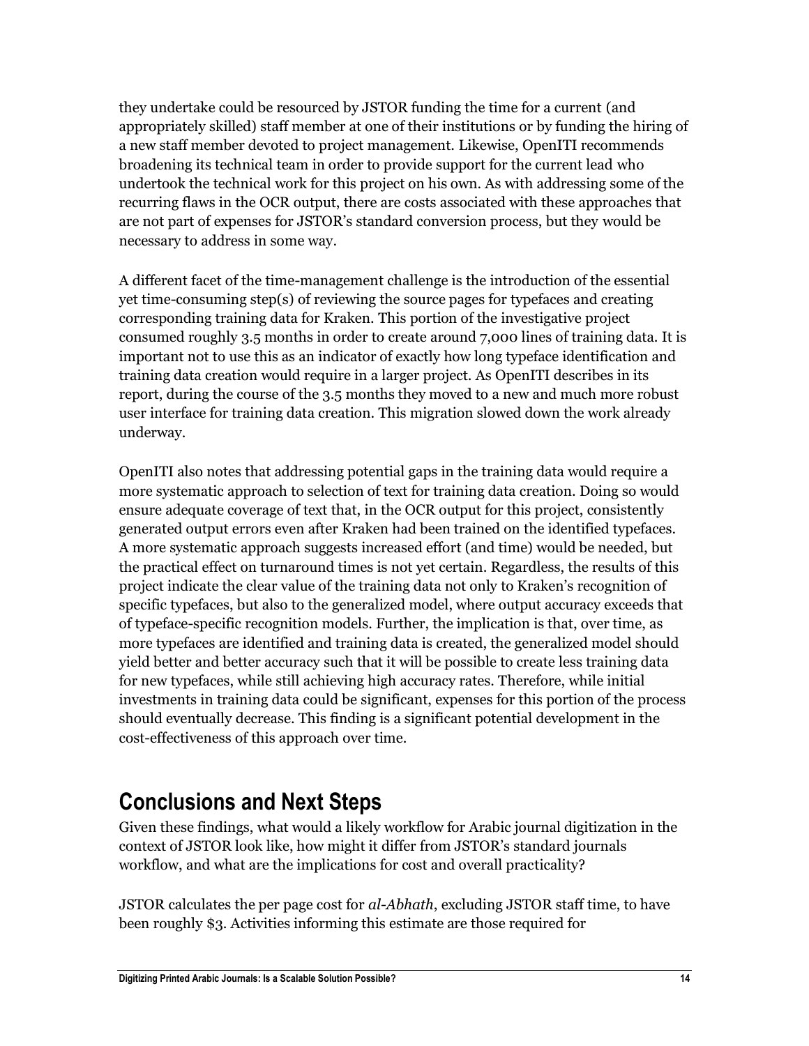they undertake could be resourced by JSTOR funding the time for a current (and appropriately skilled) staff member at one of their institutions or by funding the hiring of a new staff member devoted to project management. Likewise, OpenITI recommends broadening its technical team in order to provide support for the current lead who undertook the technical work for this project on his own. As with addressing some of the recurring flaws in the OCR output, there are costs associated with these approaches that are not part of expenses for JSTOR's standard conversion process, but they would be necessary to address in some way.

A different facet of the time-management challenge is the introduction of the essential yet time-consuming step(s) of reviewing the source pages for typefaces and creating corresponding training data for Kraken. This portion of the investigative project consumed roughly 3.5 months in order to create around 7,000 lines of training data. It is important not to use this as an indicator of exactly how long typeface identification and training data creation would require in a larger project. As OpenITI describes in its report, during the course of the 3.5 months they moved to a new and much more robust user interface for training data creation. This migration slowed down the work already underway.

OpenITI also notes that addressing potential gaps in the training data would require a more systematic approach to selection of text for training data creation. Doing so would ensure adequate coverage of text that, in the OCR output for this project, consistently generated output errors even after Kraken had been trained on the identified typefaces. A more systematic approach suggests increased effort (and time) would be needed, but the practical effect on turnaround times is not yet certain. Regardless, the results of this project indicate the clear value of the training data not only to Kraken's recognition of specific typefaces, but also to the generalized model, where output accuracy exceeds that of typeface-specific recognition models. Further, the implication is that, over time, as more typefaces are identified and training data is created, the generalized model should yield better and better accuracy such that it will be possible to create less training data for new typefaces, while still achieving high accuracy rates. Therefore, while initial investments in training data could be significant, expenses for this portion of the process should eventually decrease. This finding is a significant potential development in the cost-effectiveness of this approach over time.

## Conclusions and Next Steps

Given these findings, what would a likely workflow for Arabic journal digitization in the context of JSTOR look like, how might it differ from JSTOR's standard journals workflow, and what are the implications for cost and overall practicality?

JSTOR calculates the per page cost for *al-Abhath*, excluding JSTOR staff time, to have been roughly $3. Activities informing this estimate are those required for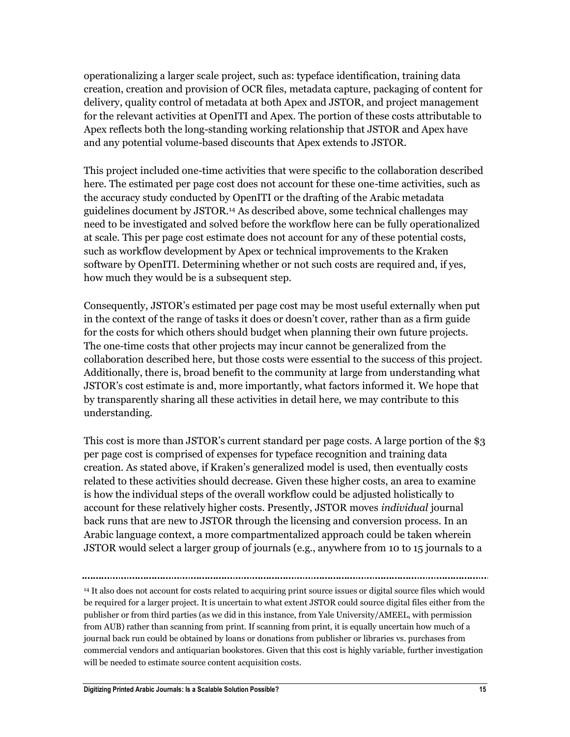operationalizing a larger scale project, such as: typeface identification, training data creation, creation and provision of OCR files, metadata capture, packaging of content for delivery, quality control of metadata at both Apex and JSTOR, and project management for the relevant activities at OpenITI and Apex. The portion of these costs attributable to Apex reflects both the long-standing working relationship that JSTOR and Apex have and any potential volume-based discounts that Apex extends to JSTOR.

This project included one-time activities that were specific to the collaboration described here. The estimated per page cost does not account for these one-time activities, such as the accuracy study conducted by OpenITI or the drafting of the Arabic metadata guidelines document by JSTOR.[14] As described above, some technical challenges may need to be investigated and solved before the workflow here can be fully operationalized at scale. This per page cost estimate does not account for any of these potential costs, such as workflow development by Apex or technical improvements to the Kraken software by OpenITI. Determining whether or not such costs are required and, if yes, how much they would be is a subsequent step.

Consequently, JSTOR's estimated per page cost may be most useful externally when put in the context of the range of tasks it does or doesn't cover, rather than as a firm guide for the costs for which others should budget when planning their own future projects. The one-time costs that other projects may incur cannot be generalized from the collaboration described here, but those costs were essential to the success of this project. Additionally, there is, broad benefit to the community at large from understanding what JSTOR's cost estimate is and, more importantly, what factors informed it. We hope that by transparently sharing all these activities in detail here, we may contribute to this understanding.

This cost is more than JSTOR's current standard per page costs. A large portion of the $3 per page cost is comprised of expenses for typeface recognition and training data creation. As stated above, if Kraken's generalized model is used, then eventually costs related to these activities should decrease. Given these higher costs, an area to examine is how the individual steps of the overall workflow could be adjusted holistically to account for these relatively higher costs. Presently, JSTOR moves *individual* journal back runs that are new to JSTOR through the licensing and conversion process. In an Arabic language context, a more compartmentalized approach could be taken wherein JSTOR would select a larger group of journals (e.g., anywhere from 10 to 15 journals to a

---

[14] It also does not account for costs related to acquiring print source issues or digital source files which would be required for a larger project. It is uncertain to what extent JSTOR could source digital files either from the publisher or from third parties (as we did in this instance, from Yale University/AMEEL, with permission from AUB) rather than scanning from print. If scanning from print, it is equally uncertain how much of a journal back run could be obtained by loans or donations from publisher or libraries vs. purchases from commercial vendors and antiquarian bookstores. Given that this cost is highly variable, further investigation will be needed to estimate source content acquisition costs.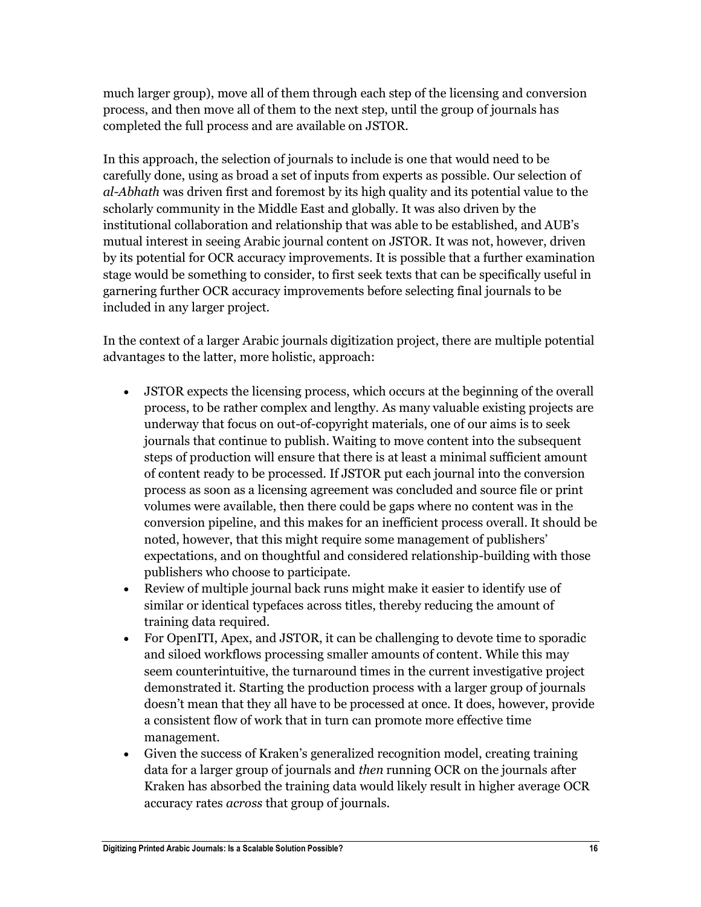much larger group), move all of them through each step of the licensing and conversion process, and then move all of them to the next step, until the group of journals has completed the full process and are available on JSTOR.

In this approach, the selection of journals to include is one that would need to be carefully done, using as broad a set of inputs from experts as possible. Our selection of *al-Abhath* was driven first and foremost by its high quality and its potential value to the scholarly community in the Middle East and globally. It was also driven by the institutional collaboration and relationship that was able to be established, and AUB's mutual interest in seeing Arabic journal content on JSTOR. It was not, however, driven by its potential for OCR accuracy improvements. It is possible that a further examination stage would be something to consider, to first seek texts that can be specifically useful in garnering further OCR accuracy improvements before selecting final journals to be included in any larger project.

In the context of a larger Arabic journals digitization project, there are multiple potential advantages to the latter, more holistic, approach:

- JSTOR expects the licensing process, which occurs at the beginning of the overall process, to be rather complex and lengthy. As many valuable existing projects are underway that focus on out-of-copyright materials, one of our aims is to seek journals that continue to publish. Waiting to move content into the subsequent steps of production will ensure that there is at least a minimal sufficient amount of content ready to be processed. If JSTOR put each journal into the conversion process as soon as a licensing agreement was concluded and source file or print volumes were available, then there could be gaps where no content was in the conversion pipeline, and this makes for an inefficient process overall. It should be noted, however, that this might require some management of publishers' expectations, and on thoughtful and considered relationship-building with those publishers who choose to participate.
- Review of multiple journal back runs might make it easier to identify use of similar or identical typefaces across titles, thereby reducing the amount of training data required.
- For OpenITI, Apex, and JSTOR, it can be challenging to devote time to sporadic and siloed workflows processing smaller amounts of content. While this may seem counterintuitive, the turnaround times in the current investigative project demonstrated it. Starting the production process with a larger group of journals doesn't mean that they all have to be processed at once. It does, however, provide a consistent flow of work that in turn can promote more effective time management.
- Given the success of Kraken's generalized recognition model, creating training data for a larger group of journals and *then* running OCR on the journals after Kraken has absorbed the training data would likely result in higher average OCR accuracy rates *across* that group of journals.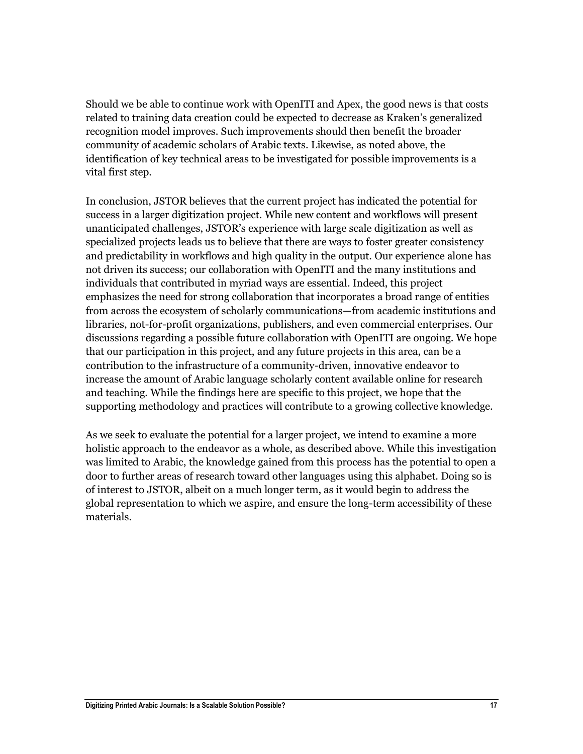Should we be able to continue work with OpenITI and Apex, the good news is that costs related to training data creation could be expected to decrease as Kraken's generalized recognition model improves. Such improvements should then benefit the broader community of academic scholars of Arabic texts. Likewise, as noted above, the identification of key technical areas to be investigated for possible improvements is a vital first step.

In conclusion, JSTOR believes that the current project has indicated the potential for success in a larger digitization project. While new content and workflows will present unanticipated challenges, JSTOR's experience with large scale digitization as well as specialized projects leads us to believe that there are ways to foster greater consistency and predictability in workflows and high quality in the output. Our experience alone has not driven its success; our collaboration with OpenITI and the many institutions and individuals that contributed in myriad ways are essential. Indeed, this project emphasizes the need for strong collaboration that incorporates a broad range of entities from across the ecosystem of scholarly communications—from academic institutions and libraries, not-for-profit organizations, publishers, and even commercial enterprises. Our discussions regarding a possible future collaboration with OpenITI are ongoing. We hope that our participation in this project, and any future projects in this area, can be a contribution to the infrastructure of a community-driven, innovative endeavor to increase the amount of Arabic language scholarly content available online for research and teaching. While the findings here are specific to this project, we hope that the supporting methodology and practices will contribute to a growing collective knowledge.

As we seek to evaluate the potential for a larger project, we intend to examine a more holistic approach to the endeavor as a whole, as described above. While this investigation was limited to Arabic, the knowledge gained from this process has the potential to open a door to further areas of research toward other languages using this alphabet. Doing so is of interest to JSTOR, albeit on a much longer term, as it would begin to address the global representation to which we aspire, and ensure the long-term accessibility of these materials.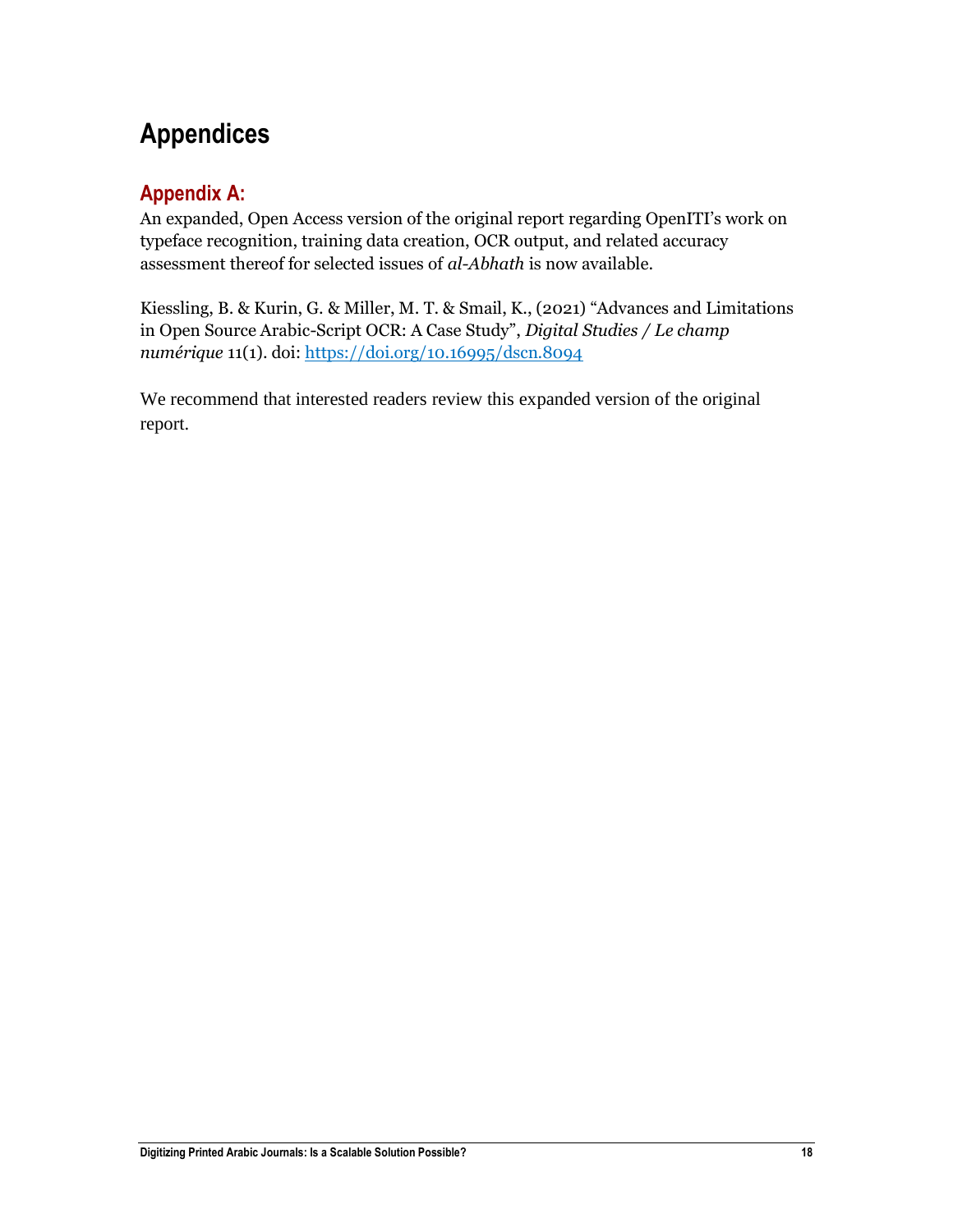# Appendices

## Appendix A:

An expanded, Open Access version of the original report regarding OpenITI's work on typeface recognition, training data creation, OCR output, and related accuracy assessment thereof for selected issues of *al-Abhath* is now available.

Kiessling, B. & Kurin, G. & Miller, M. T. & Smail, K., (2021) "Advances and Limitations in Open Source Arabic-Script OCR: A Case Study", *Digital Studies / Le champ numérique* 11(1). doi: [https://doi.org/10.16995/dscn.8094](https://doi.org/10.16995/dscn.8094)

We recommend that interested readers review this expanded version of the original report.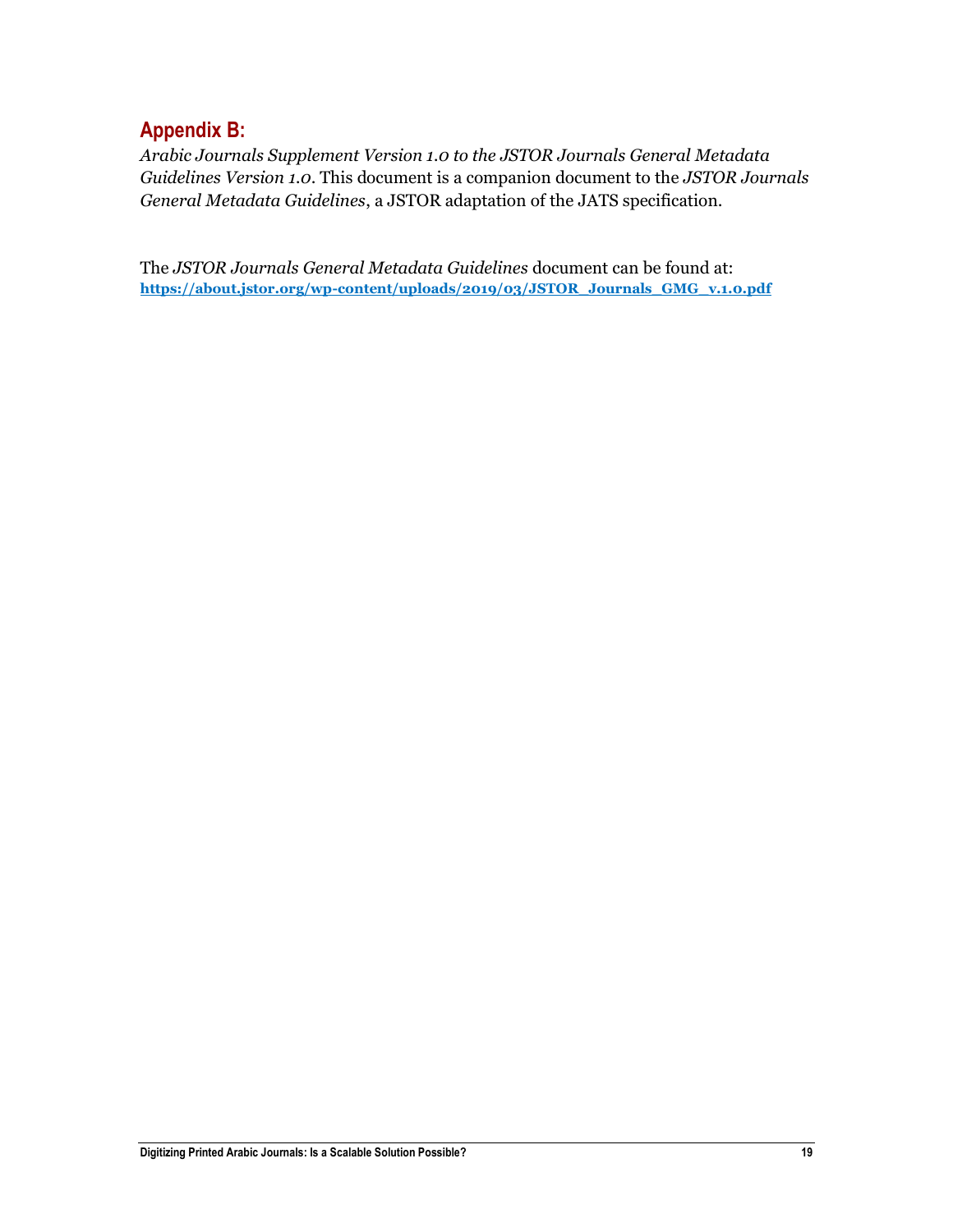## Appendix B:

*Arabic Journals Supplement Version 1.0 to the JSTOR Journals General Metadata Guidelines Version 1.0*. This document is a companion document to the *JSTOR Journals General Metadata Guidelines*, a JSTOR adaptation of the JATS specification.

The *JSTOR Journals General Metadata Guidelines* document can be found at:
**https://about.jstor.org/wp-content/uploads/2019/03/JSTOR_Journals_GMG_v.1.0.pdf**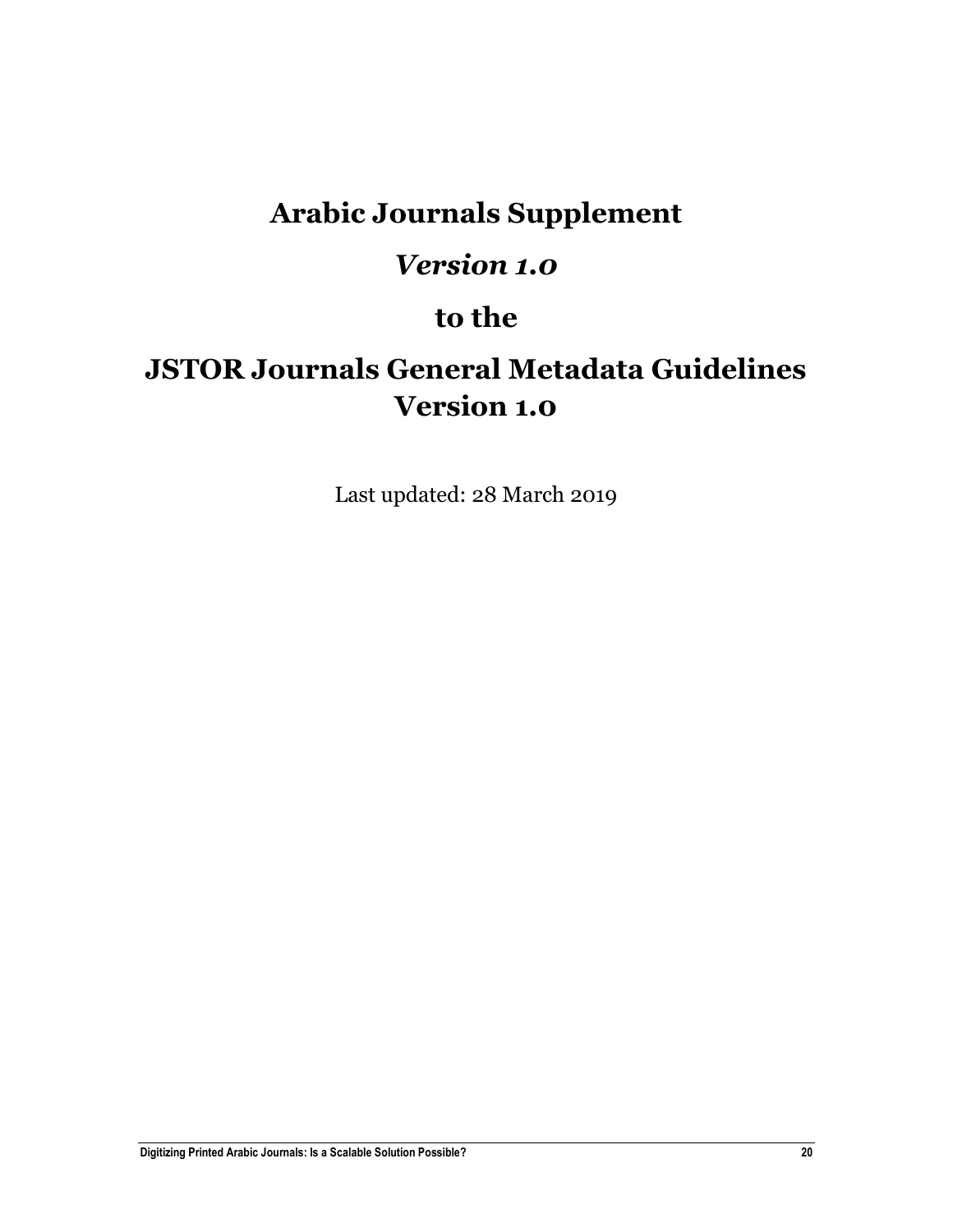# Arabic Journals Supplement

## *Version 1.0*

## to the

# JSTOR Journals General Metadata Guidelines Version 1.0

Last updated: 28 March 2019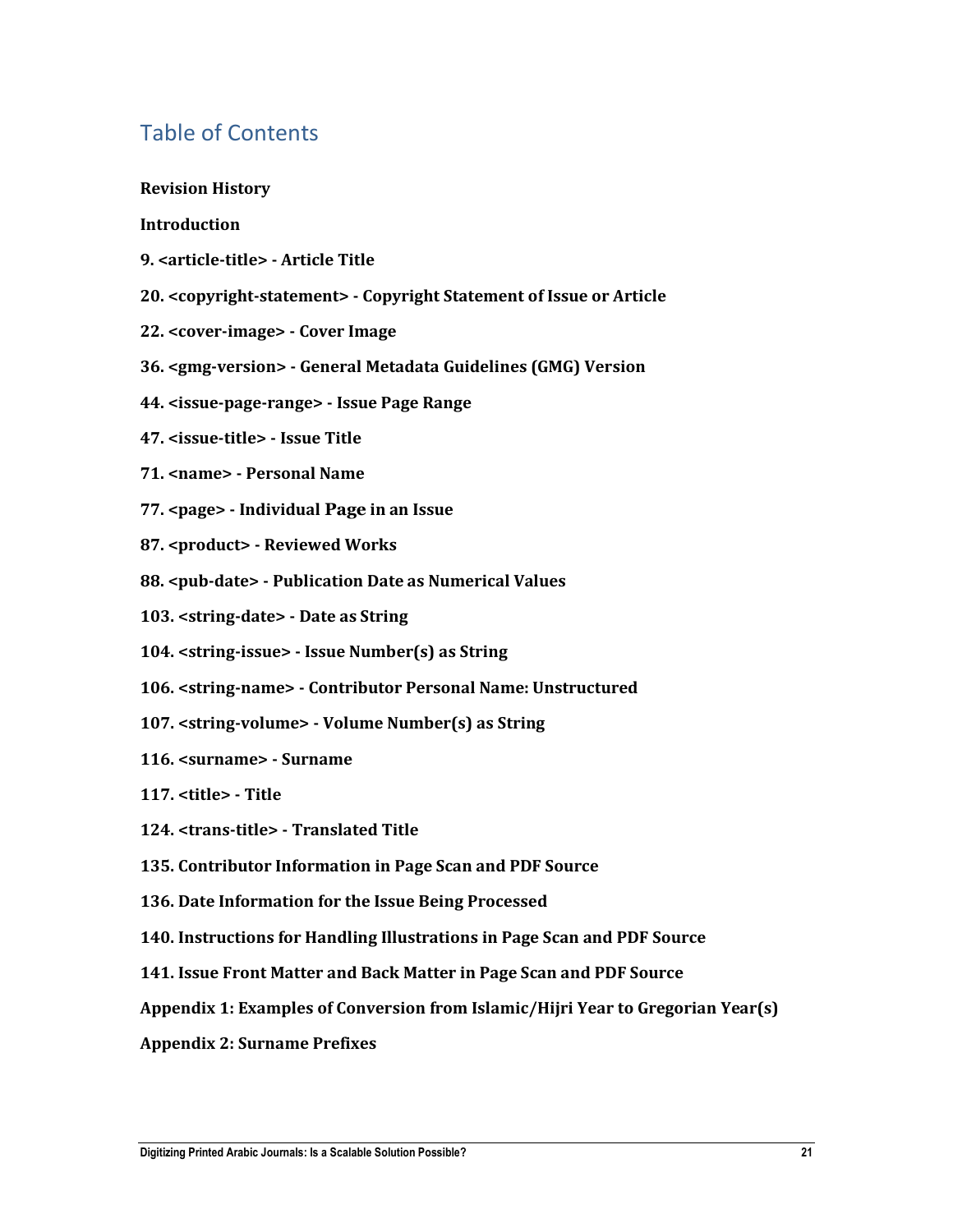## Table of Contents

**Revision History**

**Introduction**

**9. <article-title> - Article Title**

**20. <copyright-statement> - Copyright Statement of Issue or Article**

**22. <cover-image> - Cover Image**

**36. <gmg-version> - General Metadata Guidelines (GMG) Version**

**44. <issue-page-range> - Issue Page Range**

**47. <issue-title> - Issue Title**

**71. <name> - Personal Name**

**77. <page> - Individual Page in an Issue**

**87. <product> - Reviewed Works**

**88. <pub-date> - Publication Date as Numerical Values**

**103. <string-date> - Date as String**

**104. <string-issue> - Issue Number(s) as String**

**106. <string-name> - Contributor Personal Name: Unstructured**

**107. <string-volume> - Volume Number(s) as String**

**116. <surname> - Surname**

**117. <title> - Title**

**124. <trans-title> - Translated Title**

**135. Contributor Information in Page Scan and PDF Source**

**136. Date Information for the Issue Being Processed**

**140. Instructions for Handling Illustrations in Page Scan and PDF Source**

**141. Issue Front Matter and Back Matter in Page Scan and PDF Source**

**Appendix 1: Examples of Conversion from Islamic/Hijri Year to Gregorian Year(s)**

**Appendix 2: Surname Prefixes**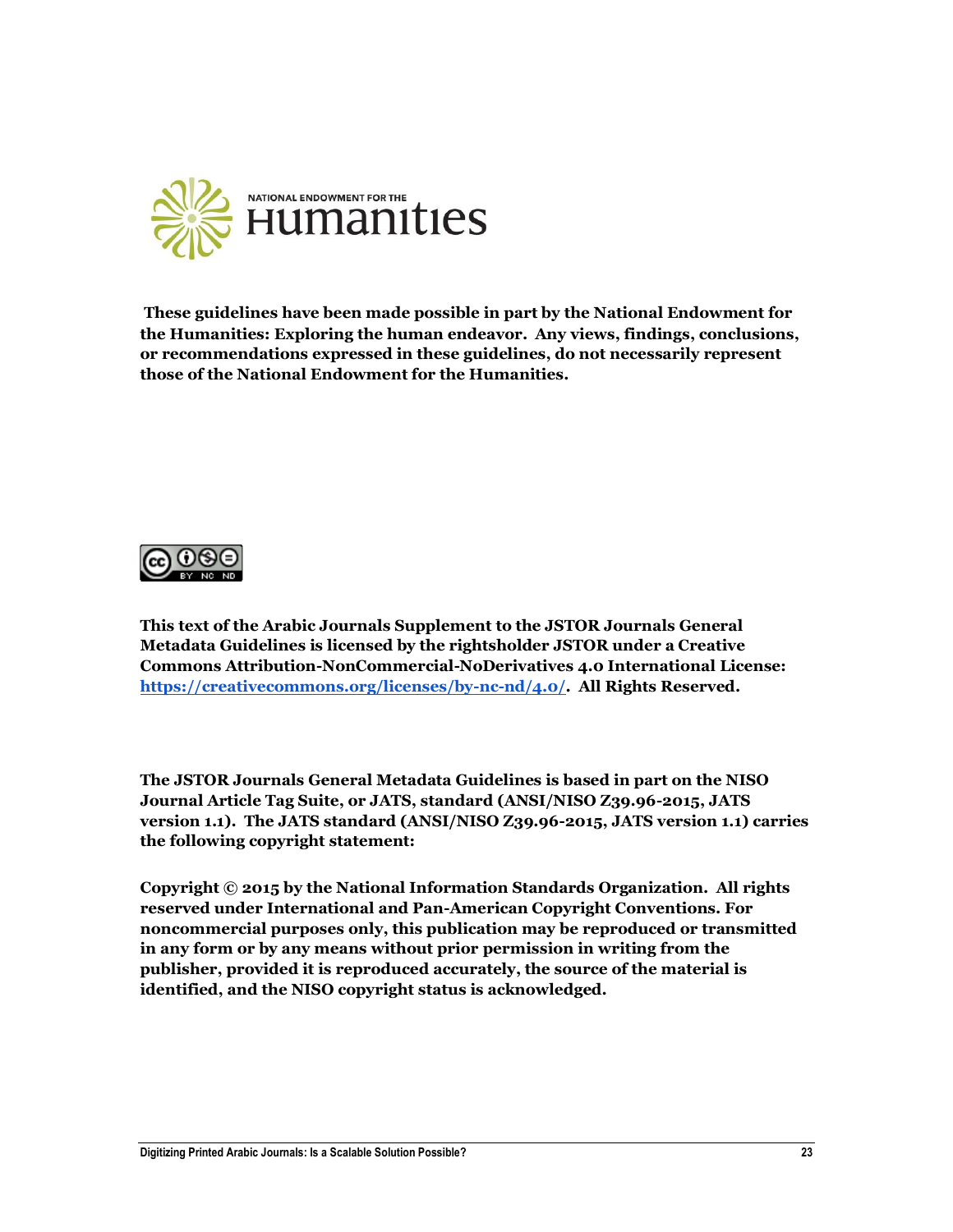NATIONAL ENDOWMENT FOR THE

Humanities

**These guidelines have been made possible in part by the National Endowment for the Humanities: Exploring the human endeavor. Any views, findings, conclusions, or recommendations expressed in these guidelines, do not necessarily represent those of the National Endowment for the Humanities.**

**This text of the Arabic Journals Supplement to the JSTOR Journals General Metadata Guidelines is licensed by the rightsholder JSTOR under a Creative Commons Attribution-NonCommercial-NoDerivatives 4.0 International License: [https://creativecommons.org/licenses/by-nc-nd/4.0/](https://creativecommons.org/licenses/by-nc-nd/4.0/). All Rights Reserved.**

**The JSTOR Journals General Metadata Guidelines is based in part on the NISO Journal Article Tag Suite, or JATS, standard (ANSI/NISO Z39.96-2015, JATS version 1.1). The JATS standard (ANSI/NISO Z39.96-2015, JATS version 1.1) carries the following copyright statement:**

**Copyright © 2015 by the National Information Standards Organization. All rights reserved under International and Pan-American Copyright Conventions. For noncommercial purposes only, this publication may be reproduced or transmitted in any form or by any means without prior permission in writing from the publisher, provided it is reproduced accurately, the source of the material is identified, and the NISO copyright status is acknowledged.**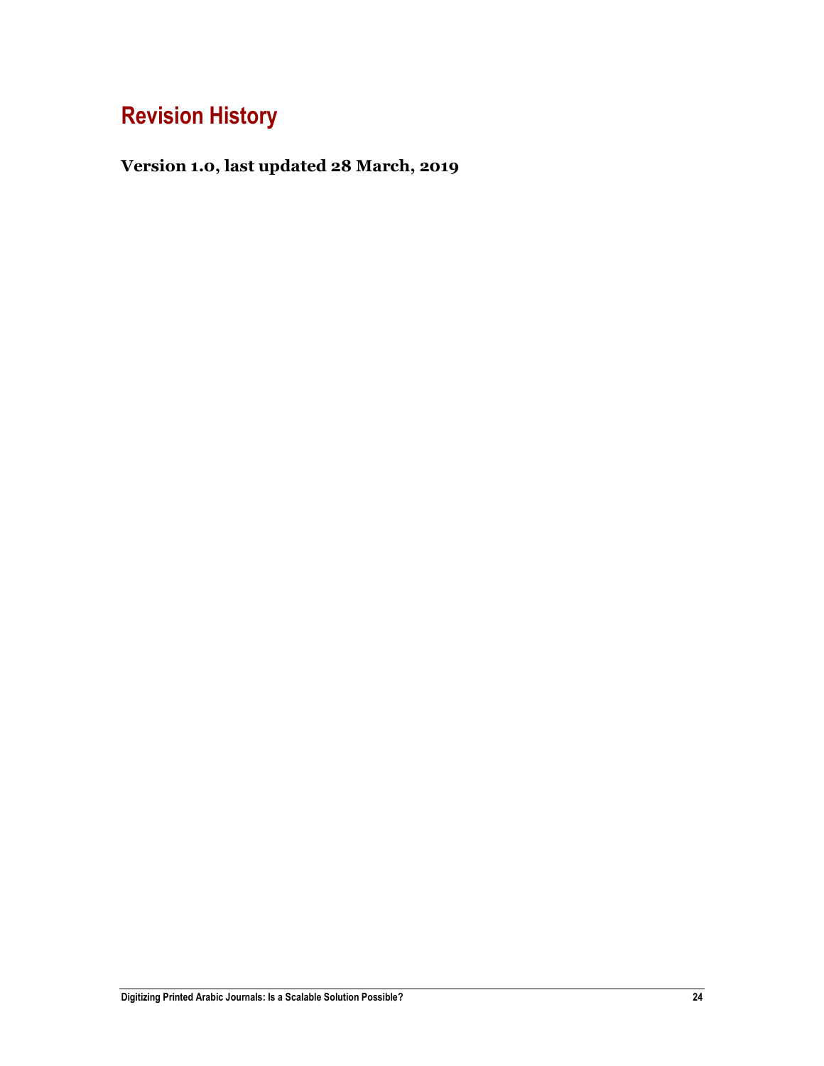## Revision History

**Version 1.0, last updated 28 March, 2019**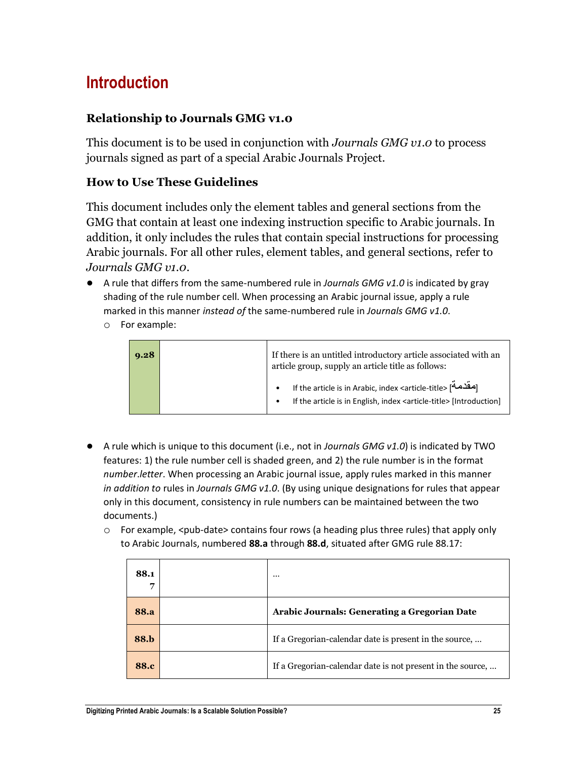# Introduction

### Relationship to Journals GMG v1.0

This document is to be used in conjunction with *Journals GMG v1.0* to process journals signed as part of a special Arabic Journals Project.

### How to Use These Guidelines

This document includes only the element tables and general sections from the GMG that contain at least one indexing instruction specific to Arabic journals. In addition, it only includes the rules that contain special instructions for processing Arabic journals. For all other rules, element tables, and general sections, refer to *Journals GMG v1.0*.

- A rule that differs from the same-numbered rule in *Journals GMG v1.0* is indicated by gray shading of the rule number cell. When processing an Arabic journal issue, apply a rule marked in this manner *instead of* the same-numbered rule in *Journals GMG v1.0*.
  - For example:

| | | |
|---|---|---|
| **9.28** | | If there is an untitled introductory article associated with an article group, supply an article title as follows:<br>• If the article is in Arabic, index <article-title> [مقدمة]<br>• If the article is in English, index <article-title> [Introduction] |

- A rule which is unique to this document (i.e., not in *Journals GMG v1.0*) is indicated by TWO features: 1) the rule number cell is shaded green, and 2) the rule number is in the format *number.letter*. When processing an Arabic journal issue, apply rules marked in this manner *in addition to* rules in *Journals GMG v1.0*. (By using unique designations for rules that appear only in this document, consistency in rule numbers can be maintained between the two documents.)
  - For example, <pub-date> contains four rows (a heading plus three rules) that apply only to Arabic Journals, numbered **88.a** through **88.d**, situated after GMG rule 88.17:

| | | |
|---|---|---|
| **88.17** | | … |
| **88.a** | | **Arabic Journals: Generating a Gregorian Date** |
| **88.b** | | If a Gregorian-calendar date is present in the source, … |
| **88.c** | | If a Gregorian-calendar date is not present in the source, … |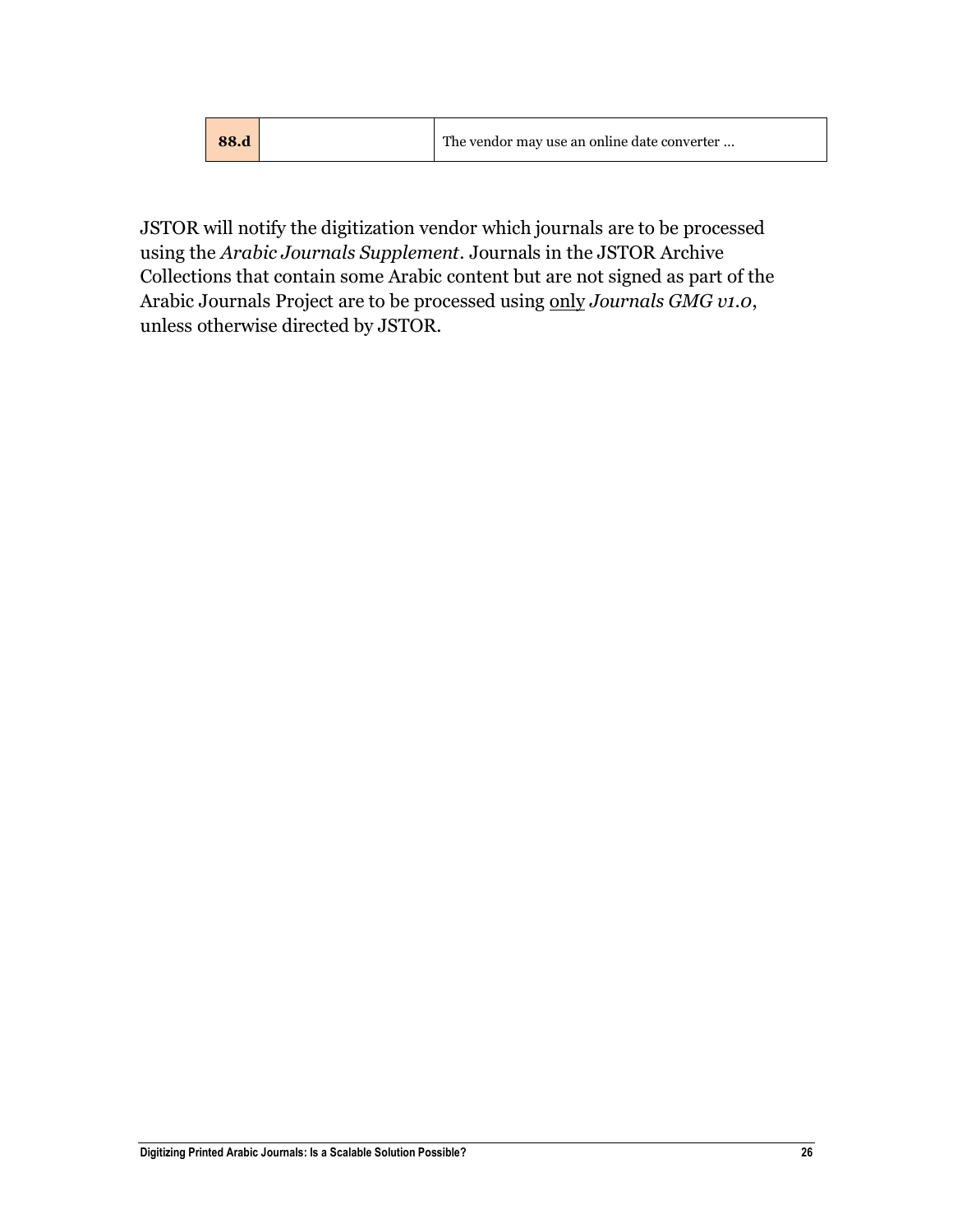| 88.d | | The vendor may use an online date converter … |
|---|---|---|

JSTOR will notify the digitization vendor which journals are to be processed using the *Arabic Journals Supplement*. Journals in the JSTOR Archive Collections that contain some Arabic content but are not signed as part of the Arabic Journals Project are to be processed using <u>only</u> *Journals GMG v1.0*, unless otherwise directed by JSTOR.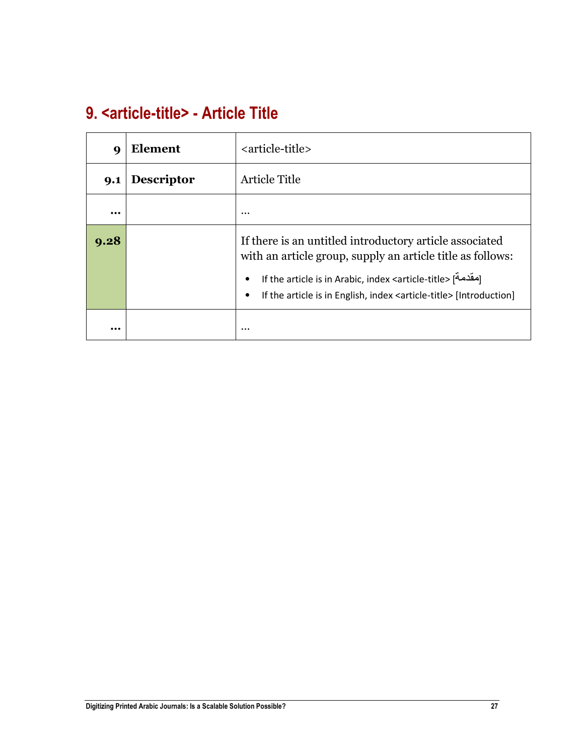## 9. <article-title> - Article Title

| | | |
|---|---|---|
| **9** | **Element** | <article-title> |
| **9.1** | **Descriptor** | Article Title |
| **…** | | … |
| **9.28** | | If there is an untitled introductory article associated with an article group, supply an article title as follows:<br>• If the article is in Arabic, index <article-title> [مقدّمة]<br>• If the article is in English, index <article-title> [Introduction] |
| **…** | | … |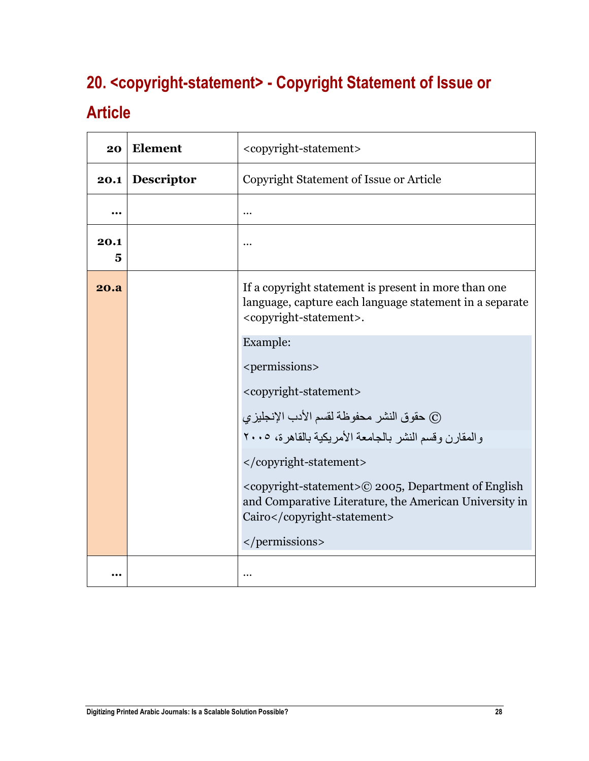## 20. <copyright-statement> - Copyright Statement of Issue or Article

| 20 | Element | <copyright-statement> |
|---|---|---|
| 20.1 | Descriptor | Copyright Statement of Issue or Article |
| ... | | ... |
| 20.15 | | ... |
| 20.a | | If a copyright statement is present in more than one language, capture each language statement in a separate <copyright-statement>.<br><br>Example:<br><br><permissions><br><br><copyright-statement><br><br>© حقوق النشر محفوظة لقسم الأدب الإنجليزي والمقارن وقسم النشر بالجامعة الأمريكية بالقاهرة، ٢٠٠٥<br><br></copyright-statement><br><br><copyright-statement>© 2005, Department of English and Comparative Literature, the American University in Cairo</copyright-statement><br><br></permissions> |
| ... | | ... |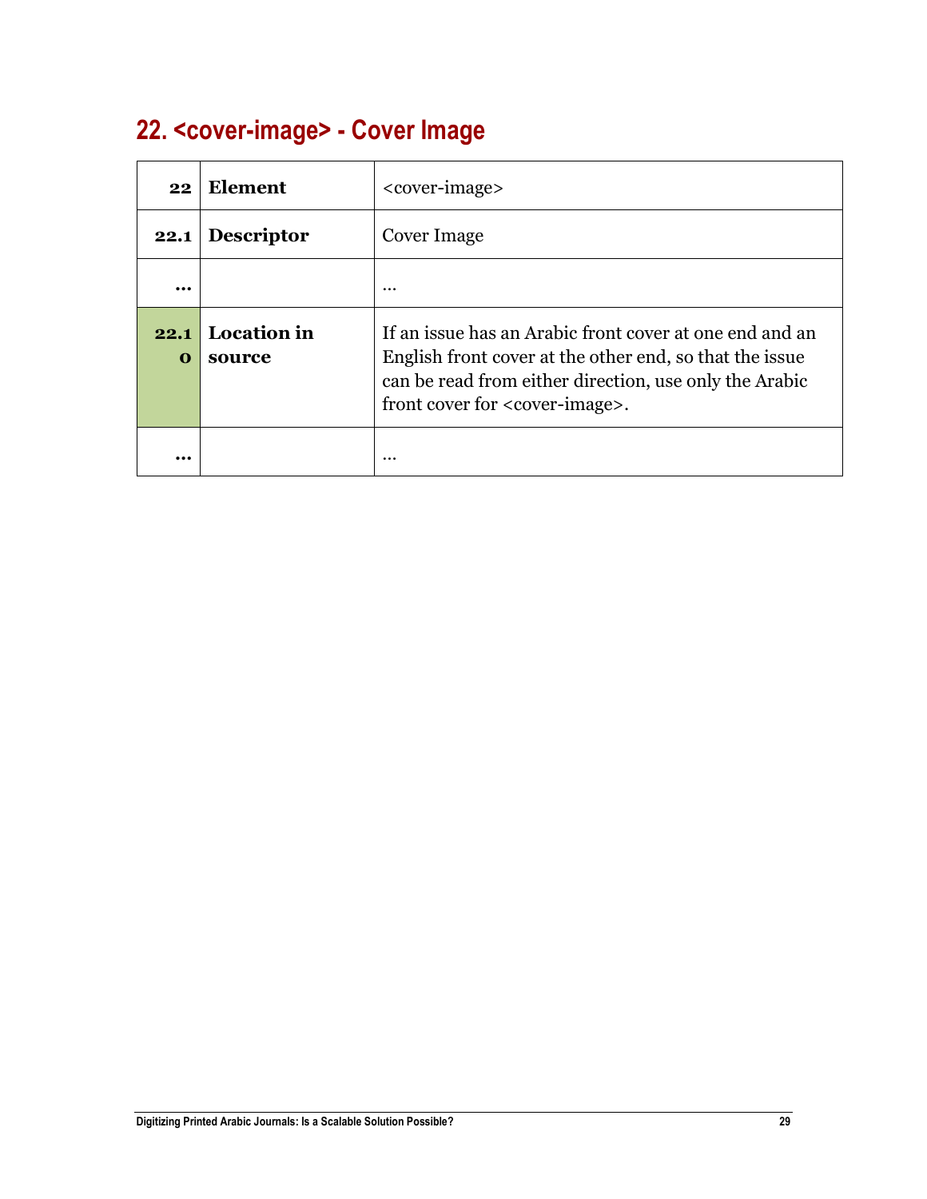## 22. <cover-image> - Cover Image

| | | |
|---|---|---|
| **22** | **Element** | <cover-image> |
| **22.1** | **Descriptor** | Cover Image |
| **…** | | … |
| **22.10** | **Location in source** | If an issue has an Arabic front cover at one end and an English front cover at the other end, so that the issue can be read from either direction, use only the Arabic front cover for <cover-image>. |
| **…** | | … |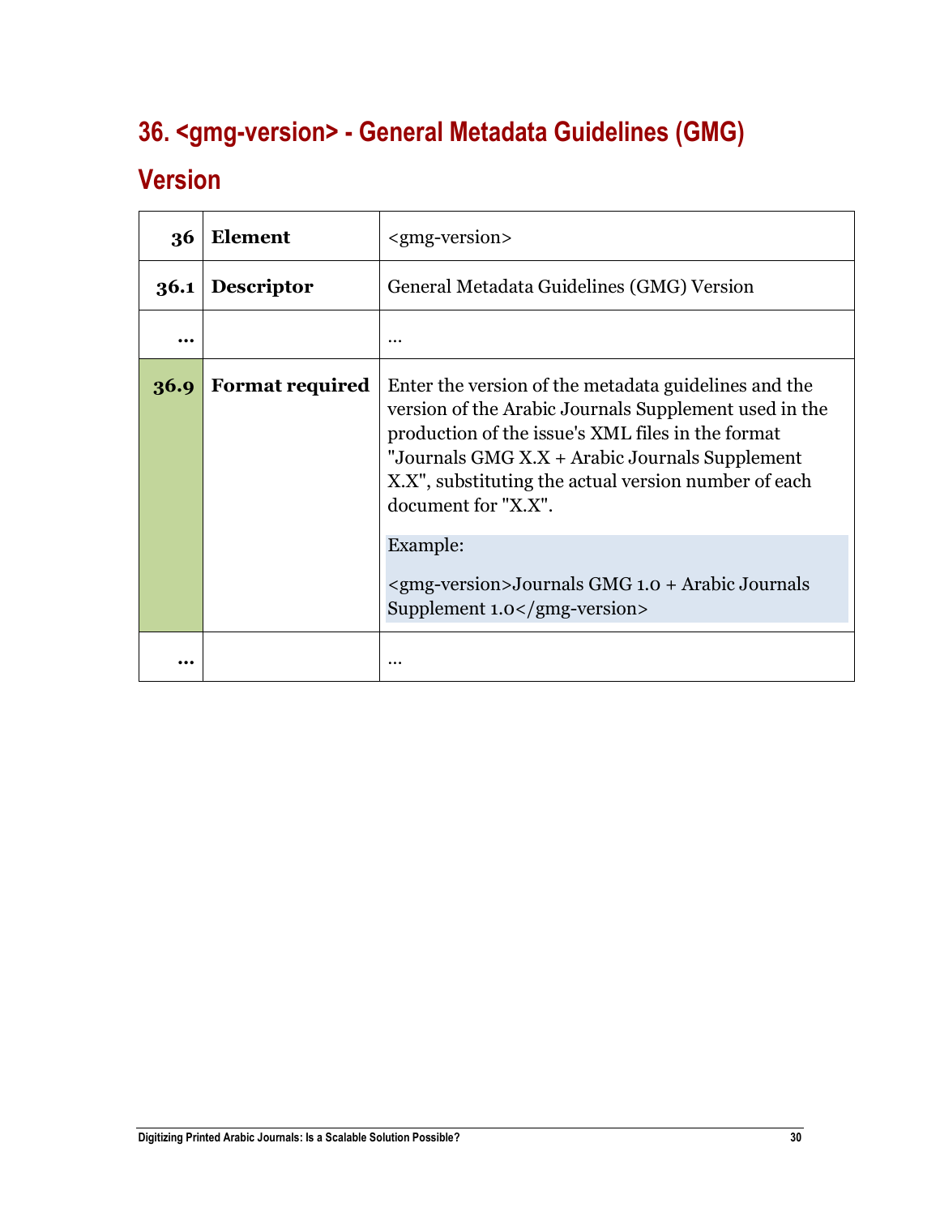## 36. <gmg-version> - General Metadata Guidelines (GMG) Version

| 36 | Element | <gmg-version> |
|---|---|---|
| 36.1 | Descriptor | General Metadata Guidelines (GMG) Version |
| … | | … |
| 36.9 | Format required | Enter the version of the metadata guidelines and the version of the Arabic Journals Supplement used in the production of the issue's XML files in the format "Journals GMG X.X + Arabic Journals Supplement X.X", substituting the actual version number of each document for "X.X".<br><br>Example:<br><br><gmg-version>Journals GMG 1.0 + Arabic Journals Supplement 1.0</gmg-version> |
| … | | … |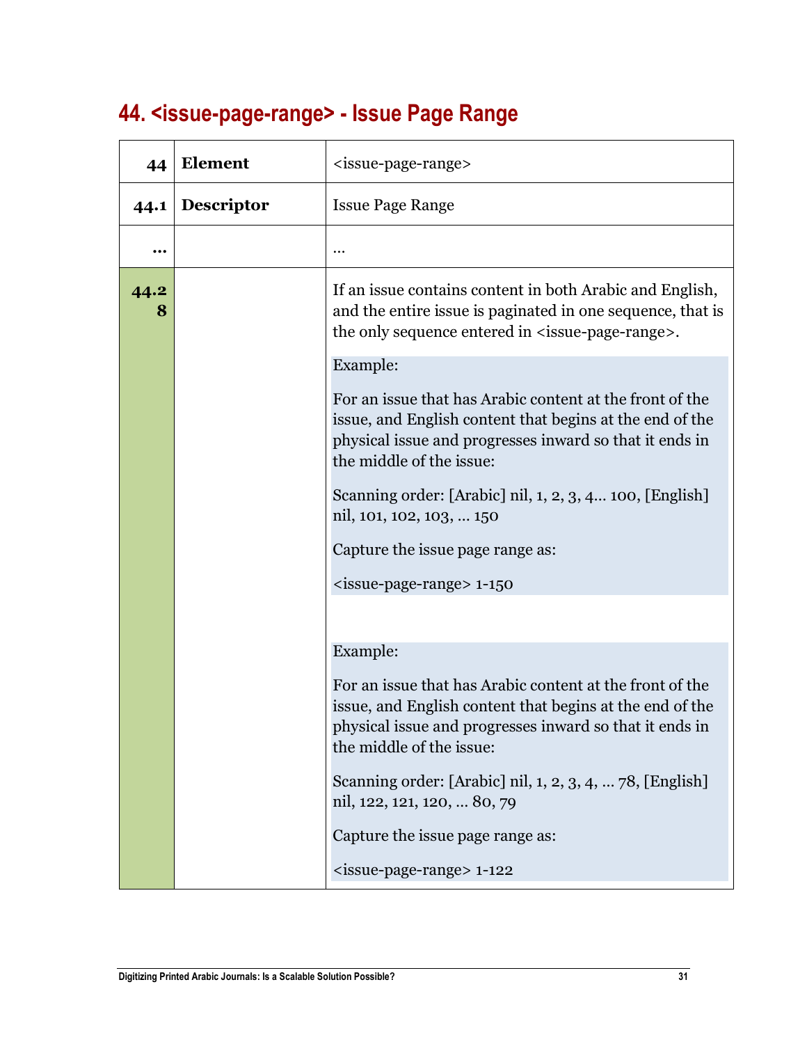## 44. <issue-page-range> - Issue Page Range

| | | |
|---|---|---|
| **44** | **Element** | <issue-page-range> |
| **44.1** | **Descriptor** | Issue Page Range |
| **…** | | … |
| **44.28** | | If an issue contains content in both Arabic and English, and the entire issue is paginated in one sequence, that is the only sequence entered in <issue-page-range>.<br><br>Example:<br><br>For an issue that has Arabic content at the front of the issue, and English content that begins at the end of the physical issue and progresses inward so that it ends in the middle of the issue:<br><br>Scanning order: [Arabic] nil, 1, 2, 3, 4… 100, [English] nil, 101, 102, 103, … 150<br><br>Capture the issue page range as:<br><br><issue-page-range> 1-150<br><br>Example:<br><br>For an issue that has Arabic content at the front of the issue, and English content that begins at the end of the physical issue and progresses inward so that it ends in the middle of the issue:<br><br>Scanning order: [Arabic] nil, 1, 2, 3, 4, … 78, [English] nil, 122, 121, 120, … 80, 79<br><br>Capture the issue page range as:<br><br><issue-page-range> 1-122 |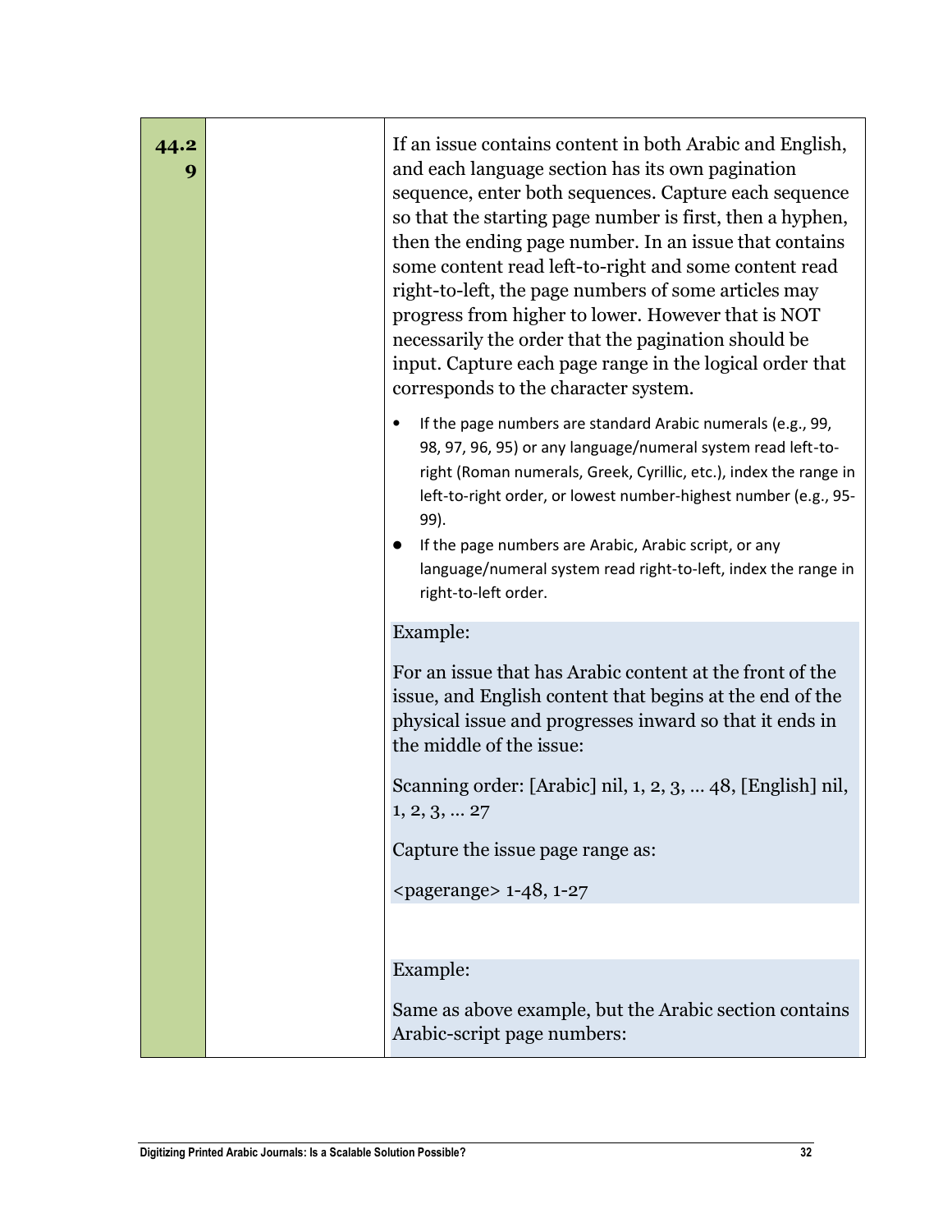| 44.29 | | If an issue contains content in both Arabic and English, and each language section has its own pagination sequence, enter both sequences. Capture each sequence so that the starting page number is first, then a hyphen, then the ending page number. In an issue that contains some content read left-to-right and some content read right-to-left, the page numbers of some articles may progress from higher to lower. However that is NOT necessarily the order that the pagination should be input. Capture each page range in the logical order that corresponds to the character system.<br><br>• If the page numbers are standard Arabic numerals (e.g., 99, 98, 97, 96, 95) or any language/numeral system read left-to-right (Roman numerals, Greek, Cyrillic, etc.), index the range in left-to-right order, or lowest number-highest number (e.g., 95-99).<br>• If the page numbers are Arabic, Arabic script, or any language/numeral system read right-to-left, index the range in right-to-left order.<br><br>Example:<br><br>For an issue that has Arabic content at the front of the issue, and English content that begins at the end of the physical issue and progresses inward so that it ends in the middle of the issue:<br><br>Scanning order: [Arabic] nil, 1, 2, 3, … 48, [English] nil, 1, 2, 3, … 27<br><br>Capture the issue page range as:<br><br><pagerange> 1-48, 1-27<br><br>Example:<br><br>Same as above example, but the Arabic section contains Arabic-script page numbers: |
|---|---|---|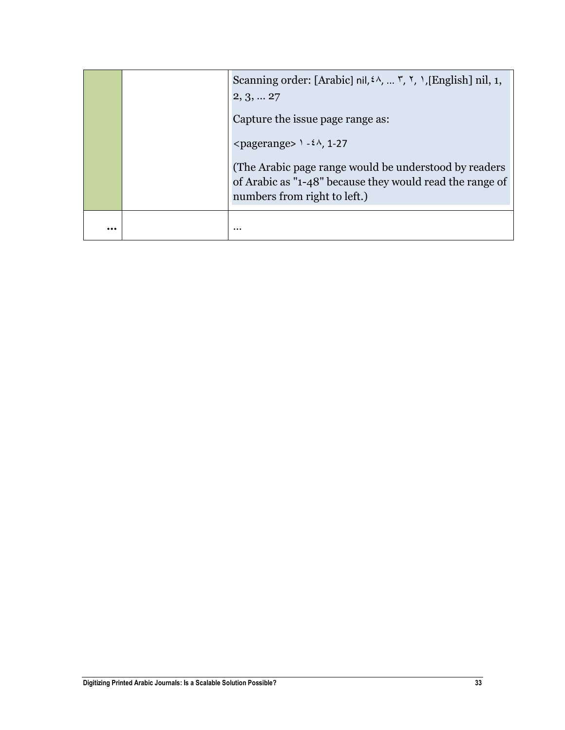| | | |
|---|---|---|
| | | Scanning order: [Arabic] nil, ٤٨, ... ٣, ٢, ١, [English] nil, 1, 2, 3, ... 27<br><br>Capture the issue page range as:<br><br><pagerange> ١ - ٤٨, 1-27<br><br>(The Arabic page range would be understood by readers of Arabic as "1-48" because they would read the range of numbers from right to left.) |
| ... | | ... |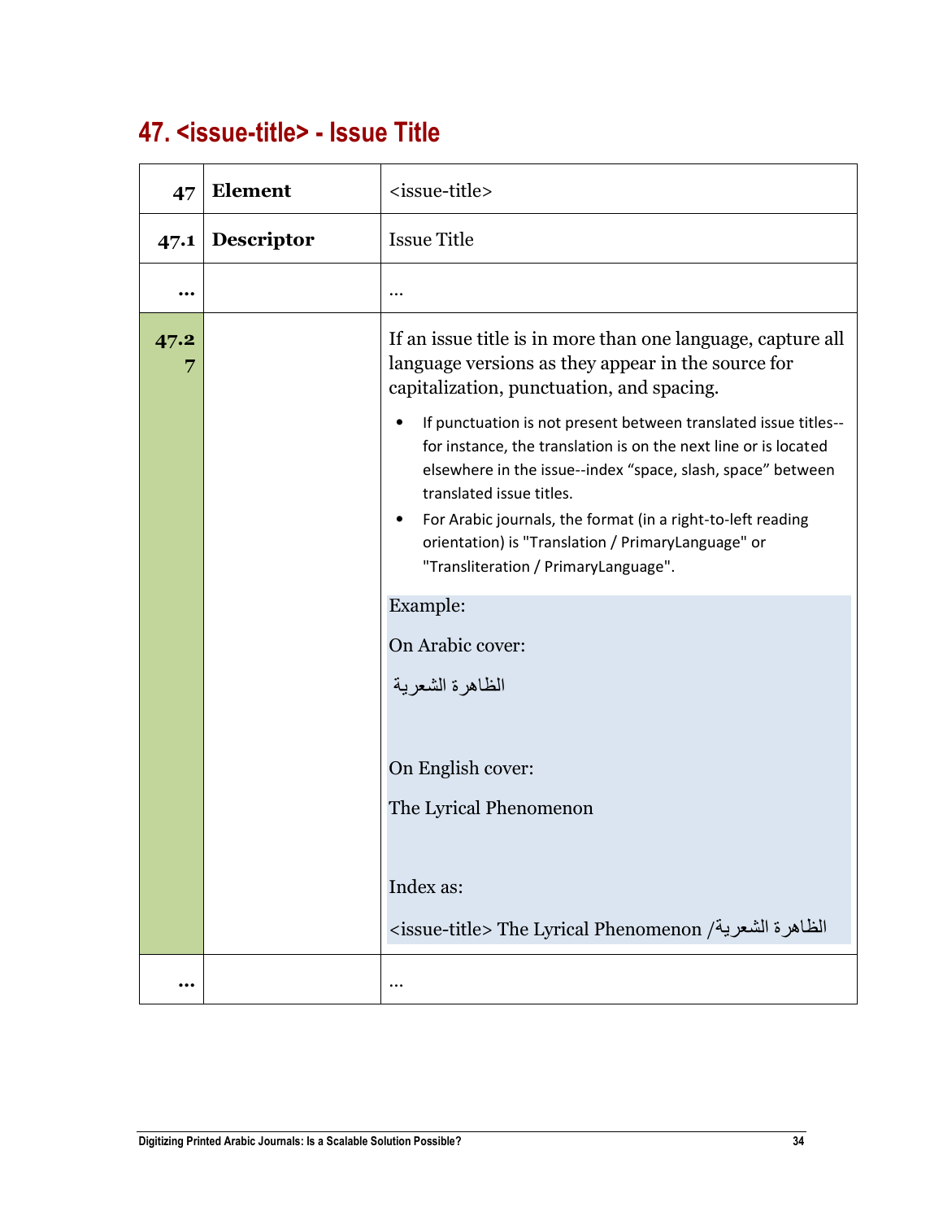## 47. <issue-title> - Issue Title

| 47 | Element | <issue-title> |
|---|---|---|
| 47.1 | Descriptor | Issue Title |
| ... | | ... |
| 47.27 | | If an issue title is in more than one language, capture all language versions as they appear in the source for capitalization, punctuation, and spacing.<br><br>• If punctuation is not present between translated issue titles--for instance, the translation is on the next line or is located elsewhere in the issue--index "space, slash, space" between translated issue titles.<br>• For Arabic journals, the format (in a right-to-left reading orientation) is "Translation / PrimaryLanguage" or "Transliteration / PrimaryLanguage".<br><br>Example:<br><br>On Arabic cover:<br><br>الظاهرة الشعرية<br><br>On English cover:<br><br>The Lyrical Phenomenon<br><br>Index as:<br><br><issue-title> The Lyrical Phenomenon /الظاهرة الشعرية |
| ... | | ... |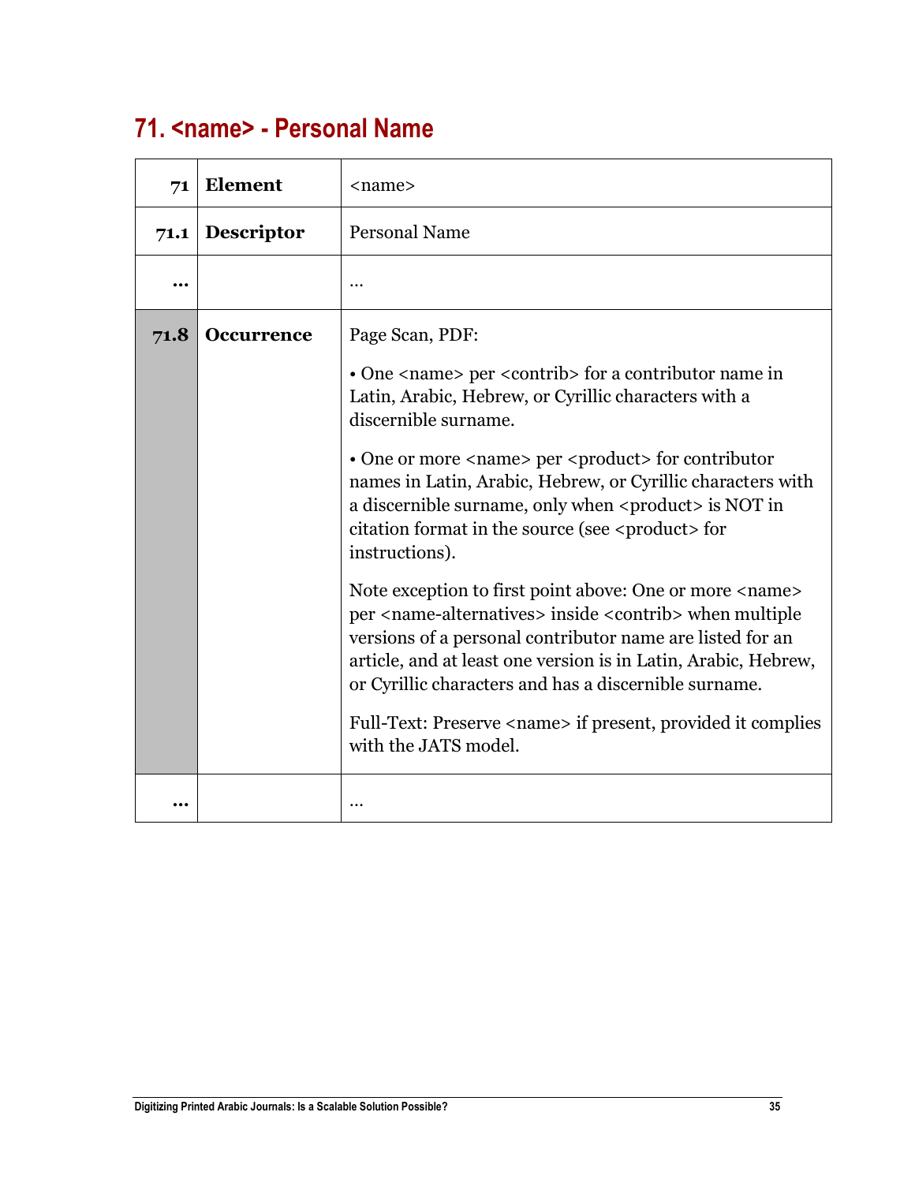## 71. <name> - Personal Name

| | | |
|---|---|---|
| 71 | **Element** | <name> |
| 71.1 | **Descriptor** | Personal Name |
| ... | | ... |
| 71.8 | **Occurrence** | Page Scan, PDF:<br><br>• One <name> per <contrib> for a contributor name in Latin, Arabic, Hebrew, or Cyrillic characters with a discernible surname.<br><br>• One or more <name> per <product> for contributor names in Latin, Arabic, Hebrew, or Cyrillic characters with a discernible surname, only when <product> is NOT in citation format in the source (see <product> for instructions).<br><br>Note exception to first point above: One or more <name> per <name-alternatives> inside <contrib> when multiple versions of a personal contributor name are listed for an article, and at least one version is in Latin, Arabic, Hebrew, or Cyrillic characters and has a discernible surname.<br><br>Full-Text: Preserve <name> if present, provided it complies with the JATS model. |
| ... | | ... |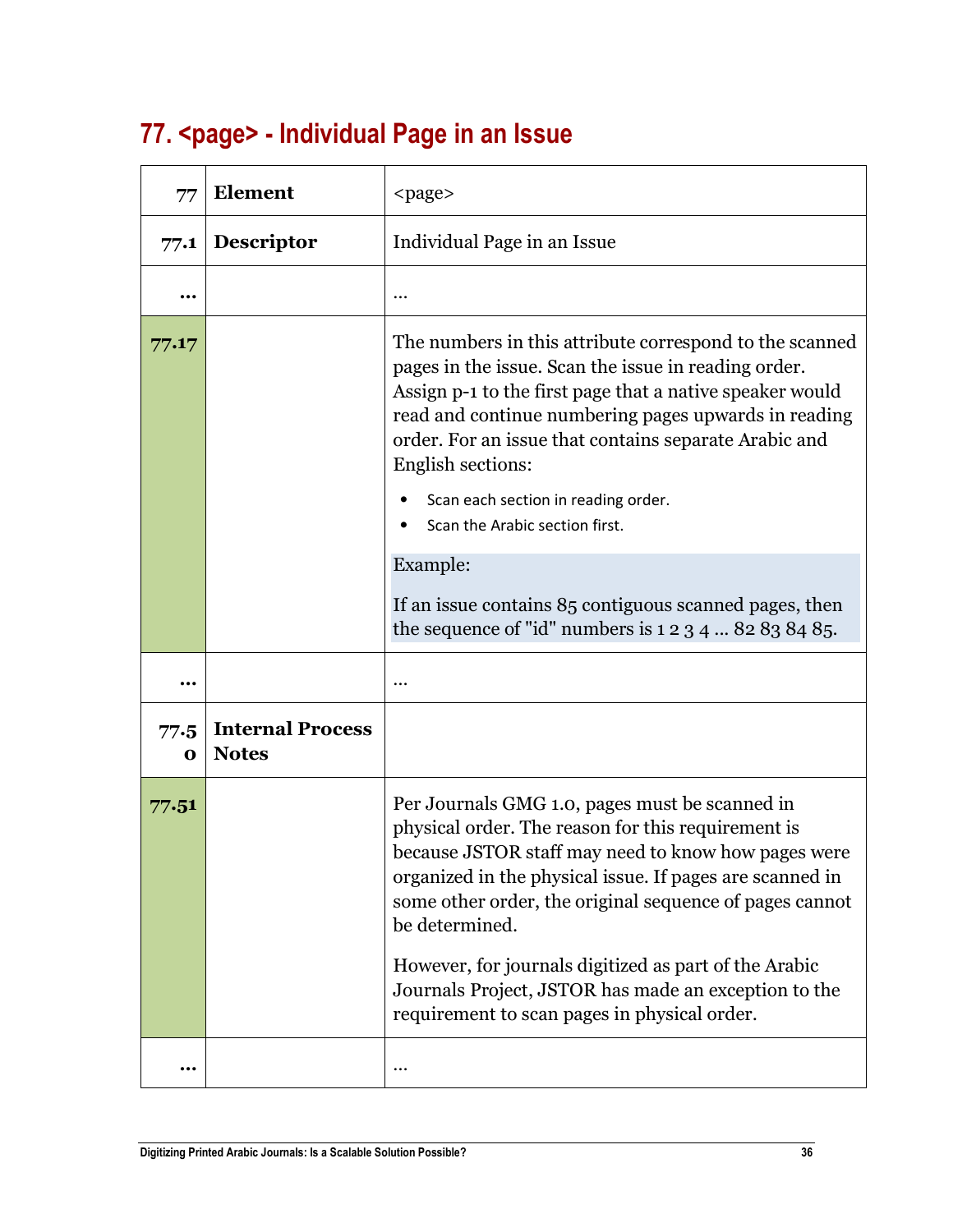## 77. <page> - Individual Page in an Issue

| 77 | Element | <page> |
|---|---|---|
| 77.1 | Descriptor | Individual Page in an Issue |
| … | | … |
| 77.17 | | The numbers in this attribute correspond to the scanned pages in the issue. Scan the issue in reading order. Assign p-1 to the first page that a native speaker would read and continue numbering pages upwards in reading order. For an issue that contains separate Arabic and English sections:<br>• Scan each section in reading order.<br>• Scan the Arabic section first.<br><br>Example:<br><br>If an issue contains 85 contiguous scanned pages, then the sequence of "id" numbers is 1 2 3 4 … 82 83 84 85. |
| … | | … |
| 77.50 | Internal Process Notes | |
| 77.51 | | Per Journals GMG 1.0, pages must be scanned in physical order. The reason for this requirement is because JSTOR staff may need to know how pages were organized in the physical issue. If pages are scanned in some other order, the original sequence of pages cannot be determined.<br><br>However, for journals digitized as part of the Arabic Journals Project, JSTOR has made an exception to the requirement to scan pages in physical order. |
| … | | … |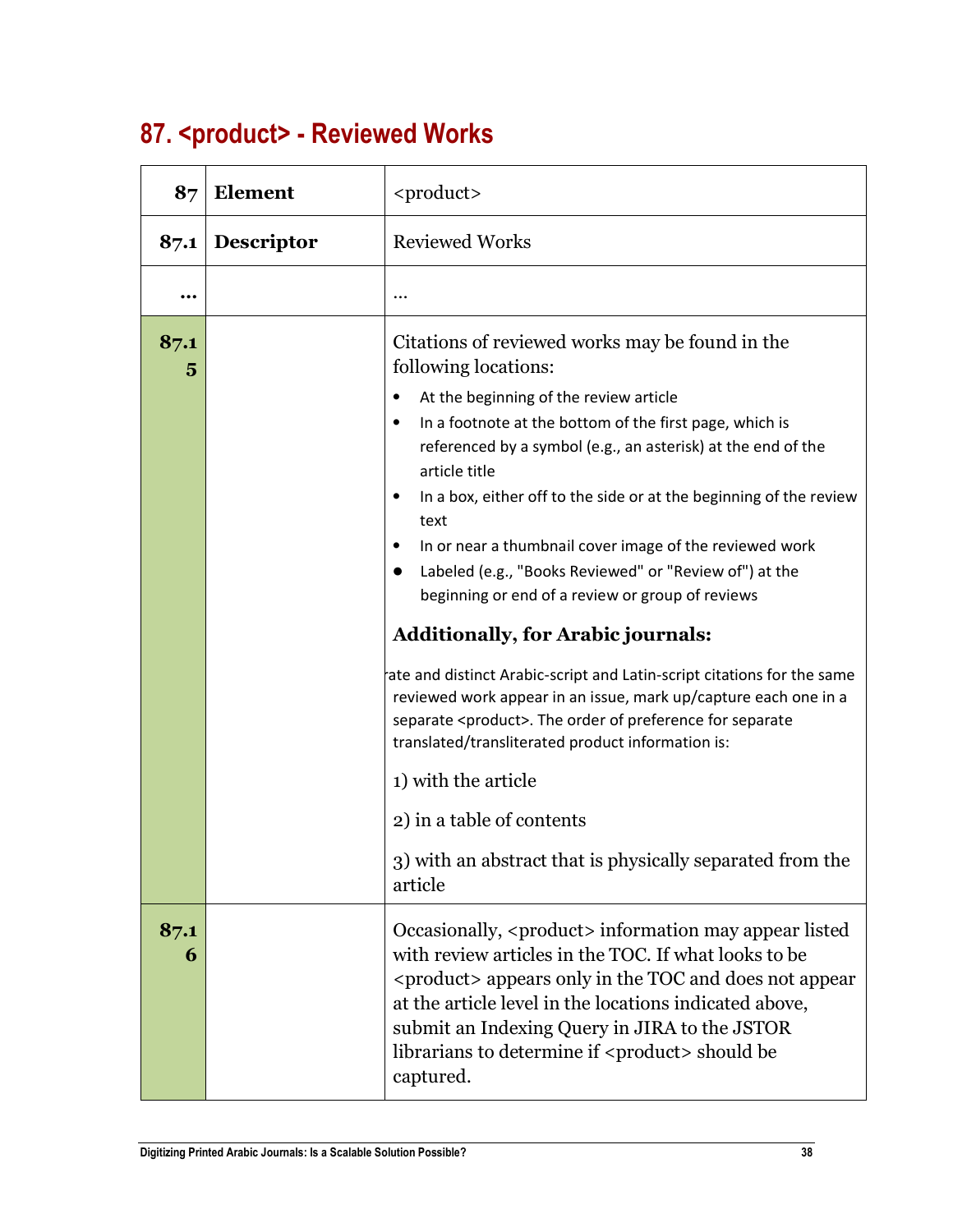## 87. <product> - Reviewed Works

| 87 | Element | <product> |
|---|---|---|
| 87.1 | Descriptor | Reviewed Works |
| … | | … |
| 87.15 | | Citations of reviewed works may be found in the following locations:<br>• At the beginning of the review article<br>• In a footnote at the bottom of the first page, which is referenced by a symbol (e.g., an asterisk) at the end of the article title<br>• In a box, either off to the side or at the beginning of the review text<br>• In or near a thumbnail cover image of the reviewed work<br>• Labeled (e.g., "Books Reviewed" or "Review of") at the beginning or end of a review or group of reviews<br>**Additionally, for Arabic journals:**<br>rate and distinct Arabic-script and Latin-script citations for the same reviewed work appear in an issue, mark up/capture each one in a separate <product>. The order of preference for separate translated/transliterated product information is:<br>1) with the article<br>2) in a table of contents<br>3) with an abstract that is physically separated from the article |
| 87.16 | | Occasionally, <product> information may appear listed with review articles in the TOC. If what looks to be <product> appears only in the TOC and does not appear at the article level in the locations indicated above, submit an Indexing Query in JIRA to the JSTOR librarians to determine if <product> should be captured. |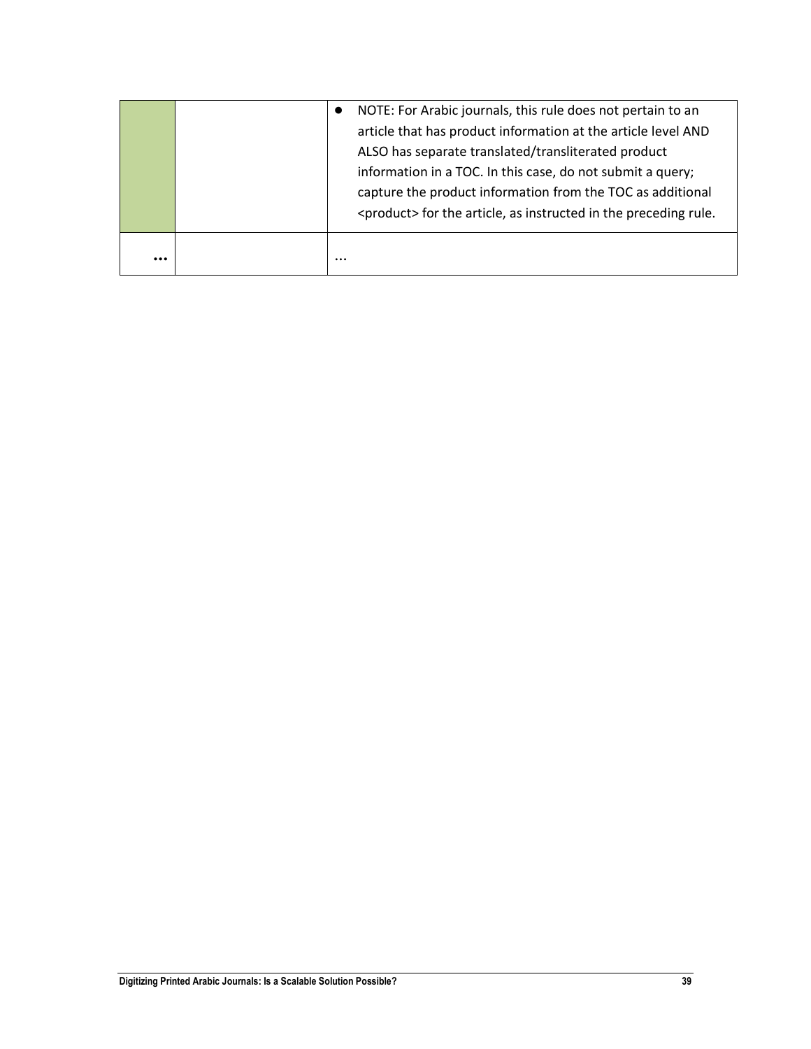| | | |
|---|---|---|
| | | • NOTE: For Arabic journals, this rule does not pertain to an article that has product information at the article level AND ALSO has separate translated/transliterated product information in a TOC. In this case, do not submit a query; capture the product information from the TOC as additional <product> for the article, as instructed in the preceding rule. |
| … | | … |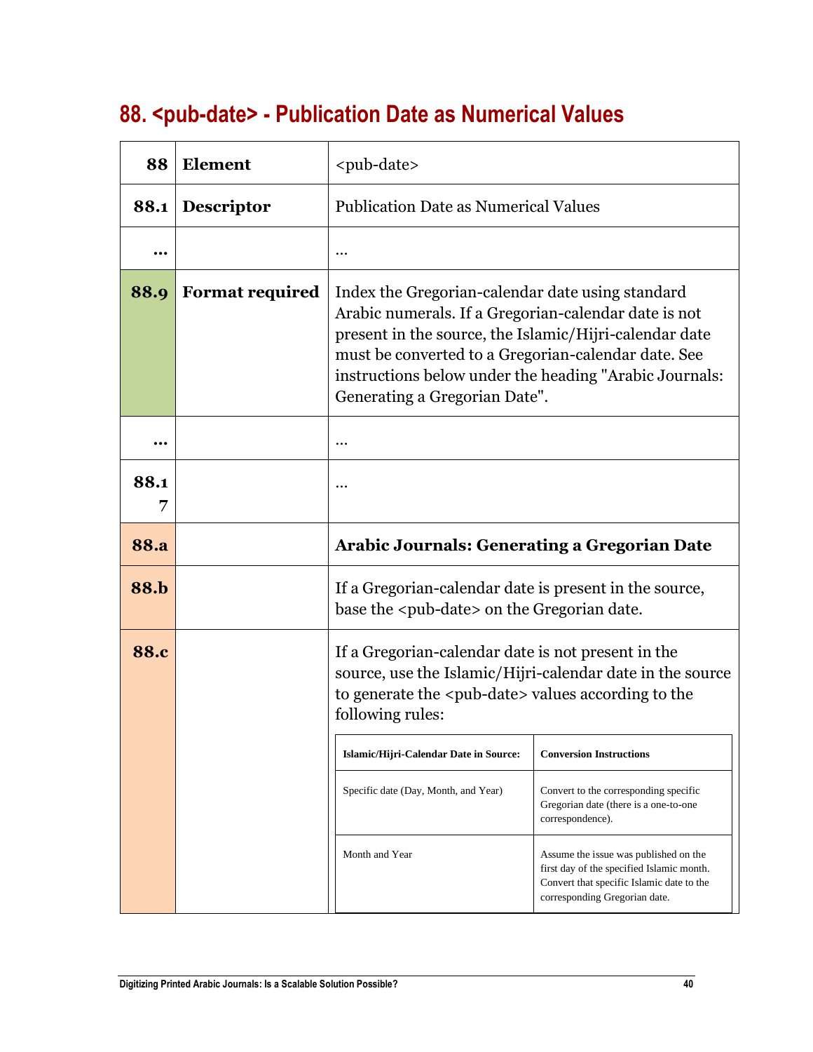## 88. <pub-date> - Publication Date as Numerical Values

| 88 | Element | <pub-date> |
|---|---|---|
| 88.1 | Descriptor | Publication Date as Numerical Values |
| … | | … |
| 88.9 | Format required | Index the Gregorian-calendar date using standard Arabic numerals. If a Gregorian-calendar date is not present in the source, the Islamic/Hijri-calendar date must be converted to a Gregorian-calendar date. See instructions below under the heading "Arabic Journals: Generating a Gregorian Date". |
| … | | … |
| 88.17 | | … |
| 88.a | | **Arabic Journals: Generating a Gregorian Date** |
| 88.b | | If a Gregorian-calendar date is present in the source, base the <pub-date> on the Gregorian date. |
| 88.c | | If a Gregorian-calendar date is not present in the source, use the Islamic/Hijri-calendar date in the source to generate the <pub-date> values according to the following rules: |

| Islamic/Hijri-Calendar Date in Source: | Conversion Instructions |
|---|---|
| Specific date (Day, Month, and Year) | Convert to the corresponding specific Gregorian date (there is a one-to-one correspondence). |
| Month and Year | Assume the issue was published on the first day of the specified Islamic month. Convert that specific Islamic date to the corresponding Gregorian date. |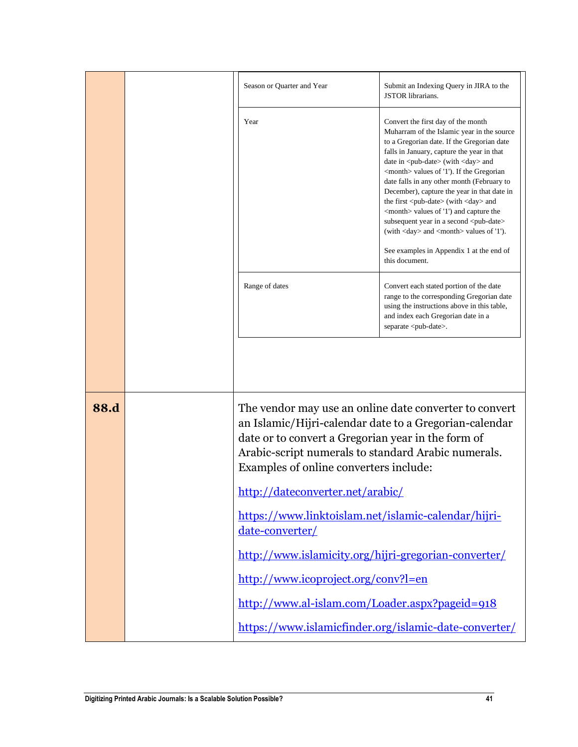| | | | |
|---|---|---|---|
| | | Season or Quarter and Year | Submit an Indexing Query in JIRA to the JSTOR librarians. |
| | | Year | Convert the first day of the month Muharram of the Islamic year in the source to a Gregorian date. If the Gregorian date falls in January, capture the year in that date in <pub-date> (with <day> and <month> values of '1'). If the Gregorian date falls in any other month (February to December), capture the year in that date in the first <pub-date> (with <day> and <month> values of '1') and capture the subsequent year in a second <pub-date> (with <day> and <month> values of '1').<br><br>See examples in Appendix 1 at the end of this document. |
| | | Range of dates | Convert each stated portion of the date range to the corresponding Gregorian date using the instructions above in this table, and index each Gregorian date in a separate <pub-date>. |

| | | |
|---|---|---|
| **88.d** | | The vendor may use an online date converter to convert an Islamic/Hijri-calendar date to a Gregorian-calendar date or to convert a Gregorian year in the form of Arabic-script numerals to standard Arabic numerals. Examples of online converters include:<br><br>http://dateconverter.net/arabic/<br><br>https://www.linktoislam.net/islamic-calendar/hijri-date-converter/<br><br>http://www.islamicity.org/hijri-gregorian-converter/<br><br>http://www.icoproject.org/conv?l=en<br><br>http://www.al-islam.com/Loader.aspx?pageid=918<br><br>https://www.islamicfinder.org/islamic-date-converter/ |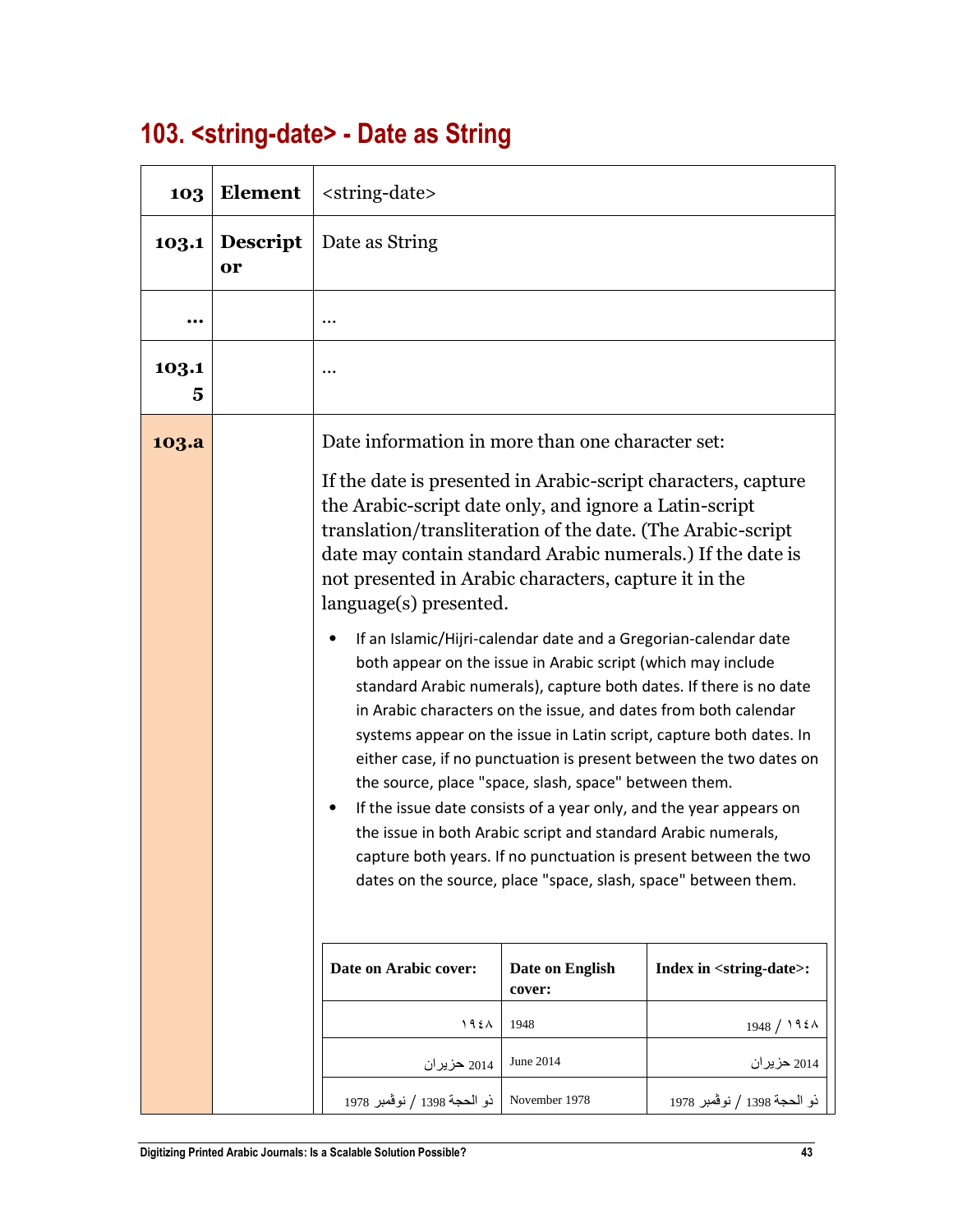# 103. <string-date> - Date as String

| 103 | Element | <string-date> |
|---|---|---|
| 103.1 | Descriptor | Date as String |
| ... | | ... |
| 103.15 | | ... |
| 103.a | | Date information in more than one character set:<br><br>If the date is presented in Arabic-script characters, capture the Arabic-script date only, and ignore a Latin-script translation/transliteration of the date. (The Arabic-script date may contain standard Arabic numerals.) If the date is not presented in Arabic characters, capture it in the language(s) presented.<br><br>• If an Islamic/Hijri-calendar date and a Gregorian-calendar date both appear on the issue in Arabic script (which may include standard Arabic numerals), capture both dates. If there is no date in Arabic characters on the issue, and dates from both calendar systems appear on the issue in Latin script, capture both dates. In either case, if no punctuation is present between the two dates on the source, place "space, slash, space" between them.<br>• If the issue date consists of a year only, and the year appears on the issue in both Arabic script and standard Arabic numerals, capture both years. If no punctuation is present between the two dates on the source, place "space, slash, space" between them. |

| Date on Arabic cover: | Date on English cover: | Index in <string-date>: |
|---|---|---|
| ١٩٤٨ | 1948 | 1948 / ١٩٤٨ |
| 2014 حزيران | June 2014 | 2014 حزيران |
| ذو الحجة 1398 / نوفمبر 1978 | November 1978 | ذو الحجة 1398 / نوفمبر 1978 |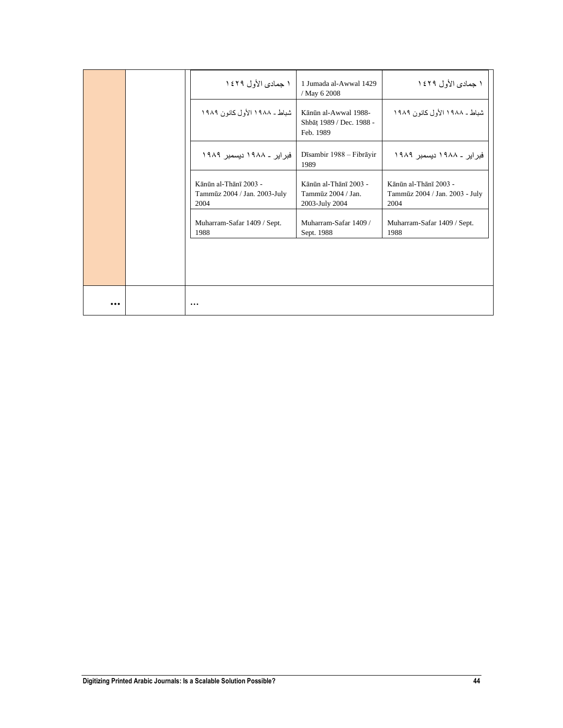| | | | | |
|---|---|---|---|---|
| | | ١ جمادى الأول ١٤٢٩ | 1 Jumada al-Awwal 1429 / May 6 2008 | ١ جمادى الأول ١٤٢٩ |
| | | شباط ـ ١٩٨٨ الأول كانون ١٩٨٩ | Kānūn al-Awwal 1988-Shbāṭ 1989 / Dec. 1988 - Feb. 1989 | شباط ـ ١٩٨٨ الأول كانون ١٩٨٩ |
| | | فبراير ـ ١٩٨٨ ديسمبر ١٩٨٩ | Dīsambir 1988 – Fibrāyir 1989 | فبراير ـ ١٩٨٨ ديسمبر ١٩٨٩ |
| | | Kānūn al-Thānī 2003 - Tammūz 2004 / Jan. 2003-July 2004 | Kānūn al-Thānī 2003 - Tammūz 2004 / Jan. 2003-July 2004 | Kānūn al-Thānī 2003 - Tammūz 2004 / Jan. 2003 - July 2004 |
| | | Muharram-Safar 1409 / Sept. 1988 | Muharram-Safar 1409 / Sept. 1988 | Muharram-Safar 1409 / Sept. 1988 |
| … | | … | | |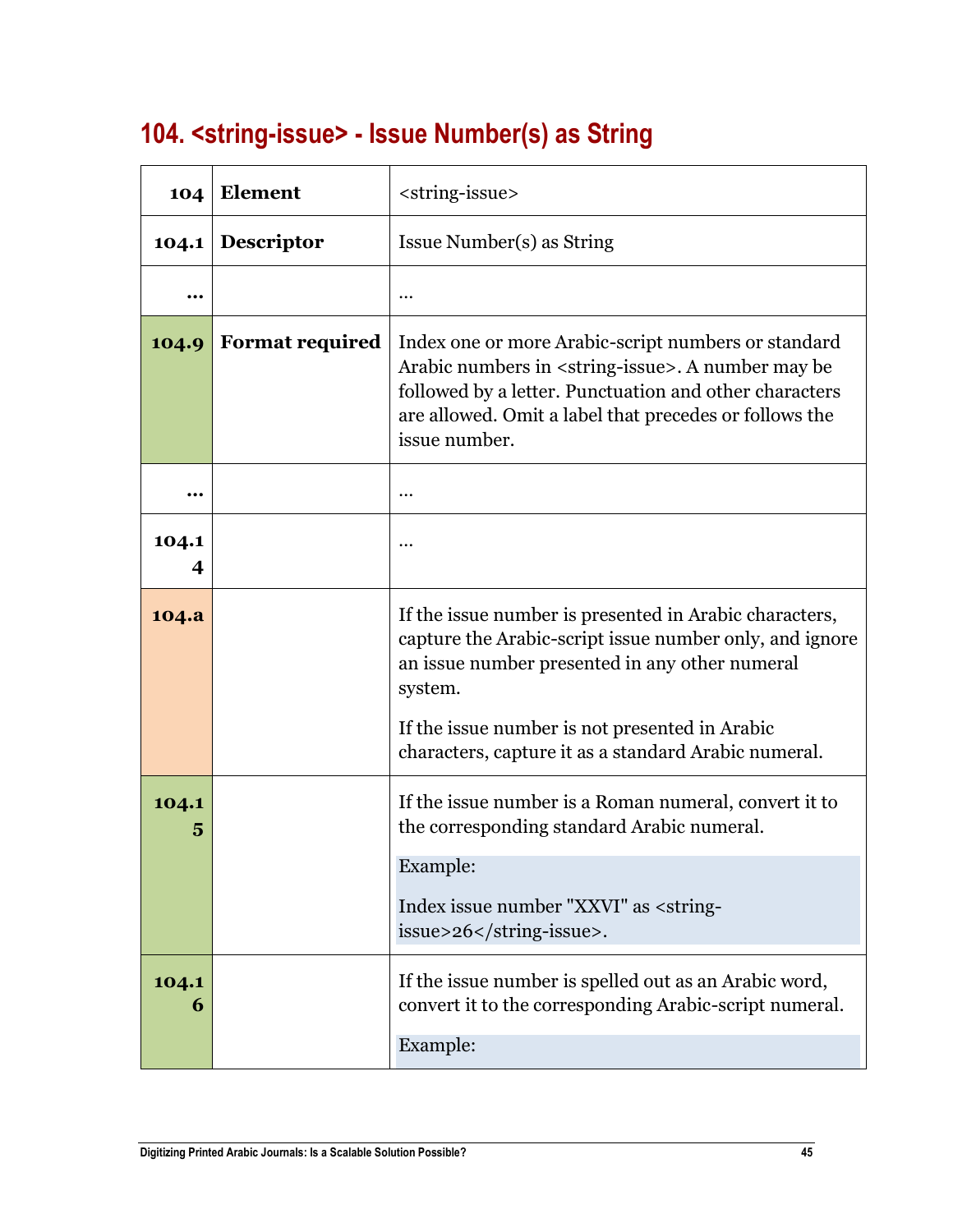## 104. <string-issue> - Issue Number(s) as String

| | | |
|---|---|---|
| **104** | **Element** | <string-issue> |
| **104.1** | **Descriptor** | Issue Number(s) as String |
| **…** | | … |
| **104.9** | **Format required** | Index one or more Arabic-script numbers or standard Arabic numbers in <string-issue>. A number may be followed by a letter. Punctuation and other characters are allowed. Omit a label that precedes or follows the issue number. |
| **…** | | … |
| **104.14** | | … |
| **104.a** | | If the issue number is presented in Arabic characters, capture the Arabic-script issue number only, and ignore an issue number presented in any other numeral system.<br><br>If the issue number is not presented in Arabic characters, capture it as a standard Arabic numeral. |
| **104.15** | | If the issue number is a Roman numeral, convert it to the corresponding standard Arabic numeral.<br><br>Example:<br><br>Index issue number "XXVI" as <string-issue>26</string-issue>. |
| **104.16** | | If the issue number is spelled out as an Arabic word, convert it to the corresponding Arabic-script numeral.<br><br>Example: |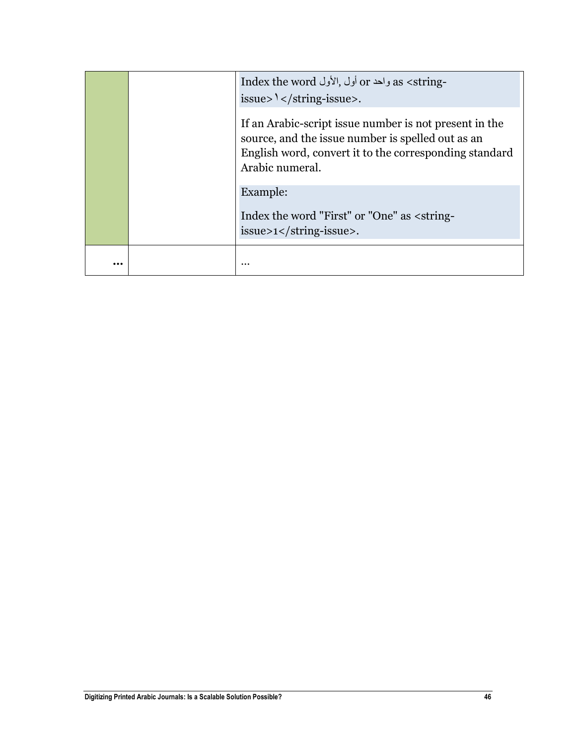| | | |
|---|---|---|
| | | Index the word الأول, أول or واحد as <string-issue>١</string-issue>.<br><br>If an Arabic-script issue number is not present in the source, and the issue number is spelled out as an English word, convert it to the corresponding standard Arabic numeral.<br><br>Example:<br><br>Index the word "First" or "One" as <string-issue>1</string-issue>. |
| **…** | | … |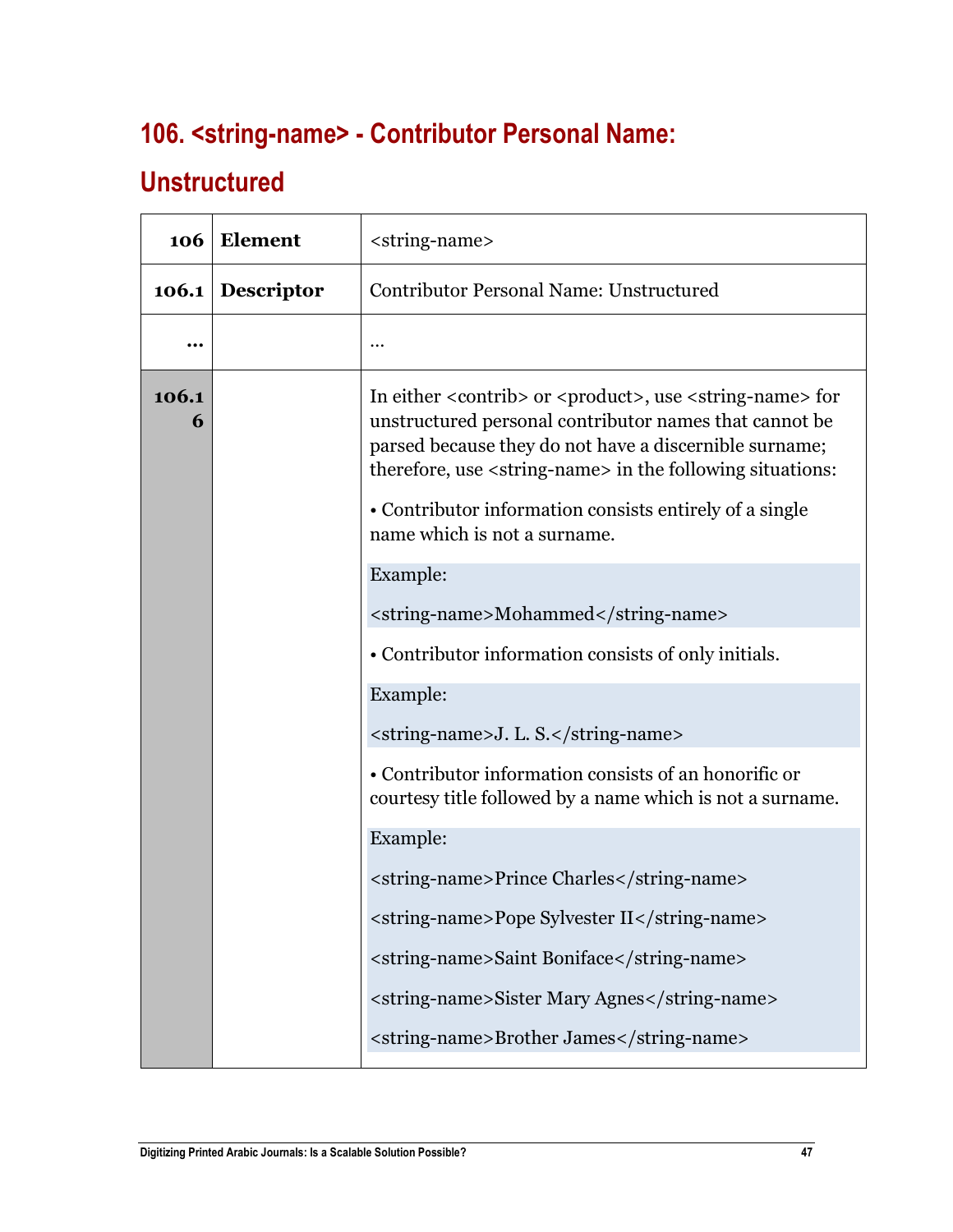## 106. <string-name> - Contributor Personal Name: Unstructured

| | | |
|---|---|---|
| **106** | **Element** | <string-name> |
| **106.1** | **Descriptor** | Contributor Personal Name: Unstructured |
| **…** | | … |
| **106.16** | | In either <contrib> or <product>, use <string-name> for unstructured personal contributor names that cannot be parsed because they do not have a discernible surname; therefore, use <string-name> in the following situations:<br><br>• Contributor information consists entirely of a single name which is not a surname.<br><br>Example:<br><br><string-name>Mohammed</string-name><br><br>• Contributor information consists of only initials.<br><br>Example:<br><br><string-name>J. L. S.</string-name><br><br>• Contributor information consists of an honorific or courtesy title followed by a name which is not a surname.<br><br>Example:<br><br><string-name>Prince Charles</string-name><br><br><string-name>Pope Sylvester II</string-name><br><br><string-name>Saint Boniface</string-name><br><br><string-name>Sister Mary Agnes</string-name><br><br><string-name>Brother James</string-name> |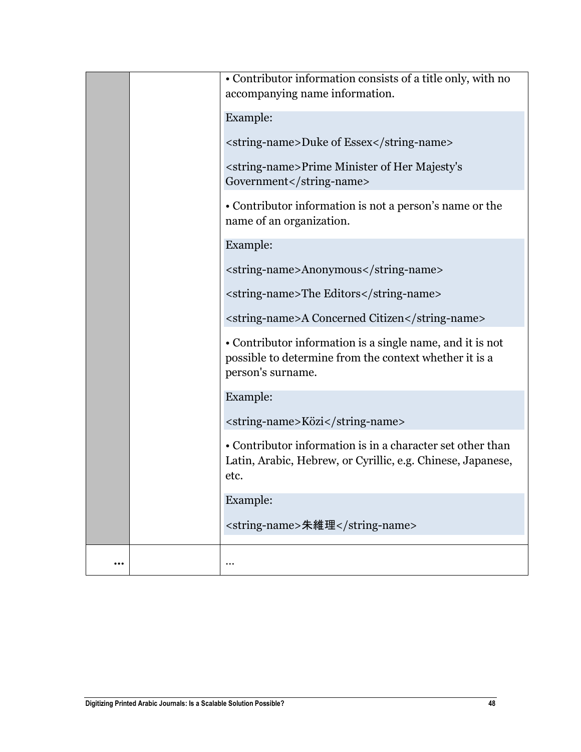| | | |
|---|---|---|
| | | • Contributor information consists of a title only, with no accompanying name information.<br><br>Example:<br><br>`<string-name>Duke of Essex</string-name>`<br><br>`<string-name>Prime Minister of Her Majesty's Government</string-name>`<br><br>• Contributor information is not a person's name or the name of an organization.<br><br>Example:<br><br>`<string-name>Anonymous</string-name>`<br><br>`<string-name>The Editors</string-name>`<br><br>`<string-name>A Concerned Citizen</string-name>`<br><br>• Contributor information is a single name, and it is not possible to determine from the context whether it is a person's surname.<br><br>Example:<br><br>`<string-name>Közi</string-name>`<br><br>• Contributor information is in a character set other than Latin, Arabic, Hebrew, or Cyrillic, e.g. Chinese, Japanese, etc.<br><br>Example:<br><br>`<string-name>朱維理</string-name>` |
| **…** | | … |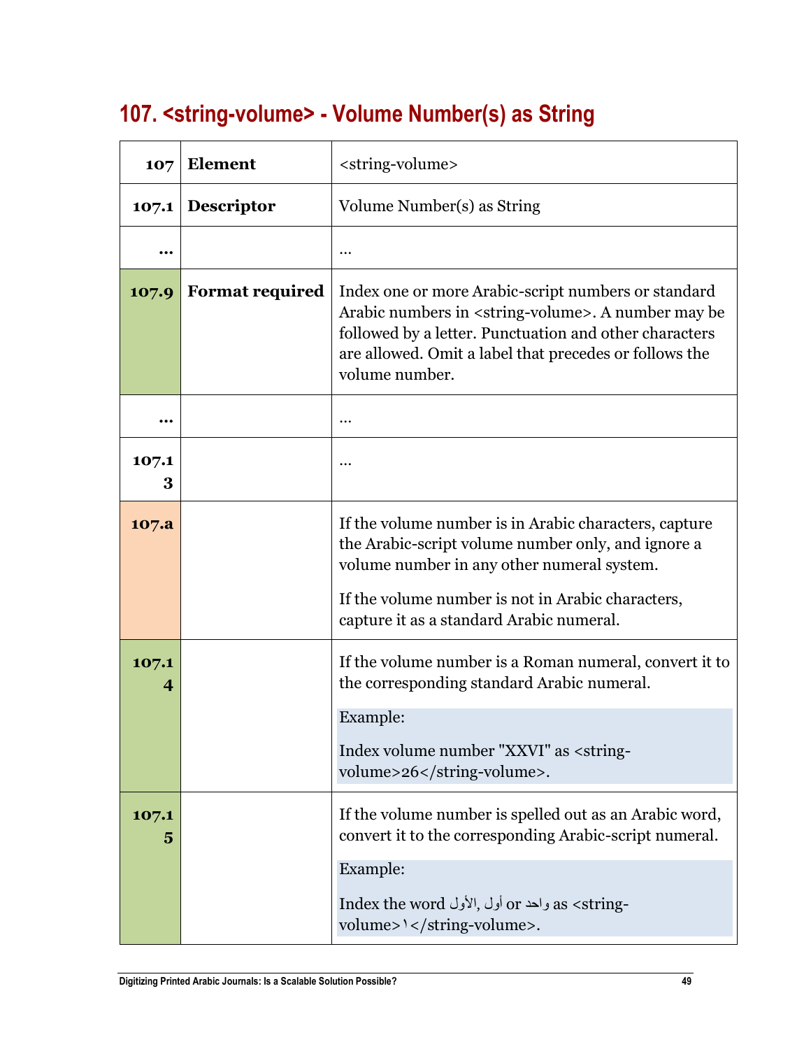## 107. <string-volume> - Volume Number(s) as String

| 107 | Element | <string-volume> |
|---|---|---|
| 107.1 | Descriptor | Volume Number(s) as String |
| … | | … |
| 107.9 | Format required | Index one or more Arabic-script numbers or standard Arabic numbers in <string-volume>. A number may be followed by a letter. Punctuation and other characters are allowed. Omit a label that precedes or follows the volume number. |
| … | | … |
| 107.13 | | … |
| 107.a | | If the volume number is in Arabic characters, capture the Arabic-script volume number only, and ignore a volume number in any other numeral system.<br><br>If the volume number is not in Arabic characters, capture it as a standard Arabic numeral. |
| 107.14 | | If the volume number is a Roman numeral, convert it to the corresponding standard Arabic numeral.<br><br>Example:<br><br>Index volume number "XXVI" as <string-volume>26</string-volume>. |
| 107.15 | | If the volume number is spelled out as an Arabic word, convert it to the corresponding Arabic-script numeral.<br><br>Example:<br><br>Index the word الأول, أول or واحد as <string-volume>١</string-volume>. |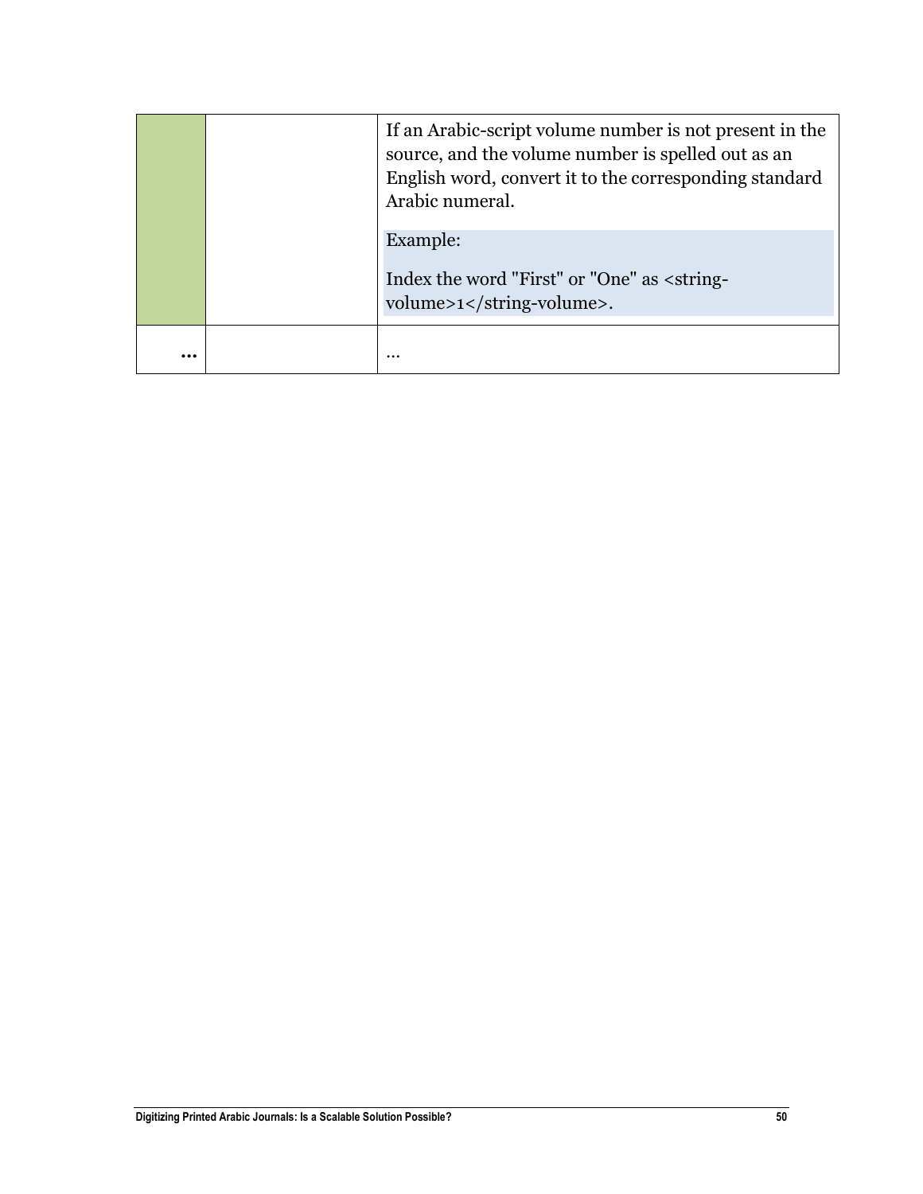| | | |
|---|---|---|
| | | If an Arabic-script volume number is not present in the source, and the volume number is spelled out as an English word, convert it to the corresponding standard Arabic numeral.<br><br>Example:<br><br>Index the word "First" or "One" as <string-volume>1</string-volume>. |
| **…** | | … |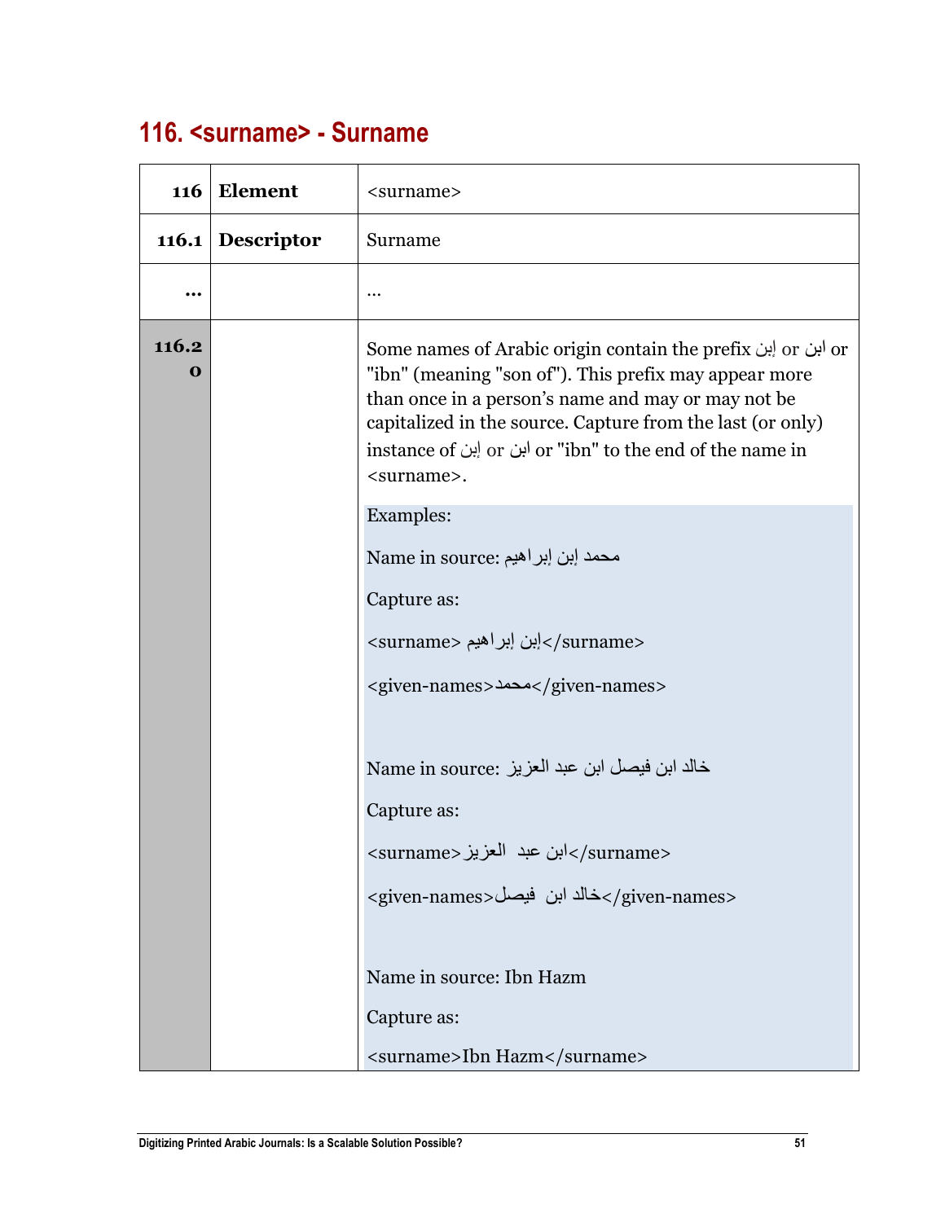## 116. <surname> - Surname

| 116 | Element | <surname> |
|---|---|---|
| 116.1 | Descriptor | Surname |
| … | | … |
| 116.20 | | Some names of Arabic origin contain the prefix إبن or ابن or "ibn" (meaning "son of"). This prefix may appear more than once in a person's name and may or may not be capitalized in the source. Capture from the last (or only) instance of إبن or ابن or "ibn" to the end of the name in <surname>.<br><br>Examples:<br><br>Name in source: محمد إبن إبراهيم<br><br>Capture as:<br><br><surname> إبن إبراهيم</surname><br><br><given-names>محمد</given-names><br><br>Name in source: خالد ابن فيصل ابن عبد العزيز<br><br>Capture as:<br><br><surname>ابن عبد العزيز</surname><br><br><given-names>خالد ابن فيصل</given-names><br><br>Name in source: Ibn Hazm<br><br>Capture as:<br><br><surname>Ibn Hazm</surname> |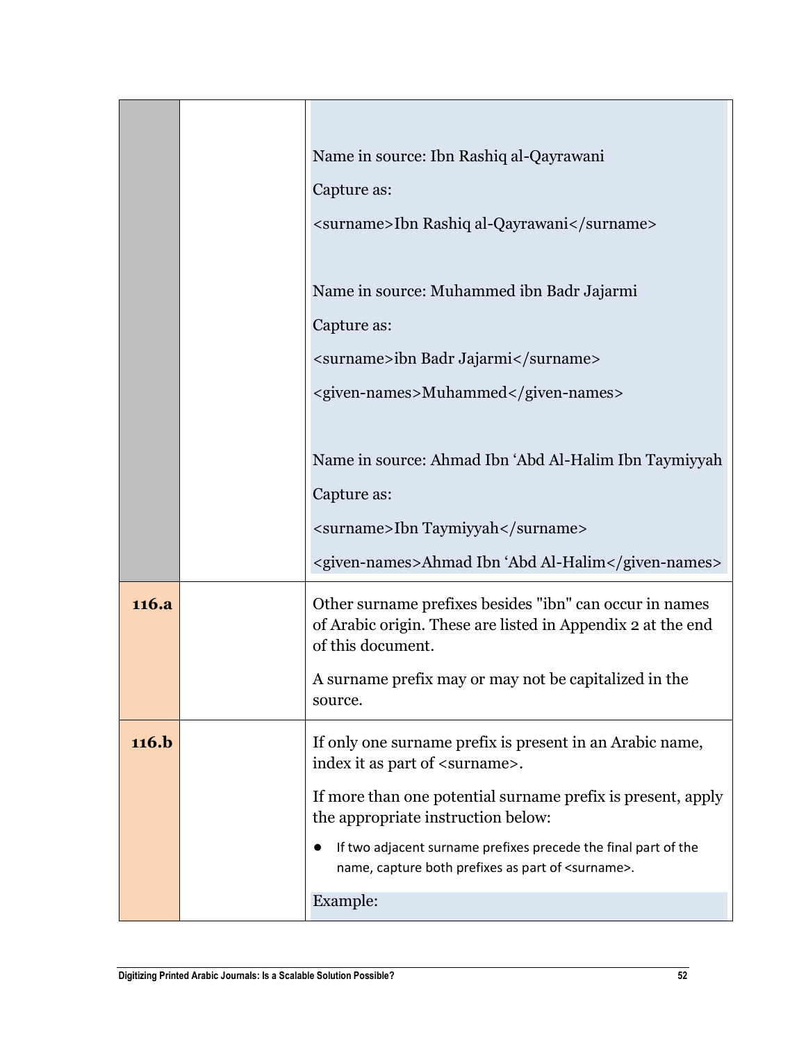| | | |
|---|---|---|
| | | Name in source: Ibn Rashiq al-Qayrawani<br><br>Capture as:<br><br>`<surname>Ibn Rashiq al-Qayrawani</surname>`<br><br>Name in source: Muhammed ibn Badr Jajarmi<br><br>Capture as:<br><br>`<surname>ibn Badr Jajarmi</surname>`<br><br>`<given-names>Muhammed</given-names>`<br><br>Name in source: Ahmad Ibn ‘Abd Al-Halim Ibn Taymiyyah<br><br>Capture as:<br><br>`<surname>Ibn Taymiyyah</surname>`<br><br>`<given-names>Ahmad Ibn ‘Abd Al-Halim</given-names>` |
| **116.a** | | Other surname prefixes besides "ibn" can occur in names of Arabic origin. These are listed in Appendix 2 at the end of this document.<br><br>A surname prefix may or may not be capitalized in the source. |
| **116.b** | | If only one surname prefix is present in an Arabic name, index it as part of `<surname>`.<br><br>If more than one potential surname prefix is present, apply the appropriate instruction below:<br><br>• If two adjacent surname prefixes precede the final part of the name, capture both prefixes as part of `<surname>`.<br><br>Example: |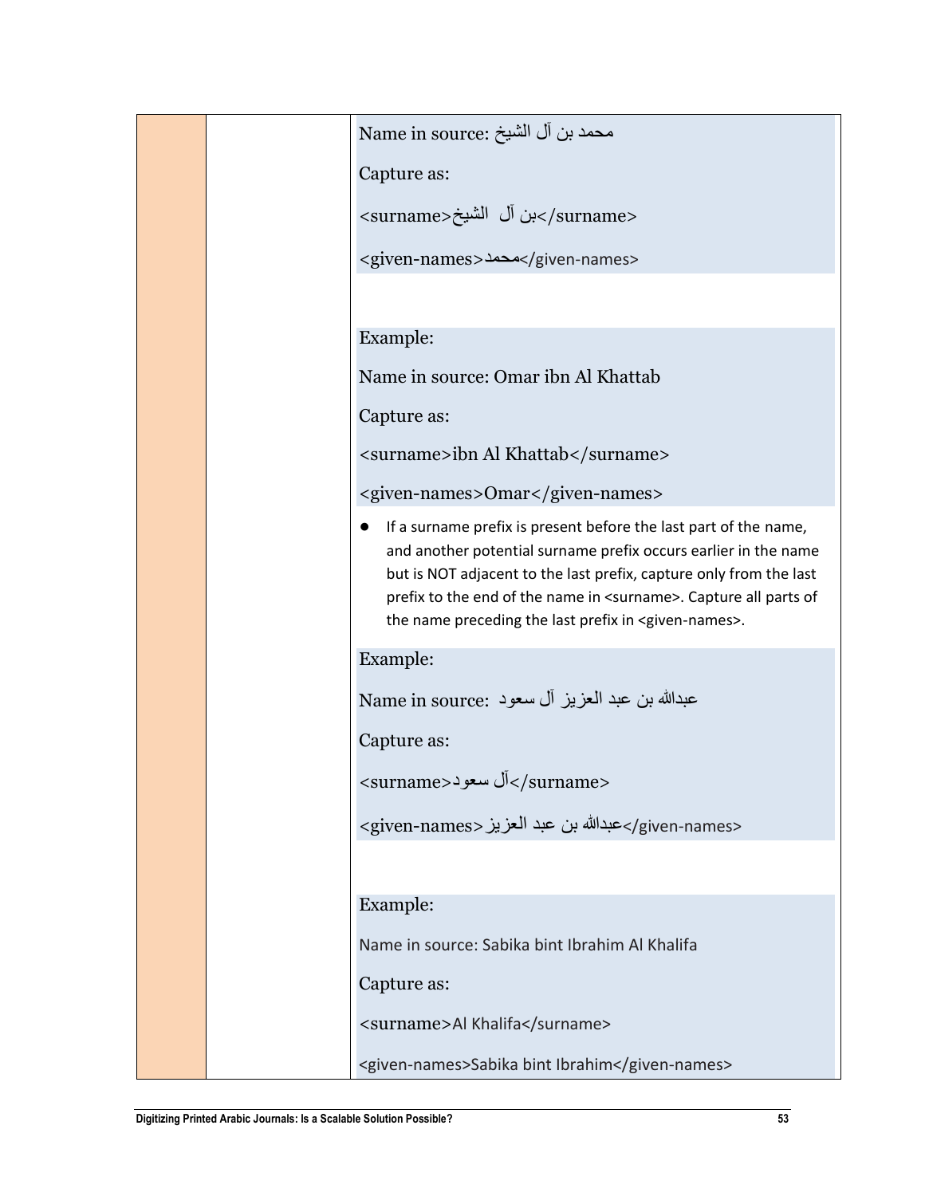| | | Name in source: محمد بن آل الشيخ<br><br>Capture as:<br><br>`<surname>بن آل الشيخ</surname>`<br><br>`<given-names>محمد</given-names>`<br><br><br>Example:<br><br>Name in source: Omar ibn Al Khattab<br><br>Capture as:<br><br>`<surname>ibn Al Khattab</surname>`<br><br>`<given-names>Omar</given-names>`<br><br>● If a surname prefix is present before the last part of the name, and another potential surname prefix occurs earlier in the name but is NOT adjacent to the last prefix, capture only from the last prefix to the end of the name in `<surname>`. Capture all parts of the name preceding the last prefix in `<given-names>`.<br><br>Example:<br><br>Name in source: عبدالله بن عبد العزيز آل سعود<br><br>Capture as:<br><br>`<surname>آل سعود</surname>`<br><br>`<given-names>عبدالله بن عبد العزيز</given-names>`<br><br><br>Example:<br><br>Name in source: Sabika bint Ibrahim Al Khalifa<br><br>Capture as:<br><br>`<surname>Al Khalifa</surname>`<br><br>`<given-names>Sabika bint Ibrahim</given-names>` |
|---|---|---|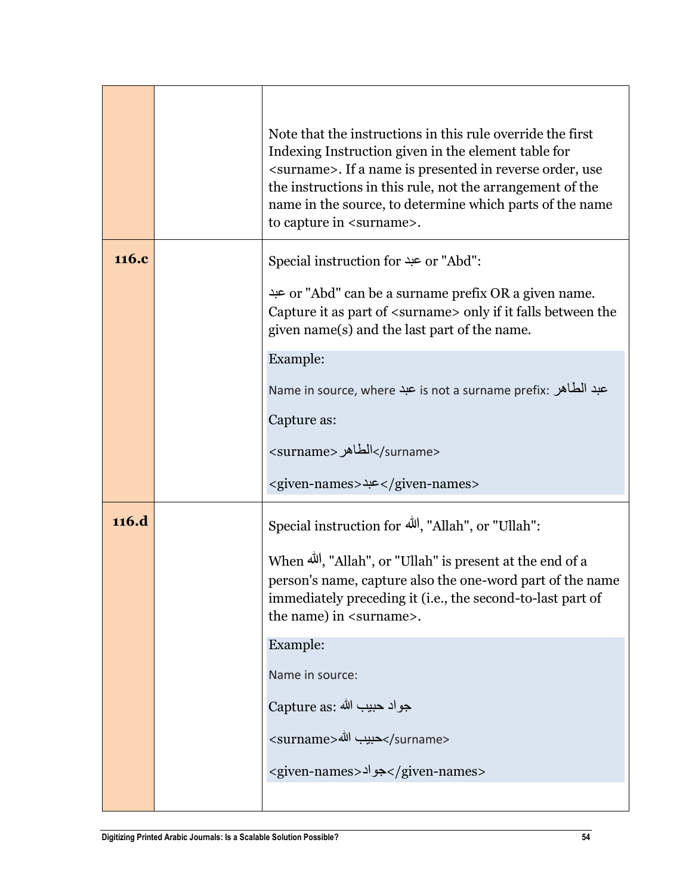| | | |
|---|---|---|
| | | Note that the instructions in this rule override the first Indexing Instruction given in the element table for <surname>. If a name is presented in reverse order, use the instructions in this rule, not the arrangement of the name in the source, to determine which parts of the name to capture in <surname>. |
| **116.c** | | Special instruction for عبد or "Abd":<br><br>عبد or "Abd" can be a surname prefix OR a given name. Capture it as part of <surname> only if it falls between the given name(s) and the last part of the name.<br><br>Example:<br><br>Name in source, where عبد is not a surname prefix: عبد الطاهر<br><br>Capture as:<br><br><surname>الطاهر</surname><br><br><given-names>عبد</given-names> |
| **116.d** | | Special instruction for الله, "Allah", or "Ullah":<br><br>When الله, "Allah", or "Ullah" is present at the end of a person's name, capture also the one-word part of the name immediately preceding it (i.e., the second-to-last part of the name) in <surname>.<br><br>Example:<br><br>Name in source:<br><br>Capture as: جواد حبيب الله<br><br><surname>حبيب الله</surname><br><br><given-names>جواد</given-names> |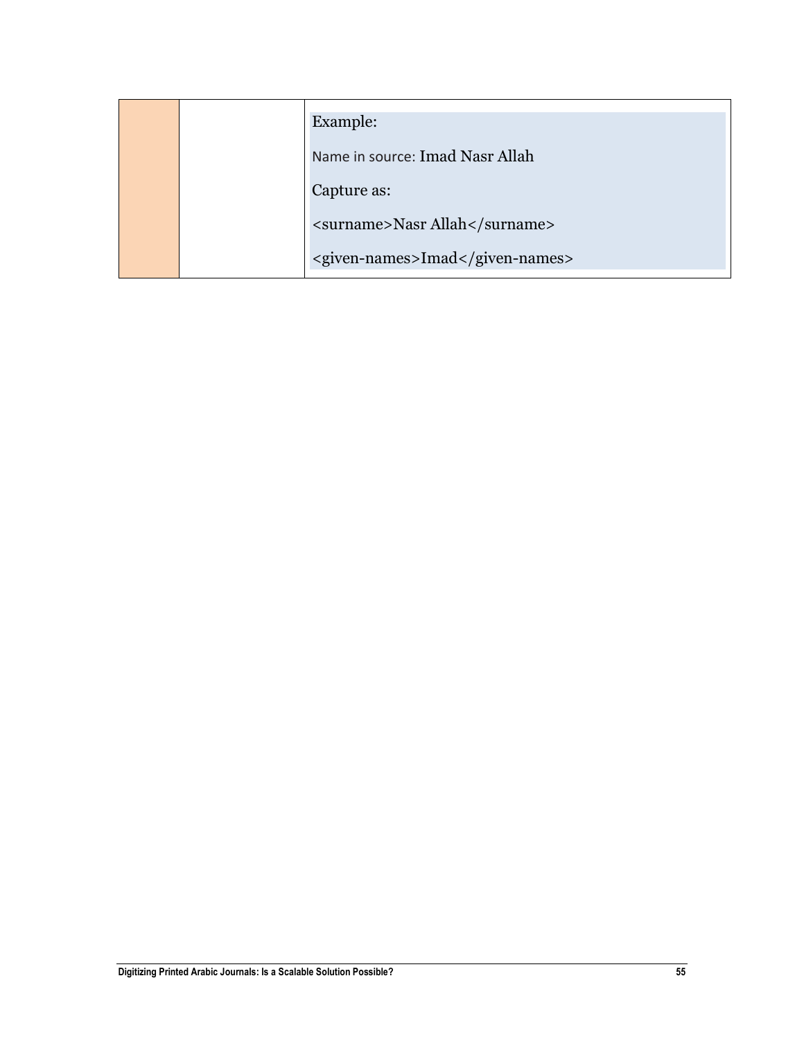| | | |
|---|---|---|
| | | Example:<br><br>Name in source: Imad Nasr Allah<br><br>Capture as:<br><br>`<surname>Nasr Allah</surname>`<br><br>`<given-names>Imad</given-names>` |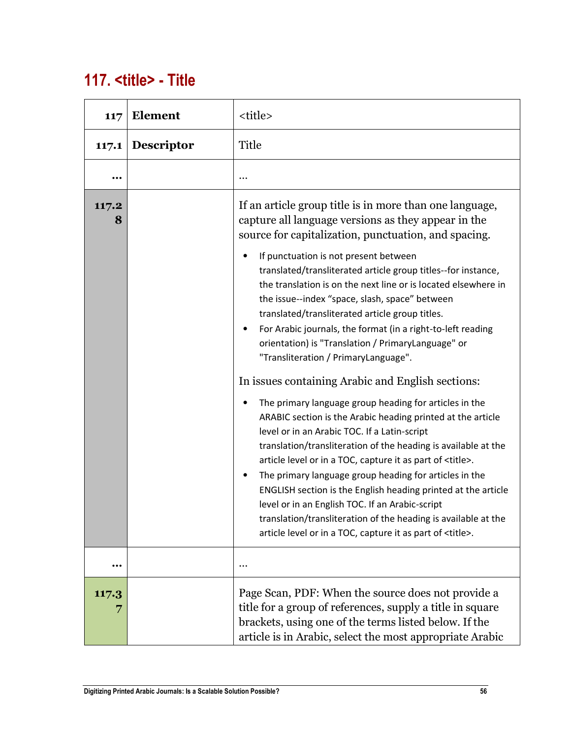## 117. <title> - Title

| 117 | **Element** | <title> |
|---|---|---|
| 117.1 | **Descriptor** | Title |
| ... | | ... |
| 117.28 | | If an article group title is in more than one language, capture all language versions as they appear in the source for capitalization, punctuation, and spacing.<br><br>• If punctuation is not present between translated/transliterated article group titles--for instance, the translation is on the next line or is located elsewhere in the issue--index "space, slash, space" between translated/transliterated article group titles.<br>• For Arabic journals, the format (in a right-to-left reading orientation) is "Translation / PrimaryLanguage" or "Transliteration / PrimaryLanguage".<br><br>In issues containing Arabic and English sections:<br><br>• The primary language group heading for articles in the ARABIC section is the Arabic heading printed at the article level or in an Arabic TOC. If a Latin-script translation/transliteration of the heading is available at the article level or in a TOC, capture it as part of <title>.<br>• The primary language group heading for articles in the ENGLISH section is the English heading printed at the article level or in an English TOC. If an Arabic-script translation/transliteration of the heading is available at the article level or in a TOC, capture it as part of <title>. |
| ... | | ... |
| 117.37 | | Page Scan, PDF: When the source does not provide a title for a group of references, supply a title in square brackets, using one of the terms listed below. If the article is in Arabic, select the most appropriate Arabic |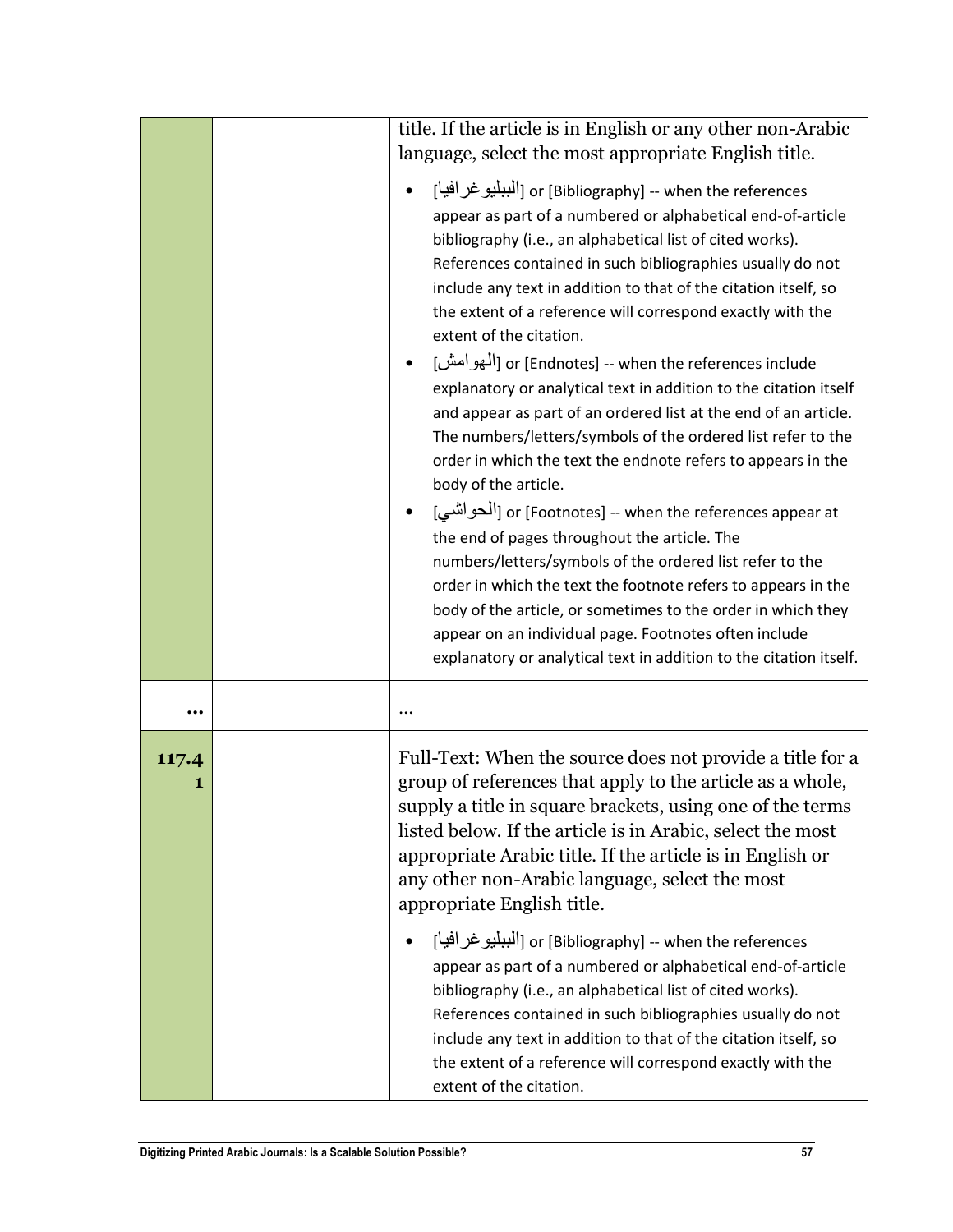| | | |
|---|---|---|
| | | title. If the article is in English or any other non-Arabic language, select the most appropriate English title.<br><br>• [البيليوغرافيا] or [Bibliography] -- when the references appear as part of a numbered or alphabetical end-of-article bibliography (i.e., an alphabetical list of cited works). References contained in such bibliographies usually do not include any text in addition to that of the citation itself, so the extent of a reference will correspond exactly with the extent of the citation.<br>• [الهوامش] or [Endnotes] -- when the references include explanatory or analytical text in addition to the citation itself and appear as part of an ordered list at the end of an article. The numbers/letters/symbols of the ordered list refer to the order in which the text the endnote refers to appears in the body of the article.<br>• [الحواشي] or [Footnotes] -- when the references appear at the end of pages throughout the article. The numbers/letters/symbols of the ordered list refer to the order in which the text the footnote refers to appears in the body of the article, or sometimes to the order in which they appear on an individual page. Footnotes often include explanatory or analytical text in addition to the citation itself. |
| **…** | | … |
| **117.41** | | Full-Text: When the source does not provide a title for a group of references that apply to the article as a whole, supply a title in square brackets, using one of the terms listed below. If the article is in Arabic, select the most appropriate Arabic title. If the article is in English or any other non-Arabic language, select the most appropriate English title.<br><br>• [البيليوغرافيا] or [Bibliography] -- when the references appear as part of a numbered or alphabetical end-of-article bibliography (i.e., an alphabetical list of cited works). References contained in such bibliographies usually do not include any text in addition to that of the citation itself, so the extent of a reference will correspond exactly with the extent of the citation. |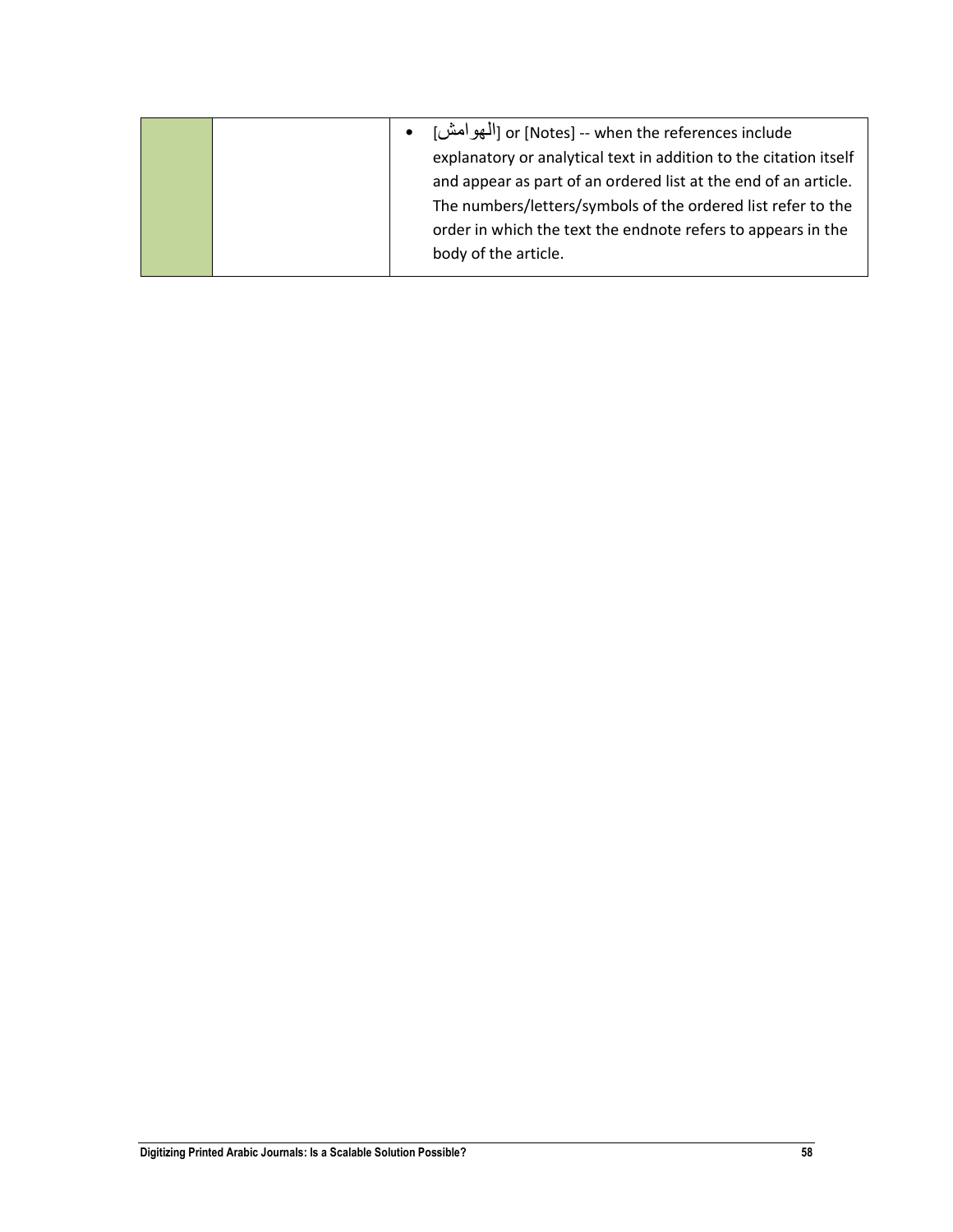| | | |
|---|---|---|
| | | • [الهوامش] or [Notes] -- when the references include explanatory or analytical text in addition to the citation itself and appear as part of an ordered list at the end of an article. The numbers/letters/symbols of the ordered list refer to the order in which the text the endnote refers to appears in the body of the article. |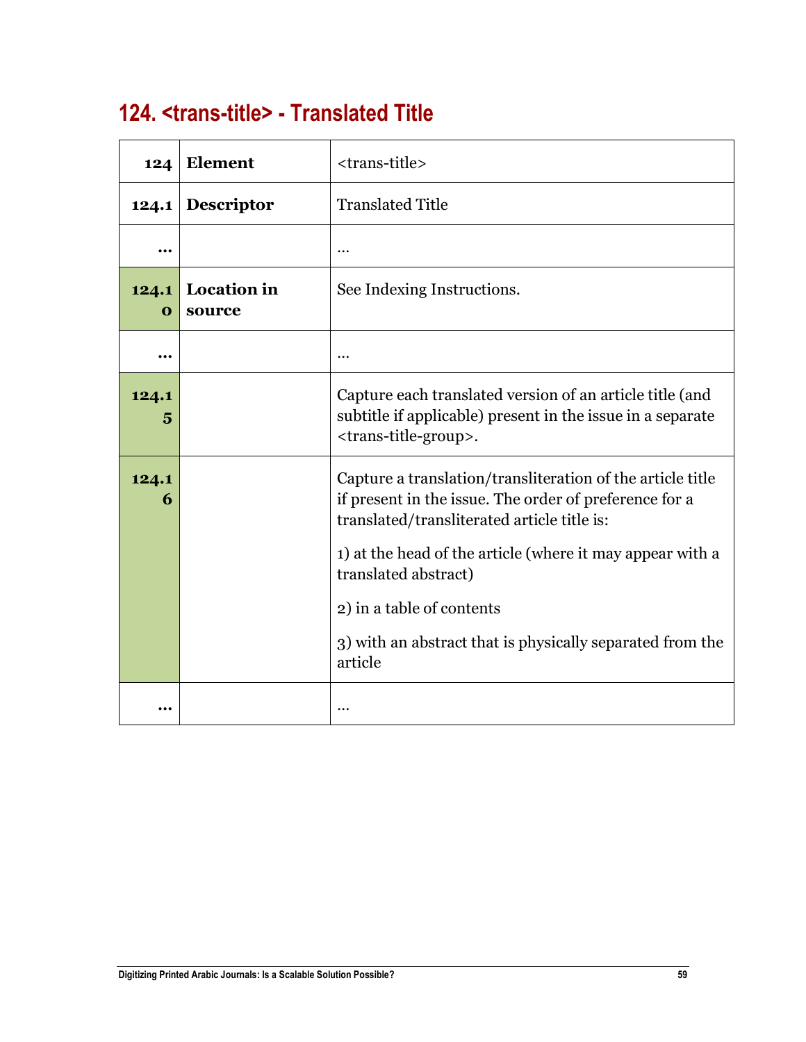## 124. <trans-title> - Translated Title

| 124 | **Element** | <trans-title> |
|---|---|---|
| **124.1** | **Descriptor** | Translated Title |
| **...** | | ... |
| **124.10** | **Location in source** | See Indexing Instructions. |
| **...** | | ... |
| **124.15** | | Capture each translated version of an article title (and subtitle if applicable) present in the issue in a separate <trans-title-group>. |
| **124.16** | | Capture a translation/transliteration of the article title if present in the issue. The order of preference for a translated/transliterated article title is:<br><br>1) at the head of the article (where it may appear with a translated abstract)<br><br>2) in a table of contents<br><br>3) with an abstract that is physically separated from the article |
| **...** | | ... |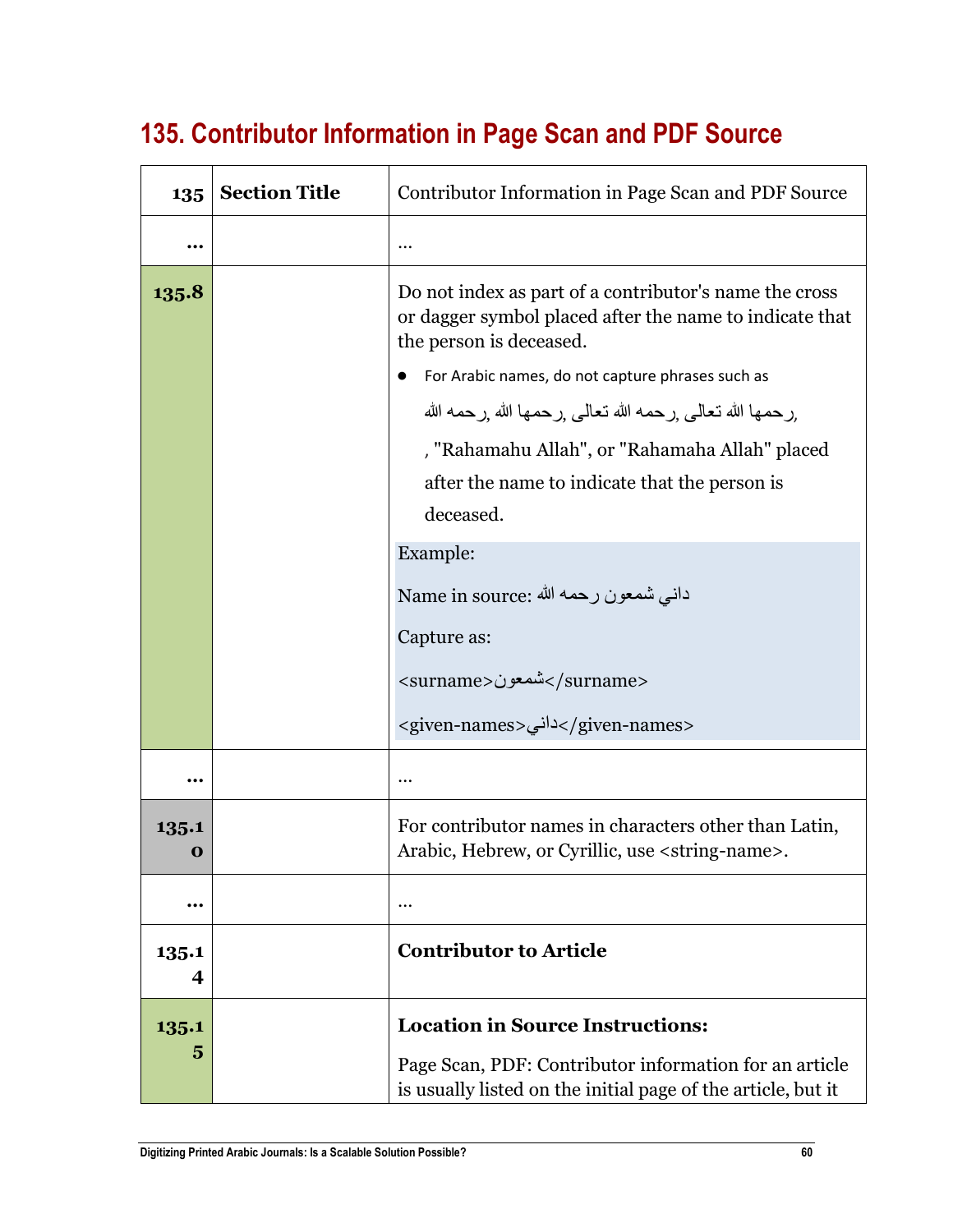## 135. Contributor Information in Page Scan and PDF Source

| 135 | Section Title | Contributor Information in Page Scan and PDF Source |
|---|---|---|
| ... | | ... |
| 135.8 | | Do not index as part of a contributor's name the cross or dagger symbol placed after the name to indicate that the person is deceased.<br>• For Arabic names, do not capture phrases such as رحمه الله, رحمها الله, رحمه الله تعالى, رحمها الله تعالى, , "Rahamahu Allah", or "Rahamaha Allah" placed after the name to indicate that the person is deceased.<br>Example:<br>Name in source: داني شمعون رحمه الله<br>Capture as:<br>`<surname>شمعون</surname>`<br>`<given-names>داني</given-names>` |
| ... | | ... |
| 135.10 | | For contributor names in characters other than Latin, Arabic, Hebrew, or Cyrillic, use `<string-name>`. |
| ... | | ... |
| 135.14 | | **Contributor to Article** |
| 135.15 | | **Location in Source Instructions:**<br>Page Scan, PDF: Contributor information for an article is usually listed on the initial page of the article, but it |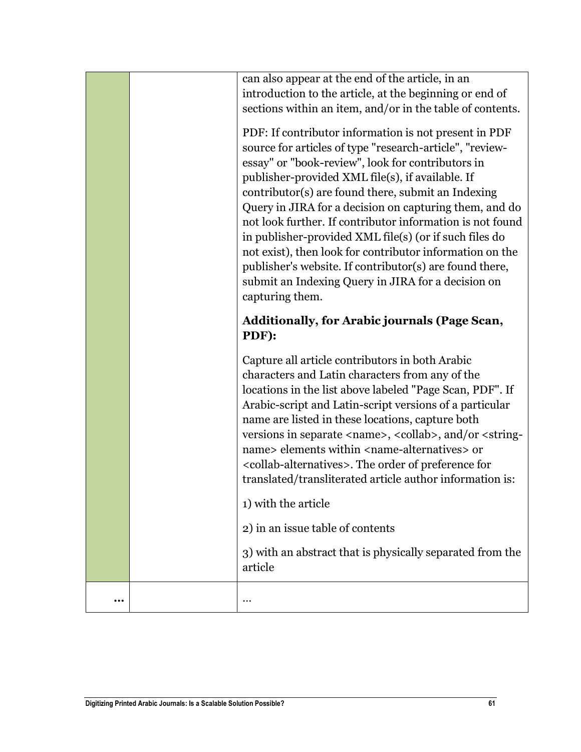| | | |
|---|---|---|
| | | can also appear at the end of the article, in an introduction to the article, at the beginning or end of sections within an item, and/or in the table of contents.<br><br>PDF: If contributor information is not present in PDF source for articles of type "research-article", "review-essay" or "book-review", look for contributors in publisher-provided XML file(s), if available. If contributor(s) are found there, submit an Indexing Query in JIRA for a decision on capturing them, and do not look further. If contributor information is not found in publisher-provided XML file(s) (or if such files do not exist), then look for contributor information on the publisher's website. If contributor(s) are found there, submit an Indexing Query in JIRA for a decision on capturing them.<br><br>**Additionally, for Arabic journals (Page Scan, PDF):**<br><br>Capture all article contributors in both Arabic characters and Latin characters from any of the locations in the list above labeled "Page Scan, PDF". If Arabic-script and Latin-script versions of a particular name are listed in these locations, capture both versions in separate <name>, <collab>, and/or <string-name> elements within <name-alternatives> or <collab-alternatives>. The order of preference for translated/transliterated article author information is:<br><br>1) with the article<br><br>2) in an issue table of contents<br><br>3) with an abstract that is physically separated from the article |
| **…** | | … |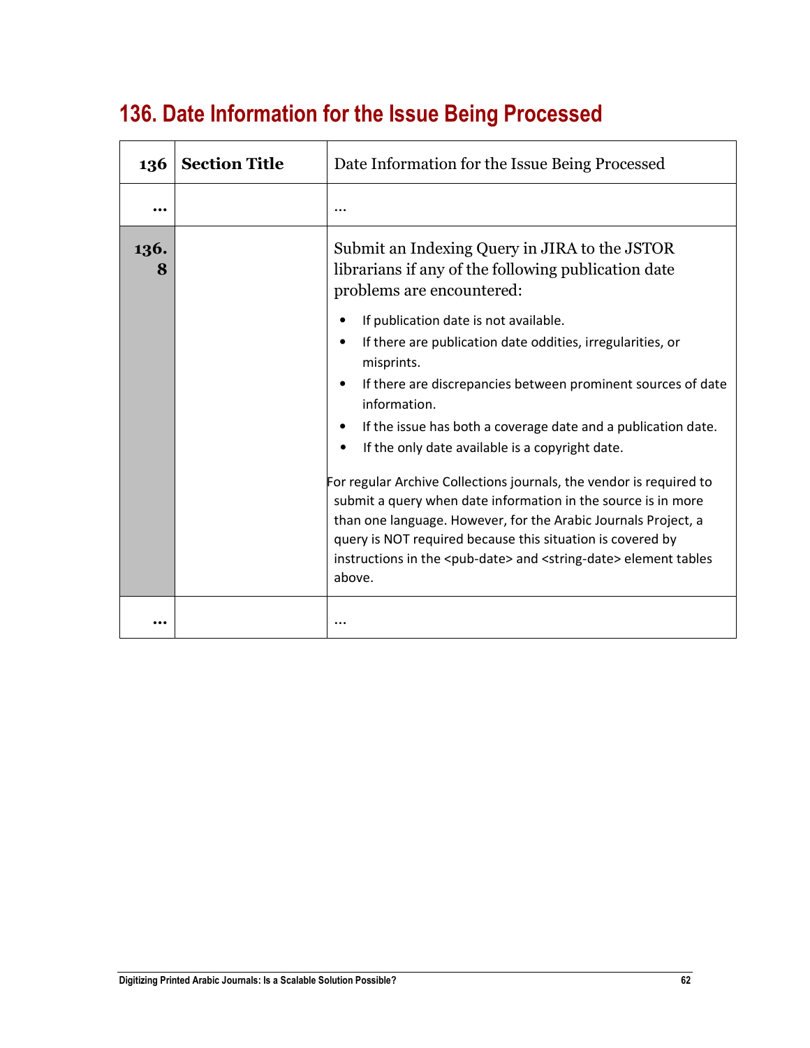## 136. Date Information for the Issue Being Processed

| 136 | **Section Title** | Date Information for the Issue Being Processed |
|---|---|---|
| **…** | | … |
| **136.8** | | Submit an Indexing Query in JIRA to the JSTOR librarians if any of the following publication date problems are encountered:<br><br>• If publication date is not available.<br>• If there are publication date oddities, irregularities, or misprints.<br>• If there are discrepancies between prominent sources of date information.<br>• If the issue has both a coverage date and a publication date.<br>• If the only date available is a copyright date.<br><br>For regular Archive Collections journals, the vendor is required to submit a query when date information in the source is in more than one language. However, for the Arabic Journals Project, a query is NOT required because this situation is covered by instructions in the <pub-date> and <string-date> element tables above. |
| **…** | | … |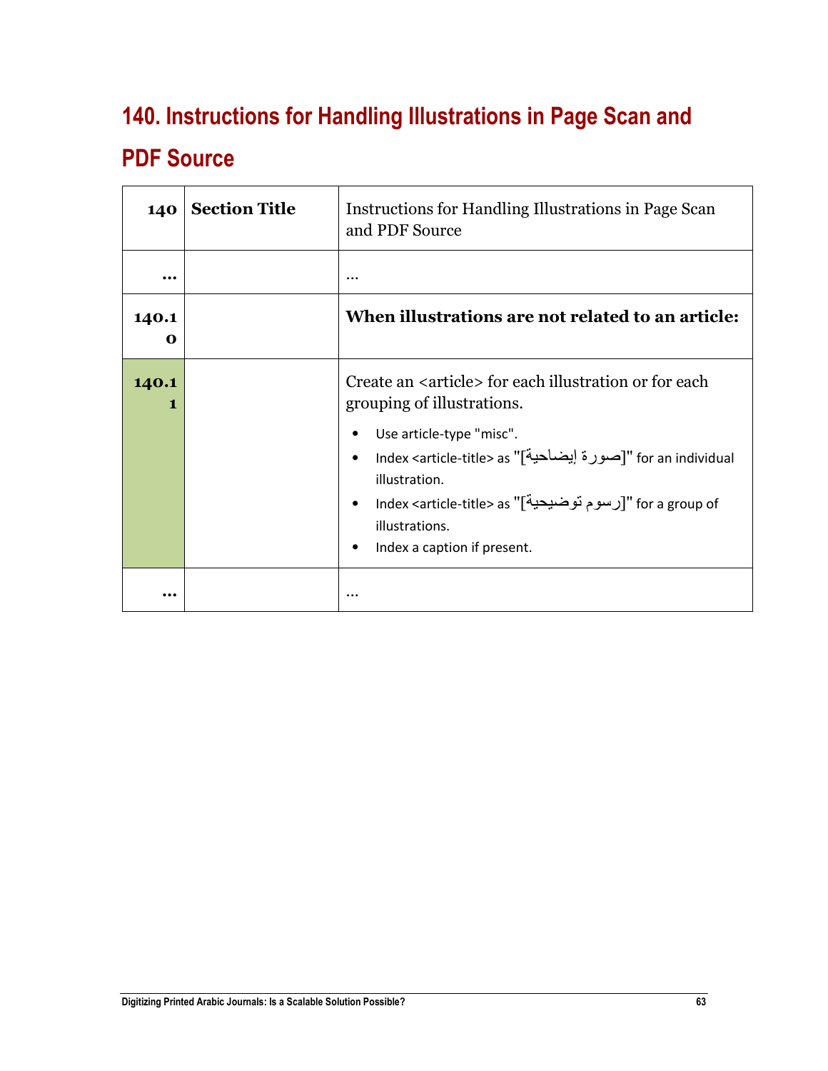# 140. Instructions for Handling Illustrations in Page Scan and PDF Source

| 140 | **Section Title** | Instructions for Handling Illustrations in Page Scan and PDF Source |
|---|---|---|
| **…** | | … |
| **140.10** | | **When illustrations are not related to an article:** |
| **140.11** | | Create an <article> for each illustration or for each grouping of illustrations. <br>• Use article-type "misc". <br>• Index <article-title> as "[صورة إيضاحية]" for an individual illustration. <br>• Index <article-title> as "[رسوم توضيحية]" for a group of illustrations. <br>• Index a caption if present. |
| **…** | | … |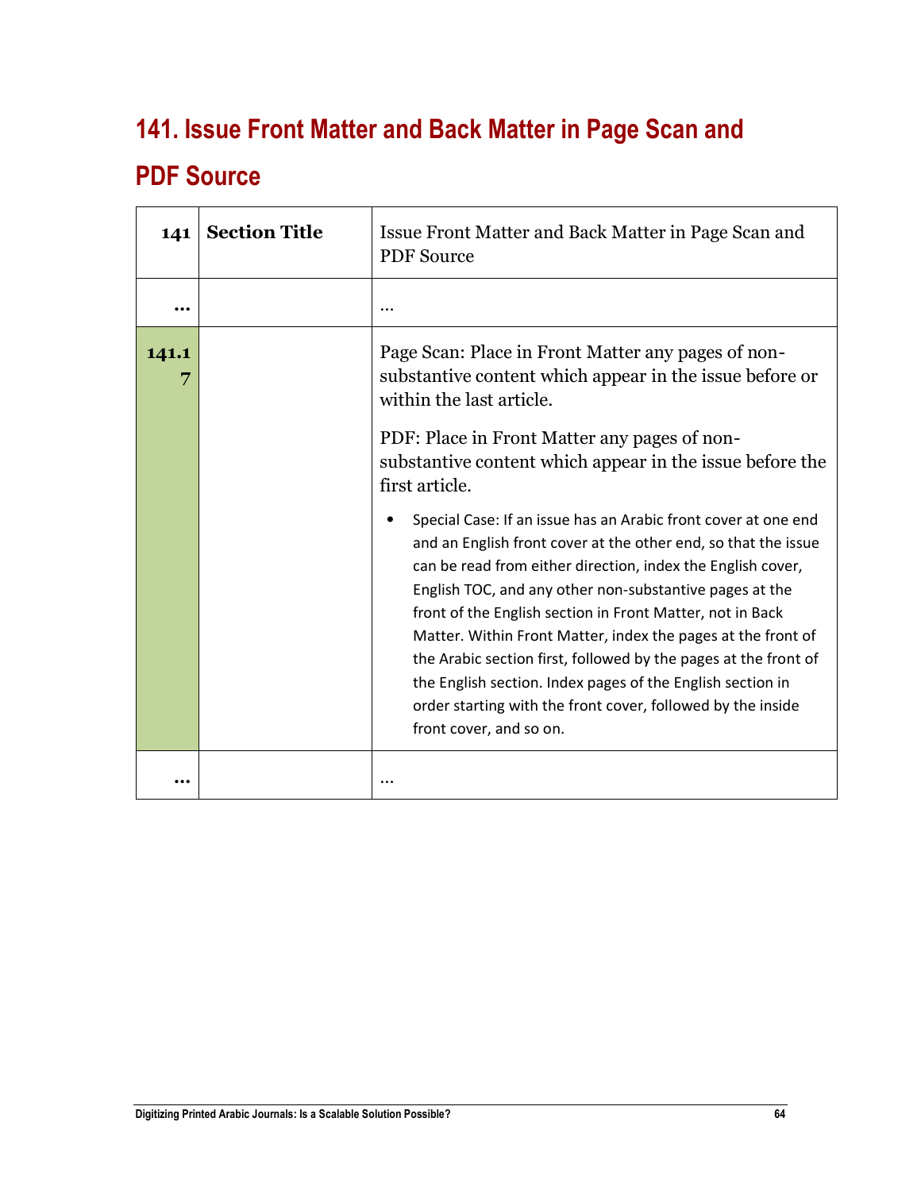## 141. Issue Front Matter and Back Matter in Page Scan and PDF Source

| 141 | Section Title | Issue Front Matter and Back Matter in Page Scan and PDF Source |
|---|---|---|
| … | | … |
| 141.17 | | Page Scan: Place in Front Matter any pages of non-substantive content which appear in the issue before or within the last article.<br><br>PDF: Place in Front Matter any pages of non-substantive content which appear in the issue before the first article.<br><br>• Special Case: If an issue has an Arabic front cover at one end and an English front cover at the other end, so that the issue can be read from either direction, index the English cover, English TOC, and any other non-substantive pages at the front of the English section in Front Matter, not in Back Matter. Within Front Matter, index the pages at the front of the Arabic section first, followed by the pages at the front of the English section. Index pages of the English section in order starting with the front cover, followed by the inside front cover, and so on. |
| … | | … |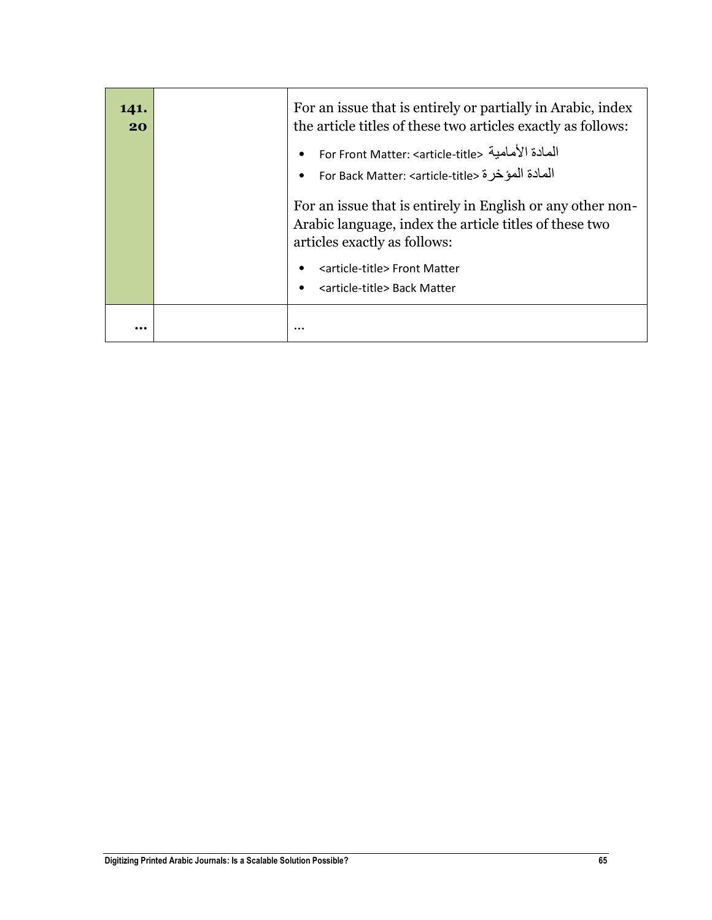| | | |
|---|---|---|
| **141.20** | | For an issue that is entirely or partially in Arabic, index the article titles of these two articles exactly as follows:<br>• For Front Matter: <article-title> المادة الأمامية<br>• For Back Matter: <article-title> المادة المؤخرة<br><br>For an issue that is entirely in English or any other non-Arabic language, index the article titles of these two articles exactly as follows:<br>• <article-title> Front Matter<br>• <article-title> Back Matter |
| **…** | | … |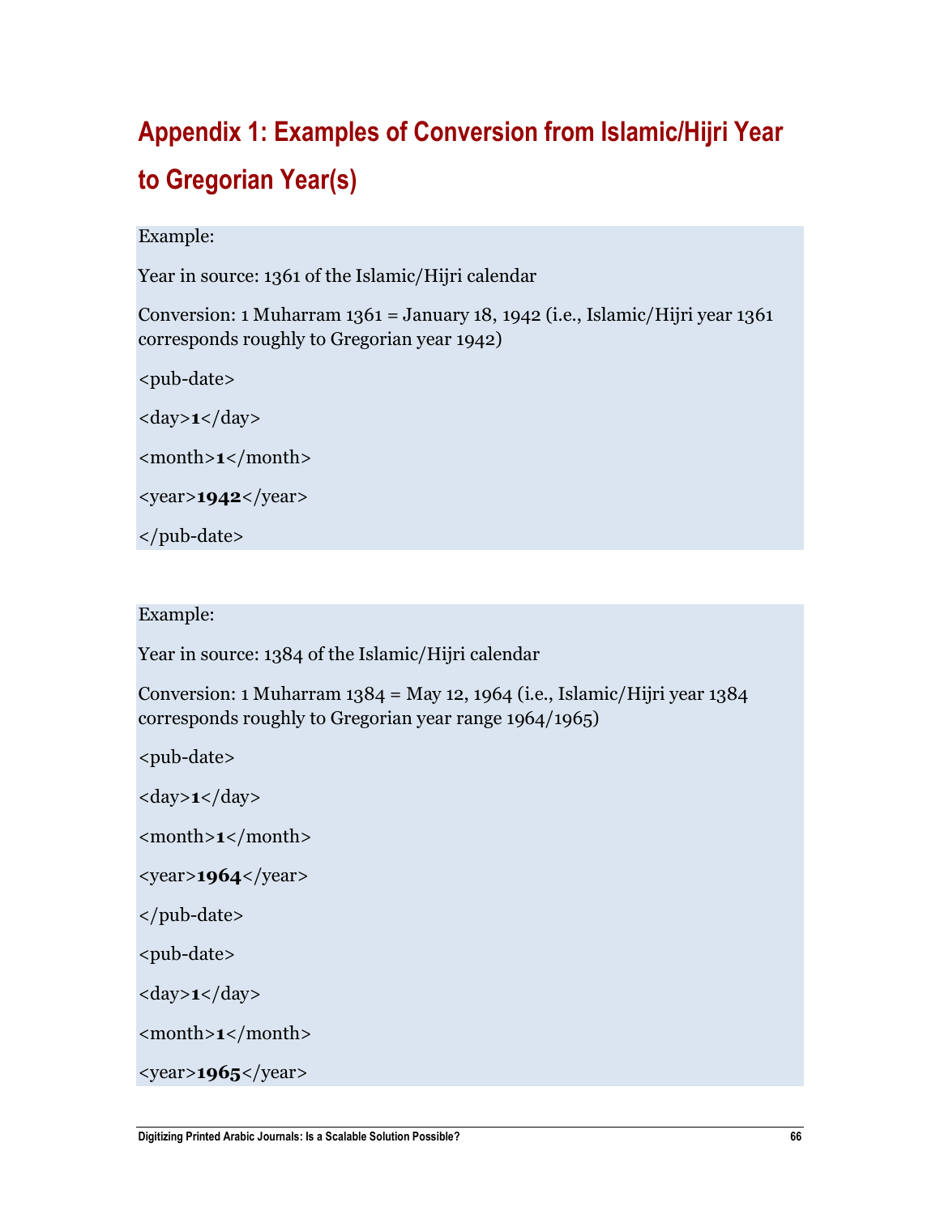## Appendix 1: Examples of Conversion from Islamic/Hijri Year to Gregorian Year(s)

Example:

Year in source: 1361 of the Islamic/Hijri calendar

Conversion: 1 Muharram 1361 = January 18, 1942 (i.e., Islamic/Hijri year 1361 corresponds roughly to Gregorian year 1942)

<pub-date>

<day>**1**</day>

<month>**1**</month>

<year>**1942**</year>

</pub-date>

Example:

Year in source: 1384 of the Islamic/Hijri calendar

Conversion: 1 Muharram 1384 = May 12, 1964 (i.e., Islamic/Hijri year 1384 corresponds roughly to Gregorian year range 1964/1965)

<pub-date>

<day>**1**</day>

<month>**1**</month>

<year>**1964**</year>

</pub-date>

<pub-date>

<day>**1**</day>

<month>**1**</month>

<year>**1965**</year>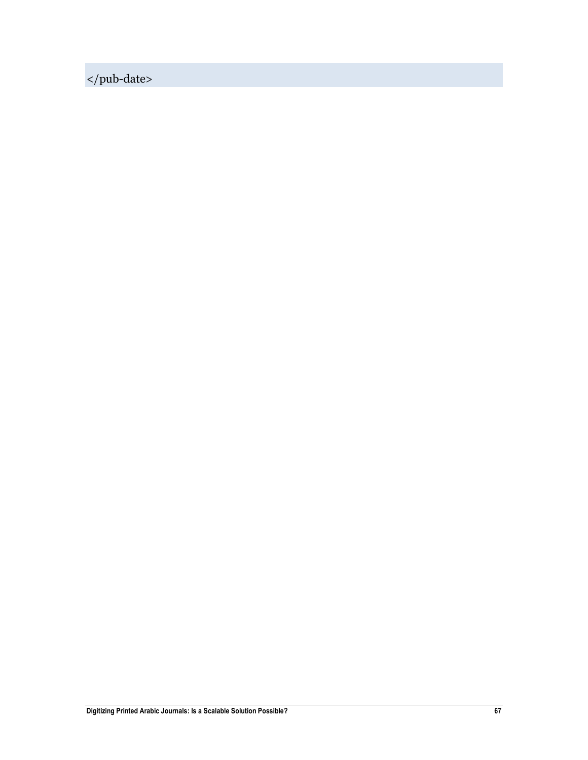```
</pub-date>
```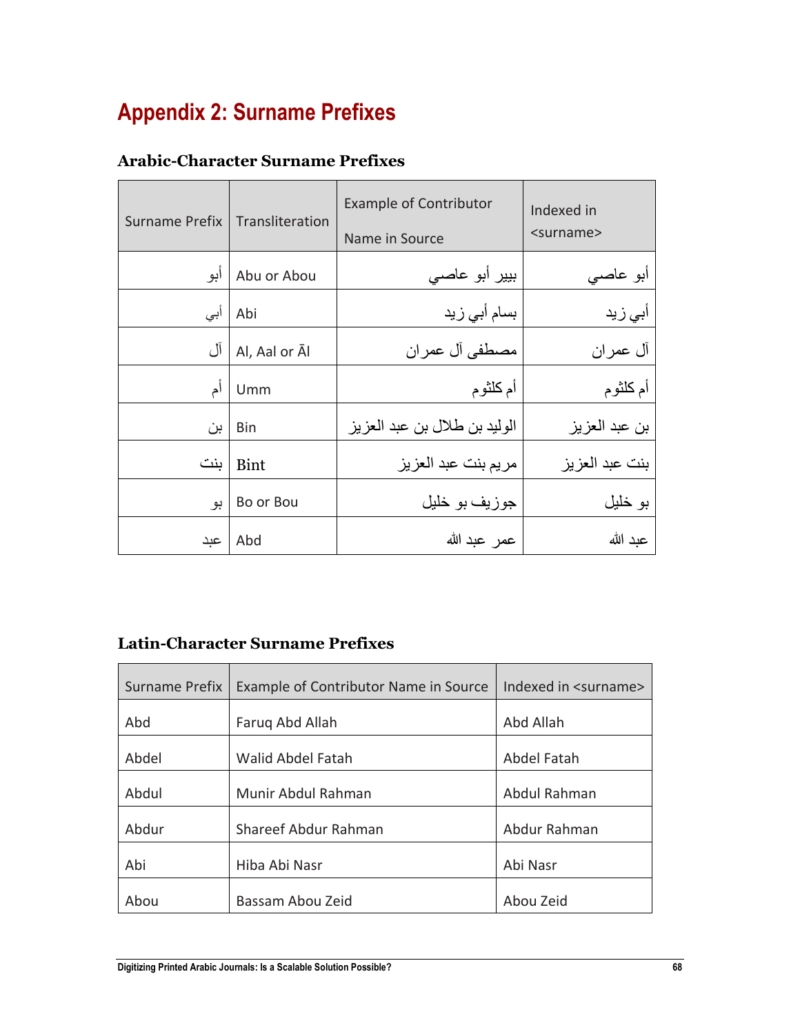# Appendix 2: Surname Prefixes

### Arabic-Character Surname Prefixes

| Surname Prefix | Transliteration | Example of Contributor Name in Source | Indexed in <surname> |
|---|---|---|---|
| أبو | Abu or Abou | بيير أبو عاصي | أبو عاصي |
| أبي | Abi | بسام أبي زيد | أبي زيد |
| آل | Al, Aal or Āl | مصطفى آل عمران | آل عمران |
| أم | Umm | أم كلثوم | أم كلثوم |
| بن | Bin | الوليد بن طلال بن عبد العزيز | بن عبد العزيز |
| بنت | Bint | مريم بنت عبد العزيز | بنت عبد العزيز |
| بو | Bo or Bou | جوزيف بو خليل | بو خليل |
| عبد | Abd | عمر عبد الله | عبد الله |

### Latin-Character Surname Prefixes

| Surname Prefix | Example of Contributor Name in Source | Indexed in <surname> |
|---|---|---|
| Abd | Faruq Abd Allah | Abd Allah |
| Abdel | Walid Abdel Fatah | Abdel Fatah |
| Abdul | Munir Abdul Rahman | Abdul Rahman |
| Abdur | Shareef Abdur Rahman | Abdur Rahman |
| Abi | Hiba Abi Nasr | Abi Nasr |
| Abou | Bassam Abou Zeid | Abou Zeid |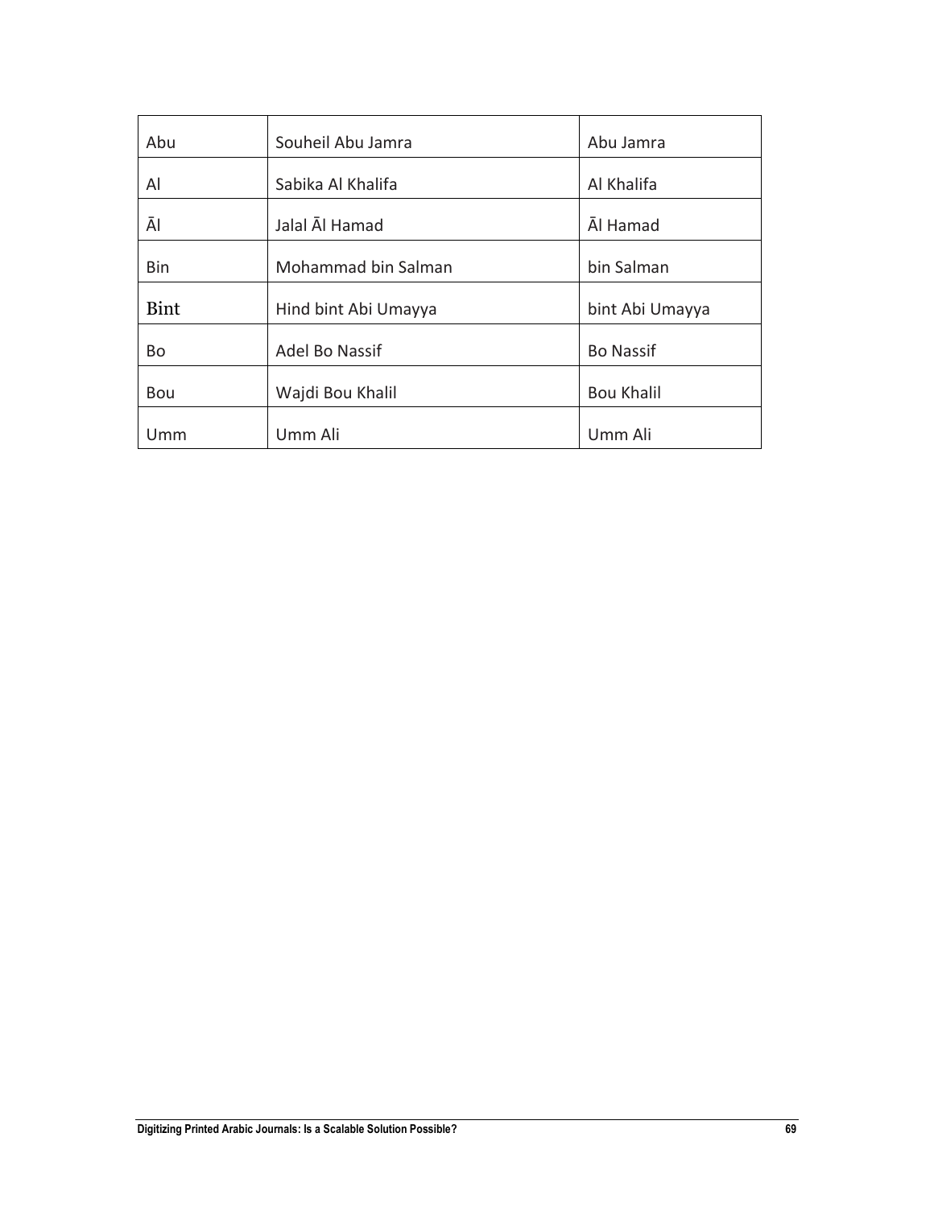| | | |
|---|---|---|
| Abu | Souheil Abu Jamra | Abu Jamra |
| Al | Sabika Al Khalifa | Al Khalifa |
| Āl | Jalal Āl Hamad | Āl Hamad |
| Bin | Mohammad bin Salman | bin Salman |
| Bint | Hind bint Abi Umayya | bint Abi Umayya |
| Bo | Adel Bo Nassif | Bo Nassif |
| Bou | Wajdi Bou Khalil | Bou Khalil |
| Umm | Umm Ali | Umm Ali |